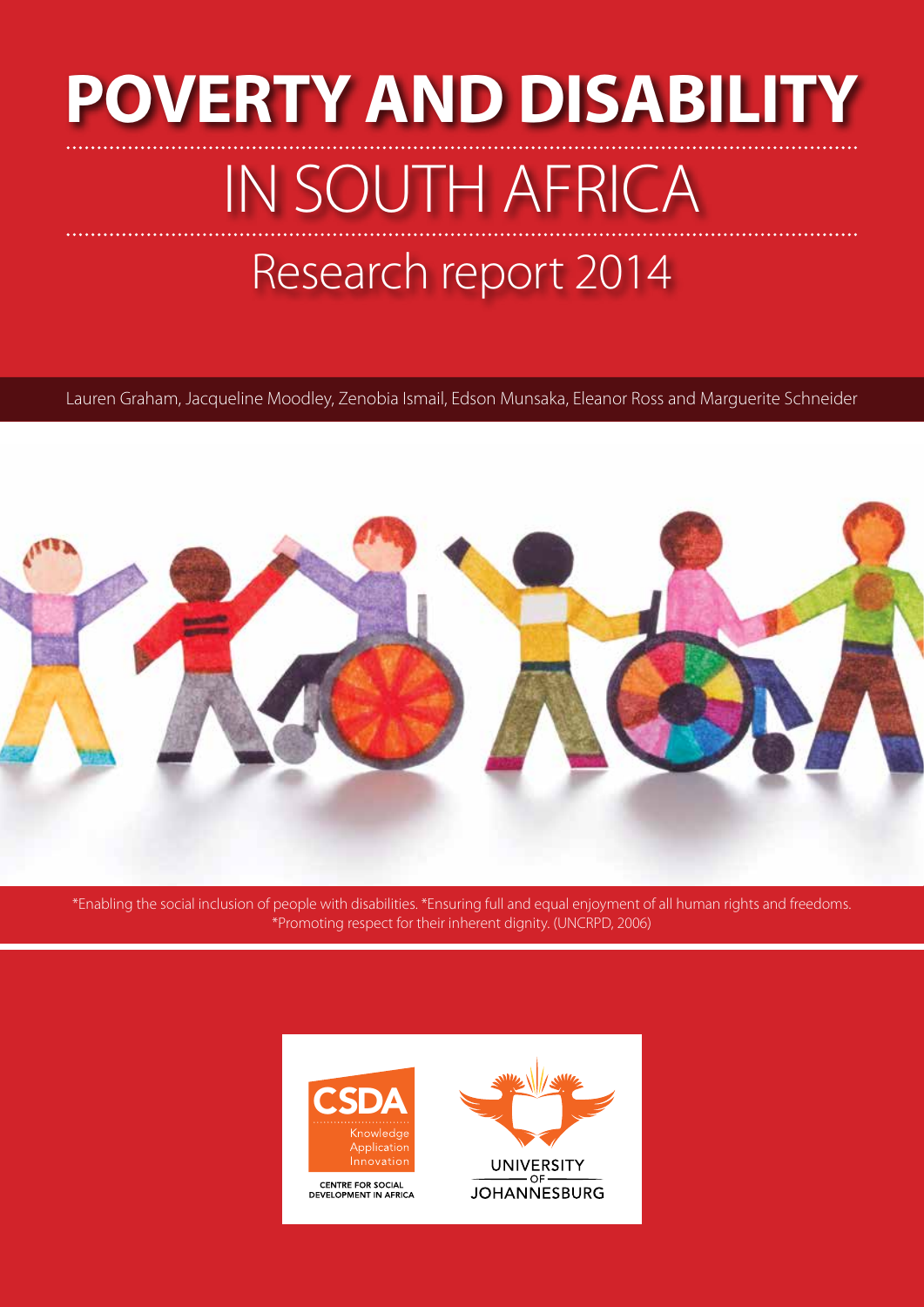# POVERTY AND DISABILITY

# IN SOUTH AFRICA

## Research report 2014

Lauren Graham, Jacqueline Moodley, Zenobia Ismail, Edson Munsaka, Eleanor Ross and Marguerite Schneider

*Enabling the social inclusion of people with disabilities. *Ensuring full and equal enjoyment of all human rights and freedoms. *Promoting respect for their inherent dignity. (UNCRPD, 2006)

CSDA
Knowledge
Application
Innovation

CENTRE FOR SOCIAL DEVELOPMENT IN AFRICA

UNIVERSITY OF JOHANNESBURG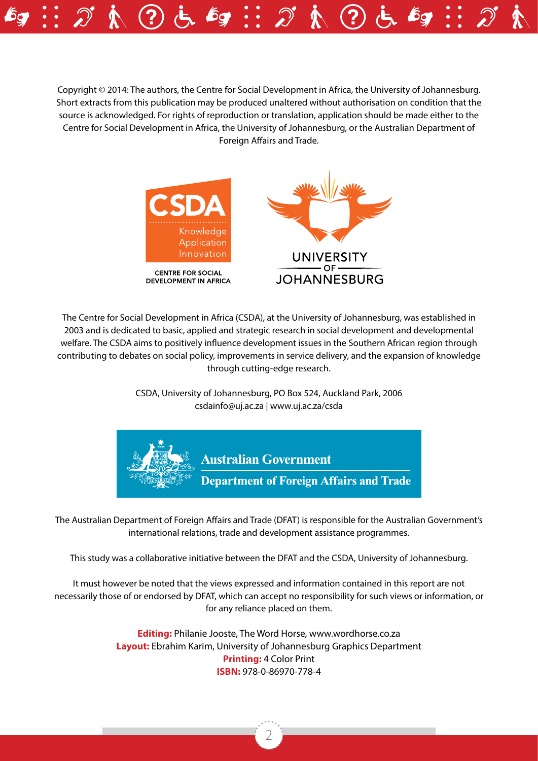Copyright © 2014: The authors, the Centre for Social Development in Africa, the University of Johannesburg. Short extracts from this publication may be produced unaltered without authorisation on condition that the source is acknowledged. For rights of reproduction or translation, application should be made either to the Centre for Social Development in Africa, the University of Johannesburg, or the Australian Department of Foreign Affairs and Trade.

CSDA
Knowledge
Application
Innovation

CENTRE FOR SOCIAL DEVELOPMENT IN AFRICA

UNIVERSITY OF JOHANNESBURG

The Centre for Social Development in Africa (CSDA), at the University of Johannesburg, was established in 2003 and is dedicated to basic, applied and strategic research in social development and developmental welfare. The CSDA aims to positively influence development issues in the Southern African region through contributing to debates on social policy, improvements in service delivery, and the expansion of knowledge through cutting-edge research.

CSDA, University of Johannesburg, PO Box 524, Auckland Park, 2006
csdainfo@uj.ac.za | www.uj.ac.za/csda

Australian Government
Department of Foreign Affairs and Trade

The Australian Department of Foreign Affairs and Trade (DFAT) is responsible for the Australian Government's international relations, trade and development assistance programmes.

This study was a collaborative initiative between the DFAT and the CSDA, University of Johannesburg.

It must however be noted that the views expressed and information contained in this report are not necessarily those of or endorsed by DFAT, which can accept no responsibility for such views or information, or for any reliance placed on them.

**Editing:** Philanie Jooste, The Word Horse, www.wordhorse.co.za
**Layout:** Ebrahim Karim, University of Johannesburg Graphics Department
**Printing:** 4 Color Print
**ISBN:** 978-0-86970-778-4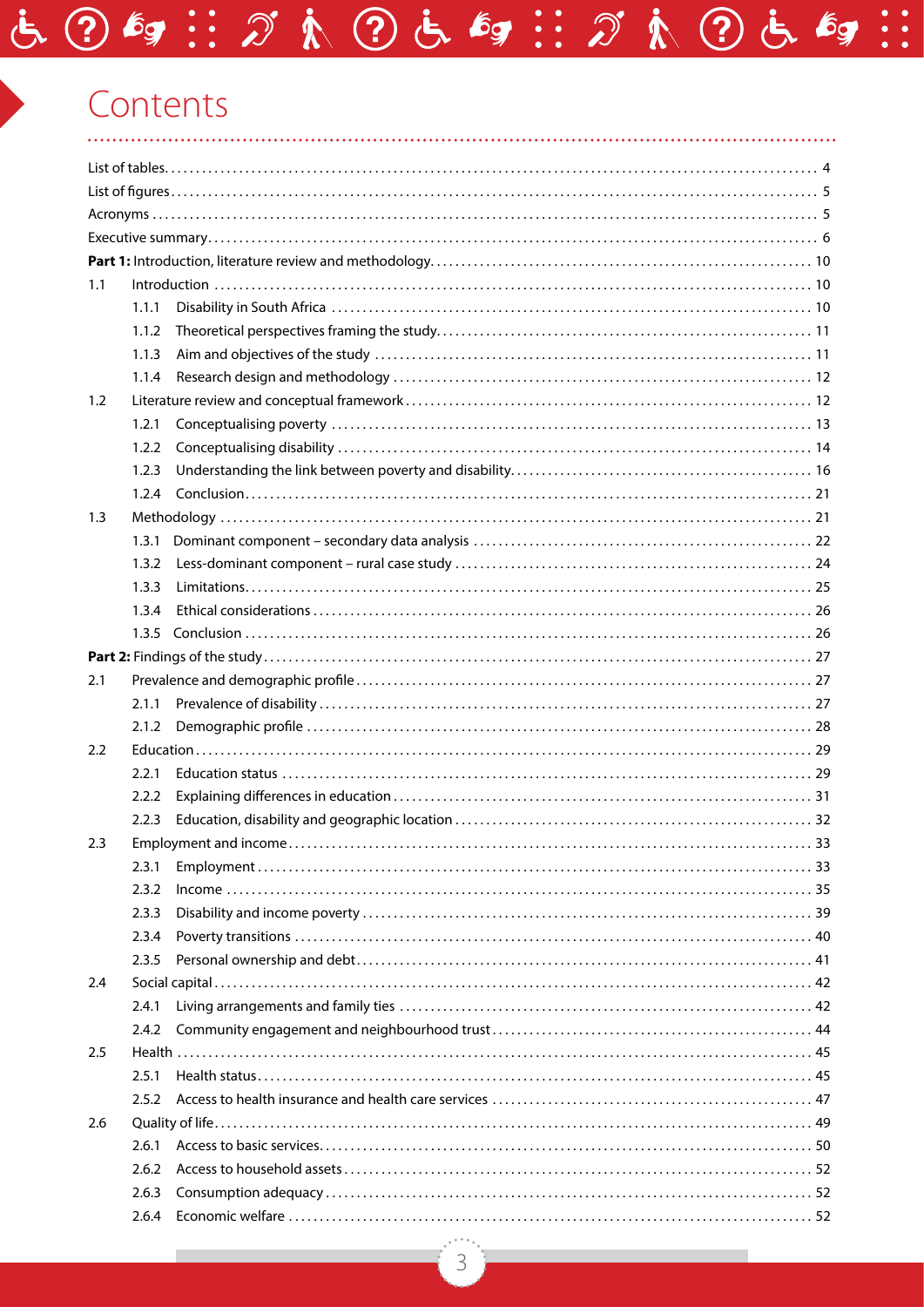# Contents

List of tables . . . 4
List of figures . . . 5
Acronyms . . . 5
Executive summary . . . 6
**Part 1:** Introduction, literature review and methodology . . . 10
1.1 Introduction . . . 10
  1.1.1 Disability in South Africa . . . 10
  1.1.2 Theoretical perspectives framing the study . . . 11
  1.1.3 Aim and objectives of the study . . . 11
  1.1.4 Research design and methodology . . . 12
1.2 Literature review and conceptual framework . . . 12
  1.2.1 Conceptualising poverty . . . 13
  1.2.2 Conceptualising disability . . . 14
  1.2.3 Understanding the link between poverty and disability . . . 16
  1.2.4 Conclusion . . . 21
1.3 Methodology . . . 21
  1.3.1 Dominant component – secondary data analysis . . . 22
  1.3.2 Less-dominant component – rural case study . . . 24
  1.3.3 Limitations . . . 25
  1.3.4 Ethical considerations . . . 26
  1.3.5 Conclusion . . . 26
**Part 2:** Findings of the study . . . 27
2.1 Prevalence and demographic profile . . . 27
  2.1.1 Prevalence of disability . . . 27
  2.1.2 Demographic profile . . . 28
2.2 Education . . . 29
  2.2.1 Education status . . . 29
  2.2.2 Explaining differences in education . . . 31
  2.2.3 Education, disability and geographic location . . . 32
2.3 Employment and income . . . 33
  2.3.1 Employment . . . 33
  2.3.2 Income . . . 35
  2.3.3 Disability and income poverty . . . 39
  2.3.4 Poverty transitions . . . 40
  2.3.5 Personal ownership and debt . . . 41
2.4 Social capital . . . 42
  2.4.1 Living arrangements and family ties . . . 42
  2.4.2 Community engagement and neighbourhood trust . . . 44
2.5 Health . . . 45
  2.5.1 Health status . . . 45
  2.5.2 Access to health insurance and health care services . . . 47
2.6 Quality of life . . . 49
  2.6.1 Access to basic services . . . 50
  2.6.2 Access to household assets . . . 52
  2.6.3 Consumption adequacy . . . 52
  2.6.4 Economic welfare . . . 52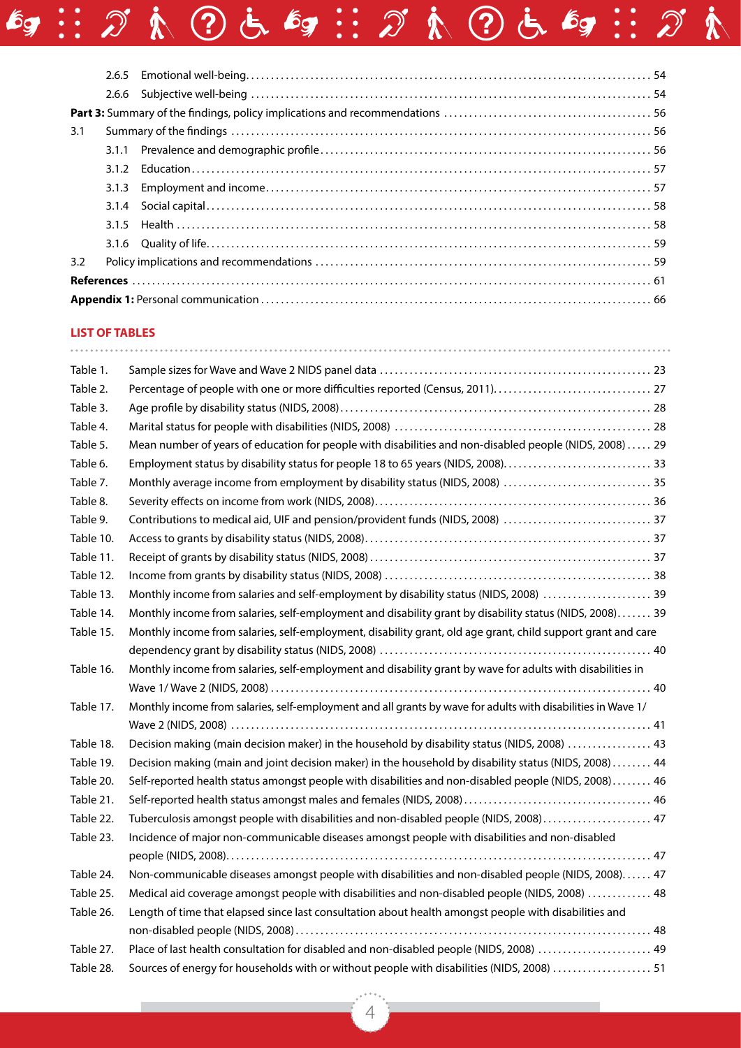| | | |
|---|---|---|
| 2.6.5 | Emotional well-being | 54 |
| 2.6.6 | Subjective well-being | 54 |
| **Part 3:** Summary of the findings, policy implications and recommendations | | 56 |
| 3.1 | Summary of the findings | 56 |
| 3.1.1 | Prevalence and demographic profile | 56 |
| 3.1.2 | Education | 57 |
| 3.1.3 | Employment and income | 57 |
| 3.1.4 | Social capital | 58 |
| 3.1.5 | Health | 58 |
| 3.1.6 | Quality of life | 59 |
| 3.2 | Policy implications and recommendations | 59 |
| **References** | | 61 |
| **Appendix 1:** Personal communication | | 66 |

## LIST OF TABLES

| | | |
|---|---|---|
| Table 1. | Sample sizes for Wave and Wave 2 NIDS panel data | 23 |
| Table 2. | Percentage of people with one or more difficulties reported (Census, 2011) | 27 |
| Table 3. | Age profile by disability status (NIDS, 2008) | 28 |
| Table 4. | Marital status for people with disabilities (NIDS, 2008) | 28 |
| Table 5. | Mean number of years of education for people with disabilities and non-disabled people (NIDS, 2008) | 29 |
| Table 6. | Employment status by disability status for people 18 to 65 years (NIDS, 2008) | 33 |
| Table 7. | Monthly average income from employment by disability status (NIDS, 2008) | 35 |
| Table 8. | Severity effects on income from work (NIDS, 2008) | 36 |
| Table 9. | Contributions to medical aid, UIF and pension/provident funds (NIDS, 2008) | 37 |
| Table 10. | Access to grants by disability status (NIDS, 2008) | 37 |
| Table 11. | Receipt of grants by disability status (NIDS, 2008) | 37 |
| Table 12. | Income from grants by disability status (NIDS, 2008) | 38 |
| Table 13. | Monthly income from salaries and self-employment by disability status (NIDS, 2008) | 39 |
| Table 14. | Monthly income from salaries, self-employment and disability grant by disability status (NIDS, 2008) | 39 |
| Table 15. | Monthly income from salaries, self-employment, disability grant, old age grant, child support grant and care dependency grant by disability status (NIDS, 2008) | 40 |
| Table 16. | Monthly income from salaries, self-employment and disability grant by wave for adults with disabilities in Wave 1/ Wave 2 (NIDS, 2008) | 40 |
| Table 17. | Monthly income from salaries, self-employment and all grants by wave for adults with disabilities in Wave 1/ Wave 2 (NIDS, 2008) | 41 |
| Table 18. | Decision making (main decision maker) in the household by disability status (NIDS, 2008) | 43 |
| Table 19. | Decision making (main and joint decision maker) in the household by disability status (NIDS, 2008) | 44 |
| Table 20. | Self-reported health status amongst people with disabilities and non-disabled people (NIDS, 2008) | 46 |
| Table 21. | Self-reported health status amongst males and females (NIDS, 2008) | 46 |
| Table 22. | Tuberculosis amongst people with disabilities and non-disabled people (NIDS, 2008) | 47 |
| Table 23. | Incidence of major non-communicable diseases amongst people with disabilities and non-disabled people (NIDS, 2008) | 47 |
| Table 24. | Non-communicable diseases amongst people with disabilities and non-disabled people (NIDS, 2008) | 47 |
| Table 25. | Medical aid coverage amongst people with disabilities and non-disabled people (NIDS, 2008) | 48 |
| Table 26. | Length of time that elapsed since last consultation about health amongst people with disabilities and non-disabled people (NIDS, 2008) | 48 |
| Table 27. | Place of last health consultation for disabled and non-disabled people (NIDS, 2008) | 49 |
| Table 28. | Sources of energy for households with or without people with disabilities (NIDS, 2008) | 51 |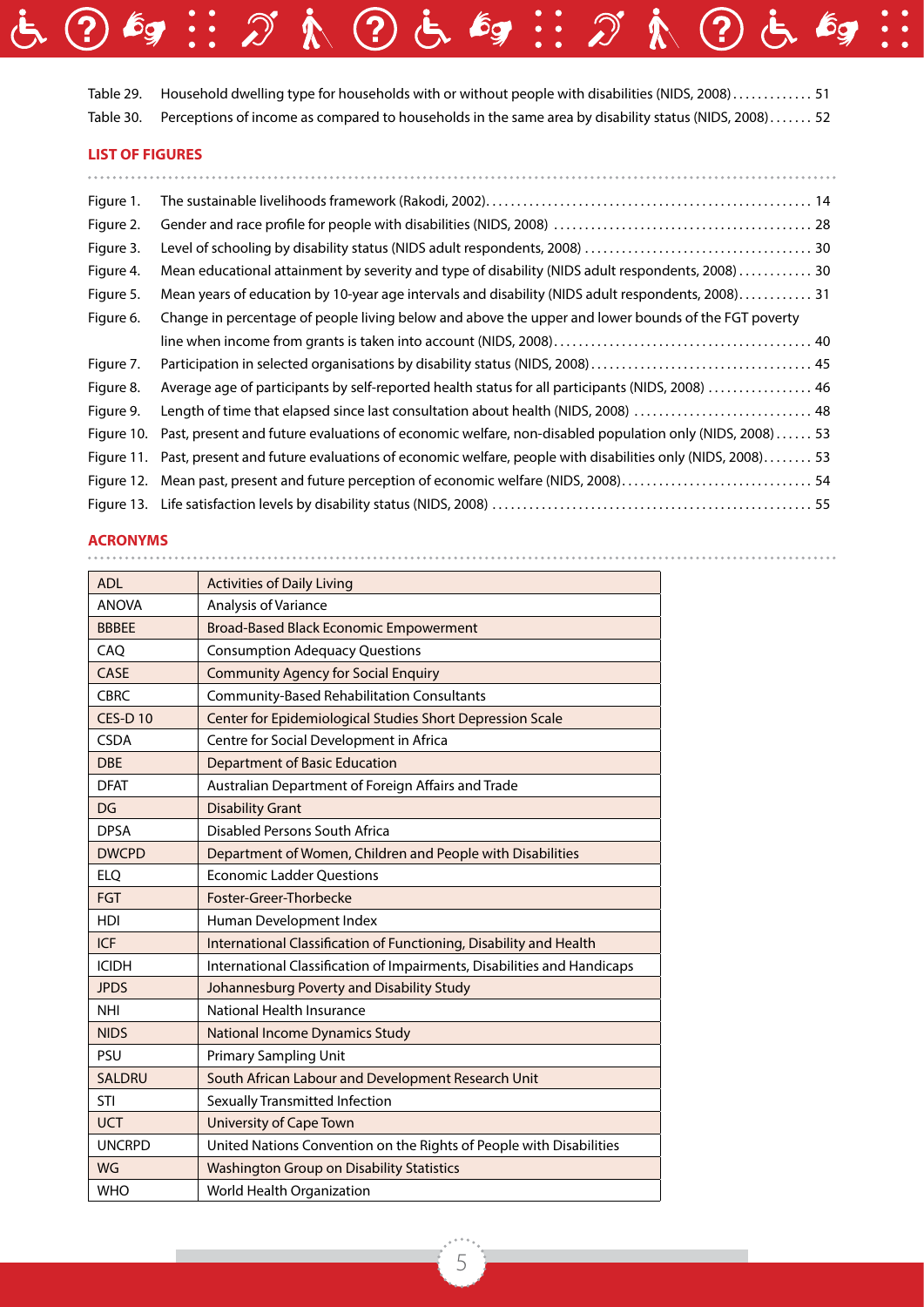Table 29. Household dwelling type for households with or without people with disabilities (NIDS, 2008) ............. 51

Table 30. Perceptions of income as compared to households in the same area by disability status (NIDS, 2008) ....... 52

## LIST OF FIGURES

Figure 1. The sustainable livelihoods framework (Rakodi, 2002) .................................................... 14

Figure 2. Gender and race profile for people with disabilities (NIDS, 2008) ......................................... 28

Figure 3. Level of schooling by disability status (NIDS adult respondents, 2008) .................................... 30

Figure 4. Mean educational attainment by severity and type of disability (NIDS adult respondents, 2008) ............ 30

Figure 5. Mean years of education by 10-year age intervals and disability (NIDS adult respondents, 2008) ............ 31

Figure 6. Change in percentage of people living below and above the upper and lower bounds of the FGT poverty line when income from grants is taken into account (NIDS, 2008) ......................................... 40

Figure 7. Participation in selected organisations by disability status (NIDS, 2008) ................................... 45

Figure 8. Average age of participants by self-reported health status for all participants (NIDS, 2008) ................. 46

Figure 9. Length of time that elapsed since last consultation about health (NIDS, 2008) ............................. 48

Figure 10. Past, present and future evaluations of economic welfare, non-disabled population only (NIDS, 2008) ...... 53

Figure 11. Past, present and future evaluations of economic welfare, people with disabilities only (NIDS, 2008) ........ 53

Figure 12. Mean past, present and future perception of economic welfare (NIDS, 2008) .............................. 54

Figure 13. Life satisfaction levels by disability status (NIDS, 2008) .................................................... 55

## ACRONYMS

| | |
|---|---|
| ADL | Activities of Daily Living |
| ANOVA | Analysis of Variance |
| BBBEE | Broad-Based Black Economic Empowerment |
| CAQ | Consumption Adequacy Questions |
| CASE | Community Agency for Social Enquiry |
| CBRC | Community-Based Rehabilitation Consultants |
| CES-D 10 | Center for Epidemiological Studies Short Depression Scale |
| CSDA | Centre for Social Development in Africa |
| DBE | Department of Basic Education |
| DFAT | Australian Department of Foreign Affairs and Trade |
| DG | Disability Grant |
| DPSA | Disabled Persons South Africa |
| DWCPD | Department of Women, Children and People with Disabilities |
| ELQ | Economic Ladder Questions |
| FGT | Foster-Greer-Thorbecke |
| HDI | Human Development Index |
| ICF | International Classification of Functioning, Disability and Health |
| ICIDH | International Classification of Impairments, Disabilities and Handicaps |
| JPDS | Johannesburg Poverty and Disability Study |
| NHI | National Health Insurance |
| NIDS | National Income Dynamics Study |
| PSU | Primary Sampling Unit |
| SALDRU | South African Labour and Development Research Unit |
| STI | Sexually Transmitted Infection |
| UCT | University of Cape Town |
| UNCRPD | United Nations Convention on the Rights of People with Disabilities |
| WG | Washington Group on Disability Statistics |
| WHO | World Health Organization |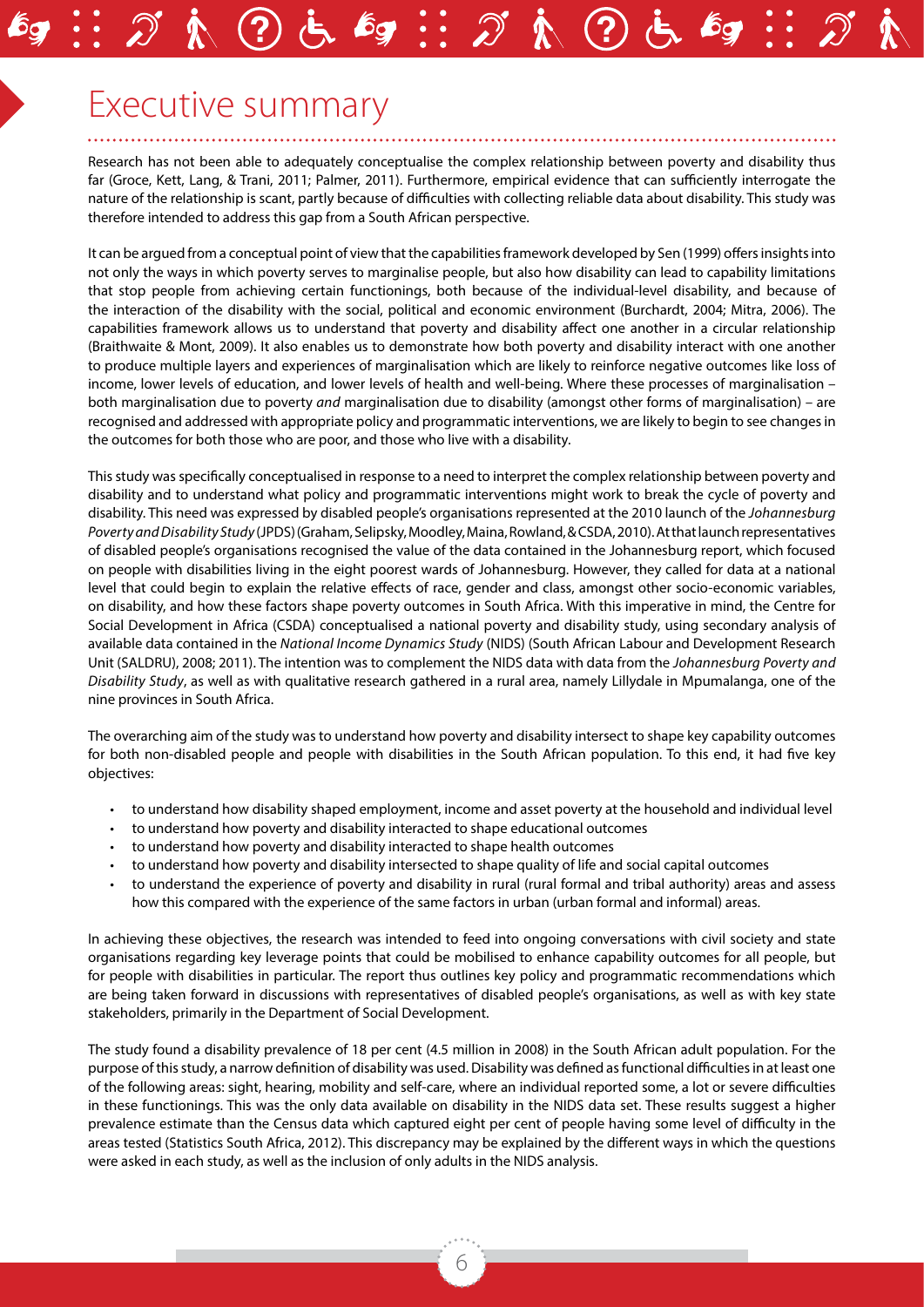# Executive summary

Research has not been able to adequately conceptualise the complex relationship between poverty and disability thus far (Groce, Kett, Lang, & Trani, 2011; Palmer, 2011). Furthermore, empirical evidence that can sufficiently interrogate the nature of the relationship is scant, partly because of difficulties with collecting reliable data about disability. This study was therefore intended to address this gap from a South African perspective.

It can be argued from a conceptual point of view that the capabilities framework developed by Sen (1999) offers insights into not only the ways in which poverty serves to marginalise people, but also how disability can lead to capability limitations that stop people from achieving certain functionings, both because of the individual-level disability, and because of the interaction of the disability with the social, political and economic environment (Burchardt, 2004; Mitra, 2006). The capabilities framework allows us to understand that poverty and disability affect one another in a circular relationship (Braithwaite & Mont, 2009). It also enables us to demonstrate how both poverty and disability interact with one another to produce multiple layers and experiences of marginalisation which are likely to reinforce negative outcomes like loss of income, lower levels of education, and lower levels of health and well-being. Where these processes of marginalisation – both marginalisation due to poverty *and* marginalisation due to disability (amongst other forms of marginalisation) – are recognised and addressed with appropriate policy and programmatic interventions, we are likely to begin to see changes in the outcomes for both those who are poor, and those who live with a disability.

This study was specifically conceptualised in response to a need to interpret the complex relationship between poverty and disability and to understand what policy and programmatic interventions might work to break the cycle of poverty and disability. This need was expressed by disabled people's organisations represented at the 2010 launch of the *Johannesburg Poverty and Disability Study* (JPDS) (Graham, Selipsky, Moodley, Maina, Rowland, & CSDA, 2010). At that launch representatives of disabled people's organisations recognised the value of the data contained in the Johannesburg report, which focused on people with disabilities living in the eight poorest wards of Johannesburg. However, they called for data at a national level that could begin to explain the relative effects of race, gender and class, amongst other socio-economic variables, on disability, and how these factors shape poverty outcomes in South Africa. With this imperative in mind, the Centre for Social Development in Africa (CSDA) conceptualised a national poverty and disability study, using secondary analysis of available data contained in the *National Income Dynamics Study* (NIDS) (South African Labour and Development Research Unit (SALDRU), 2008; 2011). The intention was to complement the NIDS data with data from the *Johannesburg Poverty and Disability Study*, as well as with qualitative research gathered in a rural area, namely Lillydale in Mpumalanga, one of the nine provinces in South Africa.

The overarching aim of the study was to understand how poverty and disability intersect to shape key capability outcomes for both non-disabled people and people with disabilities in the South African population. To this end, it had five key objectives:

- to understand how disability shaped employment, income and asset poverty at the household and individual level
- to understand how poverty and disability interacted to shape educational outcomes
- to understand how poverty and disability interacted to shape health outcomes
- to understand how poverty and disability intersected to shape quality of life and social capital outcomes
- to understand the experience of poverty and disability in rural (rural formal and tribal authority) areas and assess how this compared with the experience of the same factors in urban (urban formal and informal) areas.

In achieving these objectives, the research was intended to feed into ongoing conversations with civil society and state organisations regarding key leverage points that could be mobilised to enhance capability outcomes for all people, but for people with disabilities in particular. The report thus outlines key policy and programmatic recommendations which are being taken forward in discussions with representatives of disabled people's organisations, as well as with key state stakeholders, primarily in the Department of Social Development.

The study found a disability prevalence of 18 per cent (4.5 million in 2008) in the South African adult population. For the purpose of this study, a narrow definition of disability was used. Disability was defined as functional difficulties in at least one of the following areas: sight, hearing, mobility and self-care, where an individual reported some, a lot or severe difficulties in these functionings. This was the only data available on disability in the NIDS data set. These results suggest a higher prevalence estimate than the Census data which captured eight per cent of people having some level of difficulty in the areas tested (Statistics South Africa, 2012). This discrepancy may be explained by the different ways in which the questions were asked in each study, as well as the inclusion of only adults in the NIDS analysis.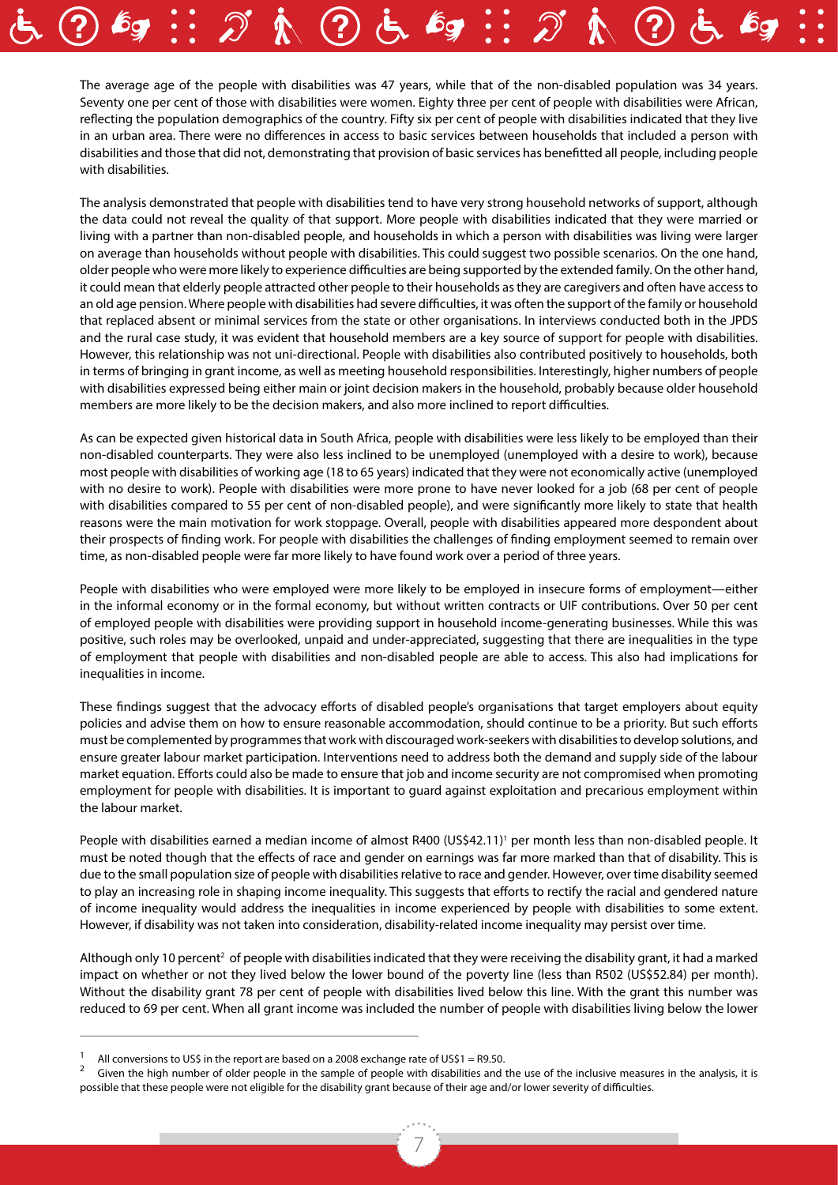The average age of the people with disabilities was 47 years, while that of the non-disabled population was 34 years. Seventy one per cent of those with disabilities were women. Eighty three per cent of people with disabilities were African, reflecting the population demographics of the country. Fifty six per cent of people with disabilities indicated that they live in an urban area. There were no differences in access to basic services between households that included a person with disabilities and those that did not, demonstrating that provision of basic services has benefitted all people, including people with disabilities.

The analysis demonstrated that people with disabilities tend to have very strong household networks of support, although the data could not reveal the quality of that support. More people with disabilities indicated that they were married or living with a partner than non-disabled people, and households in which a person with disabilities was living were larger on average than households without people with disabilities. This could suggest two possible scenarios. On the one hand, older people who were more likely to experience difficulties are being supported by the extended family. On the other hand, it could mean that elderly people attracted other people to their households as they are caregivers and often have access to an old age pension. Where people with disabilities had severe difficulties, it was often the support of the family or household that replaced absent or minimal services from the state or other organisations. In interviews conducted both in the JPDS and the rural case study, it was evident that household members are a key source of support for people with disabilities. However, this relationship was not uni-directional. People with disabilities also contributed positively to households, both in terms of bringing in grant income, as well as meeting household responsibilities. Interestingly, higher numbers of people with disabilities expressed being either main or joint decision makers in the household, probably because older household members are more likely to be the decision makers, and also more inclined to report difficulties.

As can be expected given historical data in South Africa, people with disabilities were less likely to be employed than their non-disabled counterparts. They were also less inclined to be unemployed (unemployed with a desire to work), because most people with disabilities of working age (18 to 65 years) indicated that they were not economically active (unemployed with no desire to work). People with disabilities were more prone to have never looked for a job (68 per cent of people with disabilities compared to 55 per cent of non-disabled people), and were significantly more likely to state that health reasons were the main motivation for work stoppage. Overall, people with disabilities appeared more despondent about their prospects of finding work. For people with disabilities the challenges of finding employment seemed to remain over time, as non-disabled people were far more likely to have found work over a period of three years.

People with disabilities who were employed were more likely to be employed in insecure forms of employment—either in the informal economy or in the formal economy, but without written contracts or UIF contributions. Over 50 per cent of employed people with disabilities were providing support in household income-generating businesses. While this was positive, such roles may be overlooked, unpaid and under-appreciated, suggesting that there are inequalities in the type of employment that people with disabilities and non-disabled people are able to access. This also had implications for inequalities in income.

These findings suggest that the advocacy efforts of disabled people's organisations that target employers about equity policies and advise them on how to ensure reasonable accommodation, should continue to be a priority. But such efforts must be complemented by programmes that work with discouraged work-seekers with disabilities to develop solutions, and ensure greater labour market participation. Interventions need to address both the demand and supply side of the labour market equation. Efforts could also be made to ensure that job and income security are not compromised when promoting employment for people with disabilities. It is important to guard against exploitation and precarious employment within the labour market.

People with disabilities earned a median income of almost R400 (US$42.11)[1] per month less than non-disabled people. It must be noted though that the effects of race and gender on earnings was far more marked than that of disability. This is due to the small population size of people with disabilities relative to race and gender. However, over time disability seemed to play an increasing role in shaping income inequality. This suggests that efforts to rectify the racial and gendered nature of income inequality would address the inequalities in income experienced by people with disabilities to some extent. However, if disability was not taken into consideration, disability-related income inequality may persist over time.

Although only 10 percent[2] of people with disabilities indicated that they were receiving the disability grant, it had a marked impact on whether or not they lived below the lower bound of the poverty line (less than R502 (US$52.84) per month). Without the disability grant 78 per cent of people with disabilities lived below this line. With the grant this number was reduced to 69 per cent. When all grant income was included the number of people with disabilities living below the lower

---

[1] All conversions to US$ in the report are based on a 2008 exchange rate of US$1 = R9.50.

[2] Given the high number of older people in the sample of people with disabilities and the use of the inclusive measures in the analysis, it is possible that these people were not eligible for the disability grant because of their age and/or lower severity of difficulties.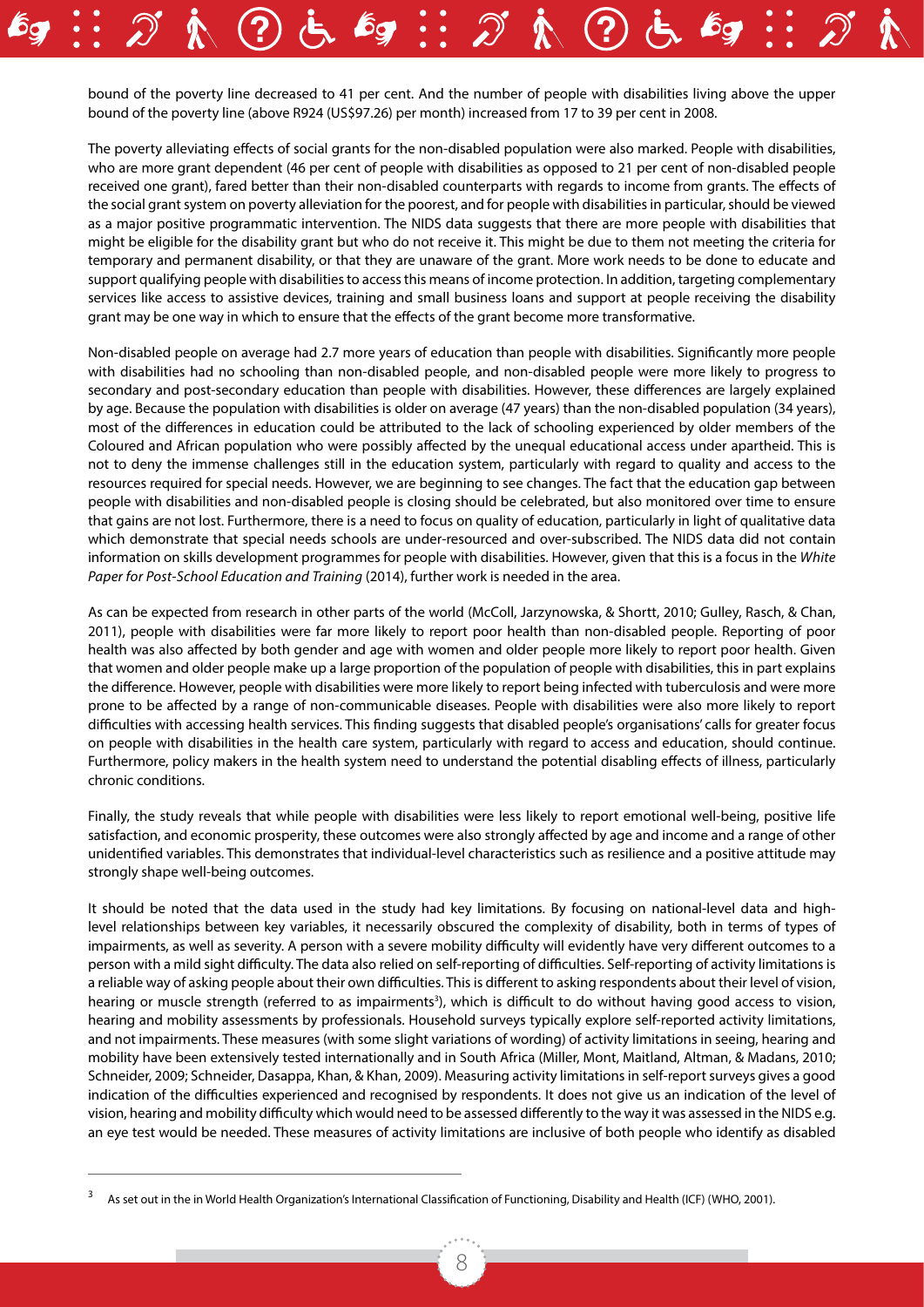bound of the poverty line decreased to 41 per cent. And the number of people with disabilities living above the upper bound of the poverty line (above R924 (US$97.26) per month) increased from 17 to 39 per cent in 2008.

The poverty alleviating effects of social grants for the non-disabled population were also marked. People with disabilities, who are more grant dependent (46 per cent of people with disabilities as opposed to 21 per cent of non-disabled people received one grant), fared better than their non-disabled counterparts with regards to income from grants. The effects of the social grant system on poverty alleviation for the poorest, and for people with disabilities in particular, should be viewed as a major positive programmatic intervention. The NIDS data suggests that there are more people with disabilities that might be eligible for the disability grant but who do not receive it. This might be due to them not meeting the criteria for temporary and permanent disability, or that they are unaware of the grant. More work needs to be done to educate and support qualifying people with disabilities to access this means of income protection. In addition, targeting complementary services like access to assistive devices, training and small business loans and support at people receiving the disability grant may be one way in which to ensure that the effects of the grant become more transformative.

Non-disabled people on average had 2.7 more years of education than people with disabilities. Significantly more people with disabilities had no schooling than non-disabled people, and non-disabled people were more likely to progress to secondary and post-secondary education than people with disabilities. However, these differences are largely explained by age. Because the population with disabilities is older on average (47 years) than the non-disabled population (34 years), most of the differences in education could be attributed to the lack of schooling experienced by older members of the Coloured and African population who were possibly affected by the unequal educational access under apartheid. This is not to deny the immense challenges still in the education system, particularly with regard to quality and access to the resources required for special needs. However, we are beginning to see changes. The fact that the education gap between people with disabilities and non-disabled people is closing should be celebrated, but also monitored over time to ensure that gains are not lost. Furthermore, there is a need to focus on quality of education, particularly in light of qualitative data which demonstrate that special needs schools are under-resourced and over-subscribed. The NIDS data did not contain information on skills development programmes for people with disabilities. However, given that this is a focus in the *White Paper for Post-School Education and Training* (2014), further work is needed in the area.

As can be expected from research in other parts of the world (McColl, Jarzynowska, & Shortt, 2010; Gulley, Rasch, & Chan, 2011), people with disabilities were far more likely to report poor health than non-disabled people. Reporting of poor health was also affected by both gender and age with women and older people more likely to report poor health. Given that women and older people make up a large proportion of the population of people with disabilities, this in part explains the difference. However, people with disabilities were more likely to report being infected with tuberculosis and were more prone to be affected by a range of non-communicable diseases. People with disabilities were also more likely to report difficulties with accessing health services. This finding suggests that disabled people's organisations' calls for greater focus on people with disabilities in the health care system, particularly with regard to access and education, should continue. Furthermore, policy makers in the health system need to understand the potential disabling effects of illness, particularly chronic conditions.

Finally, the study reveals that while people with disabilities were less likely to report emotional well-being, positive life satisfaction, and economic prosperity, these outcomes were also strongly affected by age and income and a range of other unidentified variables. This demonstrates that individual-level characteristics such as resilience and a positive attitude may strongly shape well-being outcomes.

It should be noted that the data used in the study had key limitations. By focusing on national-level data and high-level relationships between key variables, it necessarily obscured the complexity of disability, both in terms of types of impairments, as well as severity. A person with a severe mobility difficulty will evidently have very different outcomes to a person with a mild sight difficulty. The data also relied on self-reporting of difficulties. Self-reporting of activity limitations is a reliable way of asking people about their own difficulties. This is different to asking respondents about their level of vision, hearing or muscle strength (referred to as impairments[3]), which is difficult to do without having good access to vision, hearing and mobility assessments by professionals. Household surveys typically explore self-reported activity limitations, and not impairments. These measures (with some slight variations of wording) of activity limitations in seeing, hearing and mobility have been extensively tested internationally and in South Africa (Miller, Mont, Maitland, Altman, & Madans, 2010; Schneider, 2009; Schneider, Dasappa, Khan, & Khan, 2009). Measuring activity limitations in self-report surveys gives a good indication of the difficulties experienced and recognised by respondents. It does not give us an indication of the level of vision, hearing and mobility difficulty which would need to be assessed differently to the way it was assessed in the NIDS e.g. an eye test would be needed. These measures of activity limitations are inclusive of both people who identify as disabled

[3] As set out in the in World Health Organization's International Classification of Functioning, Disability and Health (ICF) (WHO, 2001).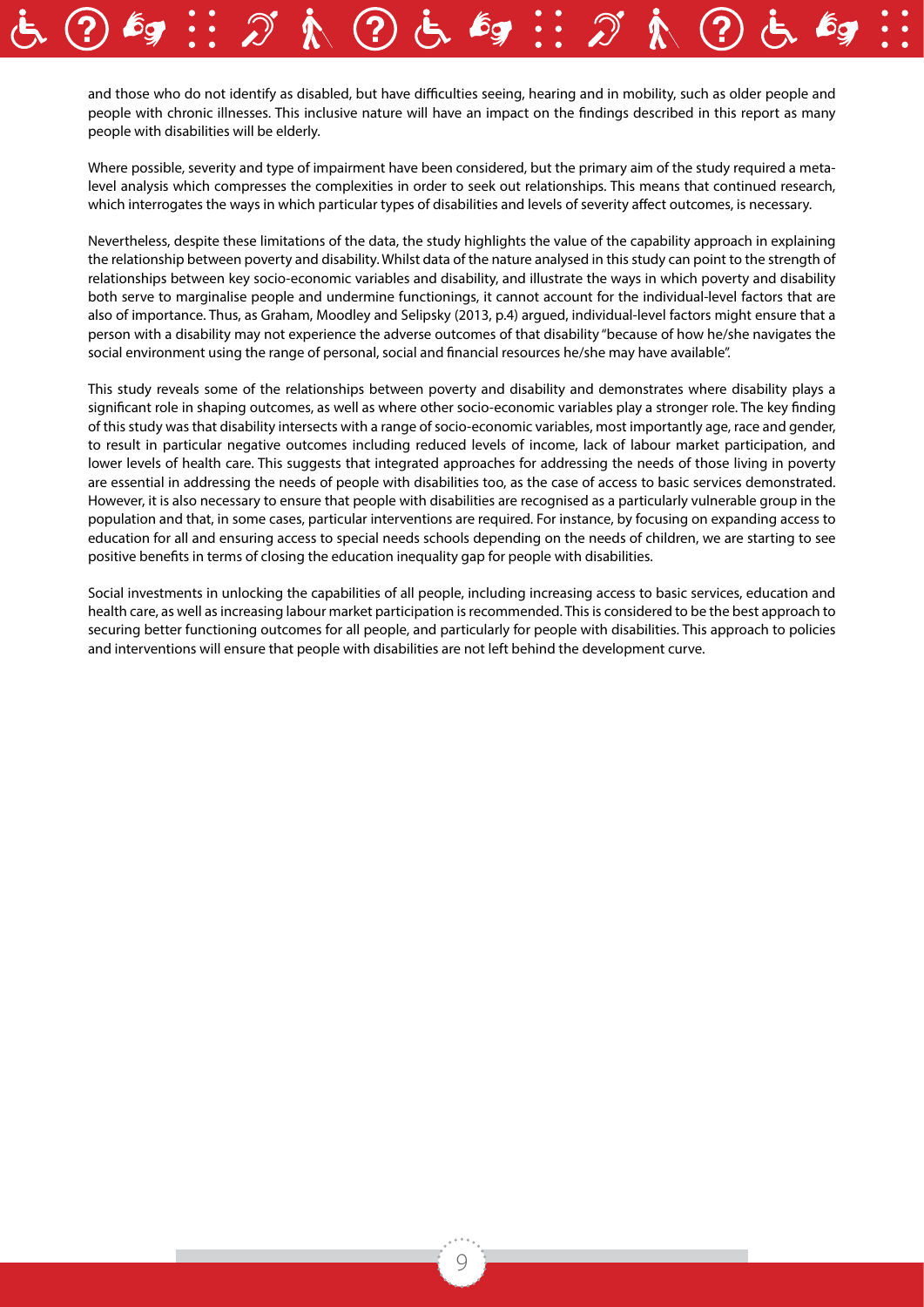and those who do not identify as disabled, but have difficulties seeing, hearing and in mobility, such as older people and people with chronic illnesses. This inclusive nature will have an impact on the findings described in this report as many people with disabilities will be elderly.

Where possible, severity and type of impairment have been considered, but the primary aim of the study required a meta-level analysis which compresses the complexities in order to seek out relationships. This means that continued research, which interrogates the ways in which particular types of disabilities and levels of severity affect outcomes, is necessary.

Nevertheless, despite these limitations of the data, the study highlights the value of the capability approach in explaining the relationship between poverty and disability. Whilst data of the nature analysed in this study can point to the strength of relationships between key socio-economic variables and disability, and illustrate the ways in which poverty and disability both serve to marginalise people and undermine functionings, it cannot account for the individual-level factors that are also of importance. Thus, as Graham, Moodley and Selipsky (2013, p.4) argued, individual-level factors might ensure that a person with a disability may not experience the adverse outcomes of that disability "because of how he/she navigates the social environment using the range of personal, social and financial resources he/she may have available".

This study reveals some of the relationships between poverty and disability and demonstrates where disability plays a significant role in shaping outcomes, as well as where other socio-economic variables play a stronger role. The key finding of this study was that disability intersects with a range of socio-economic variables, most importantly age, race and gender, to result in particular negative outcomes including reduced levels of income, lack of labour market participation, and lower levels of health care. This suggests that integrated approaches for addressing the needs of those living in poverty are essential in addressing the needs of people with disabilities too, as the case of access to basic services demonstrated. However, it is also necessary to ensure that people with disabilities are recognised as a particularly vulnerable group in the population and that, in some cases, particular interventions are required. For instance, by focusing on expanding access to education for all and ensuring access to special needs schools depending on the needs of children, we are starting to see positive benefits in terms of closing the education inequality gap for people with disabilities.

Social investments in unlocking the capabilities of all people, including increasing access to basic services, education and health care, as well as increasing labour market participation is recommended. This is considered to be the best approach to securing better functioning outcomes for all people, and particularly for people with disabilities. This approach to policies and interventions will ensure that people with disabilities are not left behind the development curve.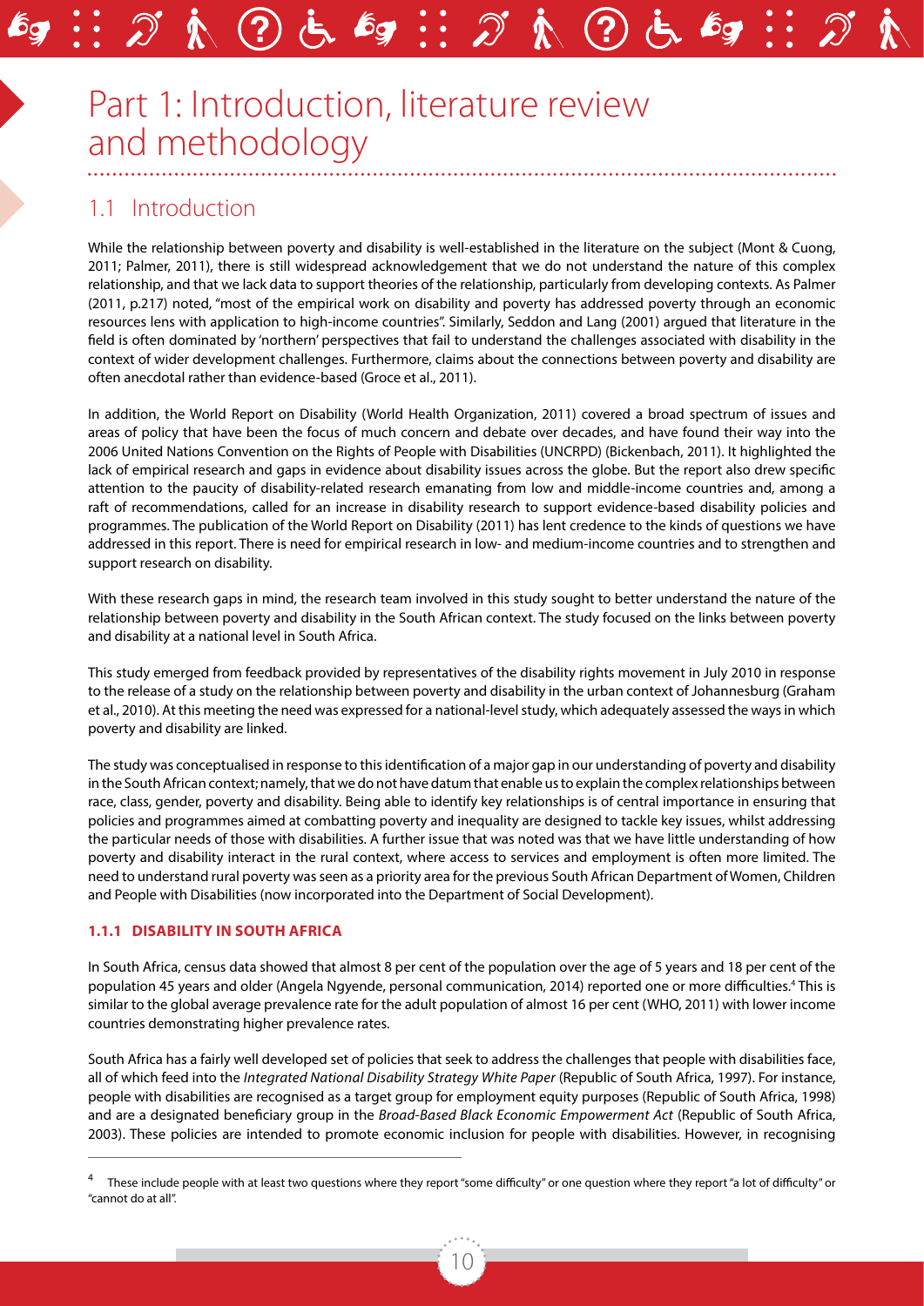# Part 1: Introduction, literature review and methodology

## 1.1 Introduction

While the relationship between poverty and disability is well-established in the literature on the subject (Mont & Cuong, 2011; Palmer, 2011), there is still widespread acknowledgement that we do not understand the nature of this complex relationship, and that we lack data to support theories of the relationship, particularly from developing contexts. As Palmer (2011, p.217) noted, "most of the empirical work on disability and poverty has addressed poverty through an economic resources lens with application to high-income countries". Similarly, Seddon and Lang (2001) argued that literature in the field is often dominated by 'northern' perspectives that fail to understand the challenges associated with disability in the context of wider development challenges. Furthermore, claims about the connections between poverty and disability are often anecdotal rather than evidence-based (Groce et al., 2011).

In addition, the World Report on Disability (World Health Organization, 2011) covered a broad spectrum of issues and areas of policy that have been the focus of much concern and debate over decades, and have found their way into the 2006 United Nations Convention on the Rights of People with Disabilities (UNCRPD) (Bickenbach, 2011). It highlighted the lack of empirical research and gaps in evidence about disability issues across the globe. But the report also drew specific attention to the paucity of disability-related research emanating from low and middle-income countries and, among a raft of recommendations, called for an increase in disability research to support evidence-based disability policies and programmes. The publication of the World Report on Disability (2011) has lent credence to the kinds of questions we have addressed in this report. There is need for empirical research in low- and medium-income countries and to strengthen and support research on disability.

With these research gaps in mind, the research team involved in this study sought to better understand the nature of the relationship between poverty and disability in the South African context. The study focused on the links between poverty and disability at a national level in South Africa.

This study emerged from feedback provided by representatives of the disability rights movement in July 2010 in response to the release of a study on the relationship between poverty and disability in the urban context of Johannesburg (Graham et al., 2010). At this meeting the need was expressed for a national-level study, which adequately assessed the ways in which poverty and disability are linked.

The study was conceptualised in response to this identification of a major gap in our understanding of poverty and disability in the South African context; namely, that we do not have datum that enable us to explain the complex relationships between race, class, gender, poverty and disability. Being able to identify key relationships is of central importance in ensuring that policies and programmes aimed at combatting poverty and inequality are designed to tackle key issues, whilst addressing the particular needs of those with disabilities. A further issue that was noted was that we have little understanding of how poverty and disability interact in the rural context, where access to services and employment is often more limited. The need to understand rural poverty was seen as a priority area for the previous South African Department of Women, Children and People with Disabilities (now incorporated into the Department of Social Development).

### 1.1.1 DISABILITY IN SOUTH AFRICA

In South Africa, census data showed that almost 8 per cent of the population over the age of 5 years and 18 per cent of the population 45 years and older (Angela Ngyende, personal communication, 2014) reported one or more difficulties.[4] This is similar to the global average prevalence rate for the adult population of almost 16 per cent (WHO, 2011) with lower income countries demonstrating higher prevalence rates.

South Africa has a fairly well developed set of policies that seek to address the challenges that people with disabilities face, all of which feed into the *Integrated National Disability Strategy White Paper* (Republic of South Africa, 1997). For instance, people with disabilities are recognised as a target group for employment equity purposes (Republic of South Africa, 1998) and are a designated beneficiary group in the *Broad-Based Black Economic Empowerment Act* (Republic of South Africa, 2003). These policies are intended to promote economic inclusion for people with disabilities. However, in recognising

---

[4] These include people with at least two questions where they report "some difficulty" or one question where they report "a lot of difficulty" or "cannot do at all".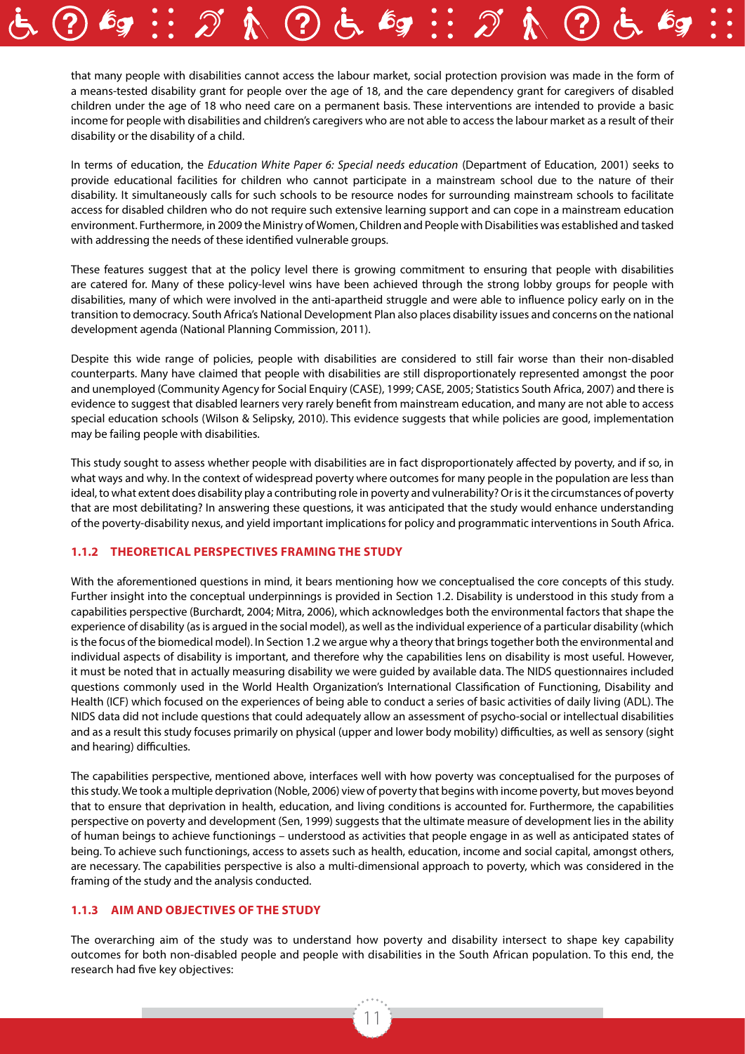that many people with disabilities cannot access the labour market, social protection provision was made in the form of a means-tested disability grant for people over the age of 18, and the care dependency grant for caregivers of disabled children under the age of 18 who need care on a permanent basis. These interventions are intended to provide a basic income for people with disabilities and children's caregivers who are not able to access the labour market as a result of their disability or the disability of a child.

In terms of education, the *Education White Paper 6: Special needs education* (Department of Education, 2001) seeks to provide educational facilities for children who cannot participate in a mainstream school due to the nature of their disability. It simultaneously calls for such schools to be resource nodes for surrounding mainstream schools to facilitate access for disabled children who do not require such extensive learning support and can cope in a mainstream education environment. Furthermore, in 2009 the Ministry of Women, Children and People with Disabilities was established and tasked with addressing the needs of these identified vulnerable groups.

These features suggest that at the policy level there is growing commitment to ensuring that people with disabilities are catered for. Many of these policy-level wins have been achieved through the strong lobby groups for people with disabilities, many of which were involved in the anti-apartheid struggle and were able to influence policy early on in the transition to democracy. South Africa's National Development Plan also places disability issues and concerns on the national development agenda (National Planning Commission, 2011).

Despite this wide range of policies, people with disabilities are considered to still fair worse than their non-disabled counterparts. Many have claimed that people with disabilities are still disproportionately represented amongst the poor and unemployed (Community Agency for Social Enquiry (CASE), 1999; CASE, 2005; Statistics South Africa, 2007) and there is evidence to suggest that disabled learners very rarely benefit from mainstream education, and many are not able to access special education schools (Wilson & Selipsky, 2010). This evidence suggests that while policies are good, implementation may be failing people with disabilities.

This study sought to assess whether people with disabilities are in fact disproportionately affected by poverty, and if so, in what ways and why. In the context of widespread poverty where outcomes for many people in the population are less than ideal, to what extent does disability play a contributing role in poverty and vulnerability? Or is it the circumstances of poverty that are most debilitating? In answering these questions, it was anticipated that the study would enhance understanding of the poverty-disability nexus, and yield important implications for policy and programmatic interventions in South Africa.

### 1.1.2 THEORETICAL PERSPECTIVES FRAMING THE STUDY

With the aforementioned questions in mind, it bears mentioning how we conceptualised the core concepts of this study. Further insight into the conceptual underpinnings is provided in Section 1.2. Disability is understood in this study from a capabilities perspective (Burchardt, 2004; Mitra, 2006), which acknowledges both the environmental factors that shape the experience of disability (as is argued in the social model), as well as the individual experience of a particular disability (which is the focus of the biomedical model). In Section 1.2 we argue why a theory that brings together both the environmental and individual aspects of disability is important, and therefore why the capabilities lens on disability is most useful. However, it must be noted that in actually measuring disability we were guided by available data. The NIDS questionnaires included questions commonly used in the World Health Organization's International Classification of Functioning, Disability and Health (ICF) which focused on the experiences of being able to conduct a series of basic activities of daily living (ADL). The NIDS data did not include questions that could adequately allow an assessment of psycho-social or intellectual disabilities and as a result this study focuses primarily on physical (upper and lower body mobility) difficulties, as well as sensory (sight and hearing) difficulties.

The capabilities perspective, mentioned above, interfaces well with how poverty was conceptualised for the purposes of this study. We took a multiple deprivation (Noble, 2006) view of poverty that begins with income poverty, but moves beyond that to ensure that deprivation in health, education, and living conditions is accounted for. Furthermore, the capabilities perspective on poverty and development (Sen, 1999) suggests that the ultimate measure of development lies in the ability of human beings to achieve functionings – understood as activities that people engage in as well as anticipated states of being. To achieve such functionings, access to assets such as health, education, income and social capital, amongst others, are necessary. The capabilities perspective is also a multi-dimensional approach to poverty, which was considered in the framing of the study and the analysis conducted.

### 1.1.3 AIM AND OBJECTIVES OF THE STUDY

The overarching aim of the study was to understand how poverty and disability intersect to shape key capability outcomes for both non-disabled people and people with disabilities in the South African population. To this end, the research had five key objectives: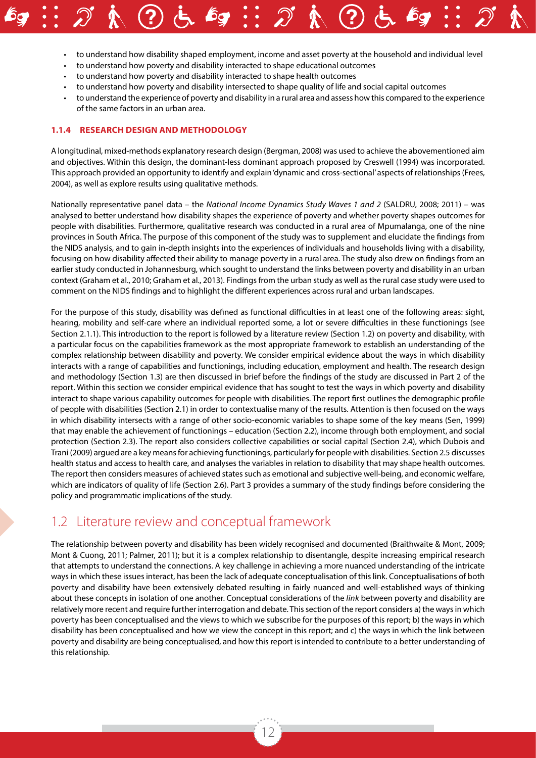- to understand how disability shaped employment, income and asset poverty at the household and individual level
- to understand how poverty and disability interacted to shape educational outcomes
- to understand how poverty and disability interacted to shape health outcomes
- to understand how poverty and disability intersected to shape quality of life and social capital outcomes
- to understand the experience of poverty and disability in a rural area and assess how this compared to the experience of the same factors in an urban area.

### 1.1.4 RESEARCH DESIGN AND METHODOLOGY

A longitudinal, mixed-methods explanatory research design (Bergman, 2008) was used to achieve the abovementioned aim and objectives. Within this design, the dominant-less dominant approach proposed by Creswell (1994) was incorporated. This approach provided an opportunity to identify and explain 'dynamic and cross-sectional' aspects of relationships (Frees, 2004), as well as explore results using qualitative methods.

Nationally representative panel data – the *National Income Dynamics Study Waves 1 and 2* (SALDRU, 2008; 2011) – was analysed to better understand how disability shapes the experience of poverty and whether poverty shapes outcomes for people with disabilities. Furthermore, qualitative research was conducted in a rural area of Mpumalanga, one of the nine provinces in South Africa. The purpose of this component of the study was to supplement and elucidate the findings from the NIDS analysis, and to gain in-depth insights into the experiences of individuals and households living with a disability, focusing on how disability affected their ability to manage poverty in a rural area. The study also drew on findings from an earlier study conducted in Johannesburg, which sought to understand the links between poverty and disability in an urban context (Graham et al., 2010; Graham et al., 2013). Findings from the urban study as well as the rural case study were used to comment on the NIDS findings and to highlight the different experiences across rural and urban landscapes.

For the purpose of this study, disability was defined as functional difficulties in at least one of the following areas: sight, hearing, mobility and self-care where an individual reported some, a lot or severe difficulties in these functionings (see Section 2.1.1). This introduction to the report is followed by a literature review (Section 1.2) on poverty and disability, with a particular focus on the capabilities framework as the most appropriate framework to establish an understanding of the complex relationship between disability and poverty. We consider empirical evidence about the ways in which disability interacts with a range of capabilities and functionings, including education, employment and health. The research design and methodology (Section 1.3) are then discussed in brief before the findings of the study are discussed in Part 2 of the report. Within this section we consider empirical evidence that has sought to test the ways in which poverty and disability interact to shape various capability outcomes for people with disabilities. The report first outlines the demographic profile of people with disabilities (Section 2.1) in order to contextualise many of the results. Attention is then focused on the ways in which disability intersects with a range of other socio-economic variables to shape some of the key means (Sen, 1999) that may enable the achievement of functionings – education (Section 2.2), income through both employment, and social protection (Section 2.3). The report also considers collective capabilities or social capital (Section 2.4), which Dubois and Trani (2009) argued are a key means for achieving functionings, particularly for people with disabilities. Section 2.5 discusses health status and access to health care, and analyses the variables in relation to disability that may shape health outcomes. The report then considers measures of achieved states such as emotional and subjective well-being, and economic welfare, which are indicators of quality of life (Section 2.6). Part 3 provides a summary of the study findings before considering the policy and programmatic implications of the study.

## 1.2 Literature review and conceptual framework

The relationship between poverty and disability has been widely recognised and documented (Braithwaite & Mont, 2009; Mont & Cuong, 2011; Palmer, 2011); but it is a complex relationship to disentangle, despite increasing empirical research that attempts to understand the connections. A key challenge in achieving a more nuanced understanding of the intricate ways in which these issues interact, has been the lack of adequate conceptualisation of this link. Conceptualisations of both poverty and disability have been extensively debated resulting in fairly nuanced and well-established ways of thinking about these concepts in isolation of one another. Conceptual considerations of the *link* between poverty and disability are relatively more recent and require further interrogation and debate. This section of the report considers a) the ways in which poverty has been conceptualised and the views to which we subscribe for the purposes of this report; b) the ways in which disability has been conceptualised and how we view the concept in this report; and c) the ways in which the link between poverty and disability are being conceptualised, and how this report is intended to contribute to a better understanding of this relationship.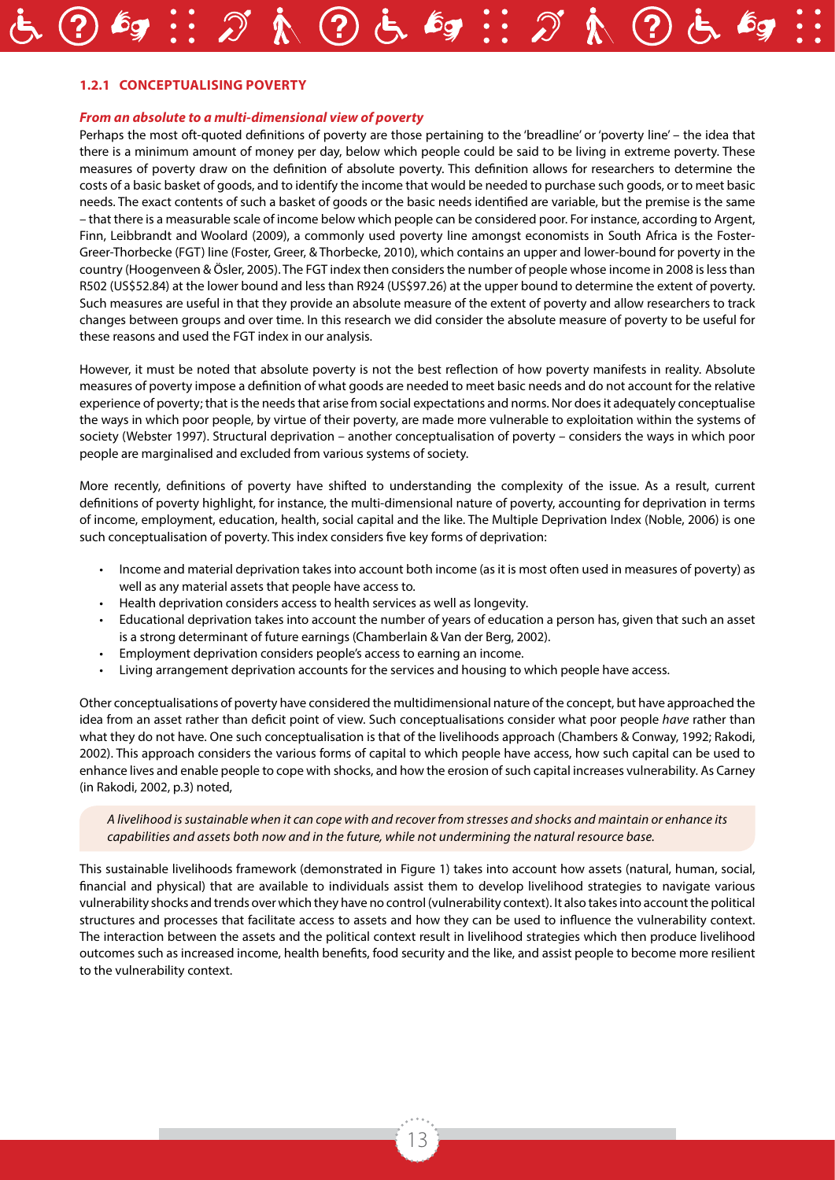### 1.2.1 CONCEPTUALISING POVERTY

***From an absolute to a multi-dimensional view of poverty***

Perhaps the most oft-quoted definitions of poverty are those pertaining to the 'breadline' or 'poverty line' – the idea that there is a minimum amount of money per day, below which people could be said to be living in extreme poverty. These measures of poverty draw on the definition of absolute poverty. This definition allows for researchers to determine the costs of a basic basket of goods, and to identify the income that would be needed to purchase such goods, or to meet basic needs. The exact contents of such a basket of goods or the basic needs identified are variable, but the premise is the same – that there is a measurable scale of income below which people can be considered poor. For instance, according to Argent, Finn, Leibbrandt and Woolard (2009), a commonly used poverty line amongst economists in South Africa is the Foster-Greer-Thorbecke (FGT) line (Foster, Greer, & Thorbecke, 2010), which contains an upper and lower-bound for poverty in the country (Hoogenveen & Ösler, 2005). The FGT index then considers the number of people whose income in 2008 is less than R502 (US$52.84) at the lower bound and less than R924 (US$97.26) at the upper bound to determine the extent of poverty. Such measures are useful in that they provide an absolute measure of the extent of poverty and allow researchers to track changes between groups and over time. In this research we did consider the absolute measure of poverty to be useful for these reasons and used the FGT index in our analysis.

However, it must be noted that absolute poverty is not the best reflection of how poverty manifests in reality. Absolute measures of poverty impose a definition of what goods are needed to meet basic needs and do not account for the relative experience of poverty; that is the needs that arise from social expectations and norms. Nor does it adequately conceptualise the ways in which poor people, by virtue of their poverty, are made more vulnerable to exploitation within the systems of society (Webster 1997). Structural deprivation – another conceptualisation of poverty – considers the ways in which poor people are marginalised and excluded from various systems of society.

More recently, definitions of poverty have shifted to understanding the complexity of the issue. As a result, current definitions of poverty highlight, for instance, the multi-dimensional nature of poverty, accounting for deprivation in terms of income, employment, education, health, social capital and the like. The Multiple Deprivation Index (Noble, 2006) is one such conceptualisation of poverty. This index considers five key forms of deprivation:

- Income and material deprivation takes into account both income (as it is most often used in measures of poverty) as well as any material assets that people have access to.
- Health deprivation considers access to health services as well as longevity.
- Educational deprivation takes into account the number of years of education a person has, given that such an asset is a strong determinant of future earnings (Chamberlain & Van der Berg, 2002).
- Employment deprivation considers people's access to earning an income.
- Living arrangement deprivation accounts for the services and housing to which people have access.

Other conceptualisations of poverty have considered the multidimensional nature of the concept, but have approached the idea from an asset rather than deficit point of view. Such conceptualisations consider what poor people *have* rather than what they do not have. One such conceptualisation is that of the livelihoods approach (Chambers & Conway, 1992; Rakodi, 2002). This approach considers the various forms of capital to which people have access, how such capital can be used to enhance lives and enable people to cope with shocks, and how the erosion of such capital increases vulnerability. As Carney (in Rakodi, 2002, p.3) noted,

> *A livelihood is sustainable when it can cope with and recover from stresses and shocks and maintain or enhance its capabilities and assets both now and in the future, while not undermining the natural resource base.*

This sustainable livelihoods framework (demonstrated in Figure 1) takes into account how assets (natural, human, social, financial and physical) that are available to individuals assist them to develop livelihood strategies to navigate various vulnerability shocks and trends over which they have no control (vulnerability context). It also takes into account the political structures and processes that facilitate access to assets and how they can be used to influence the vulnerability context. The interaction between the assets and the political context result in livelihood strategies which then produce livelihood outcomes such as increased income, health benefits, food security and the like, and assist people to become more resilient to the vulnerability context.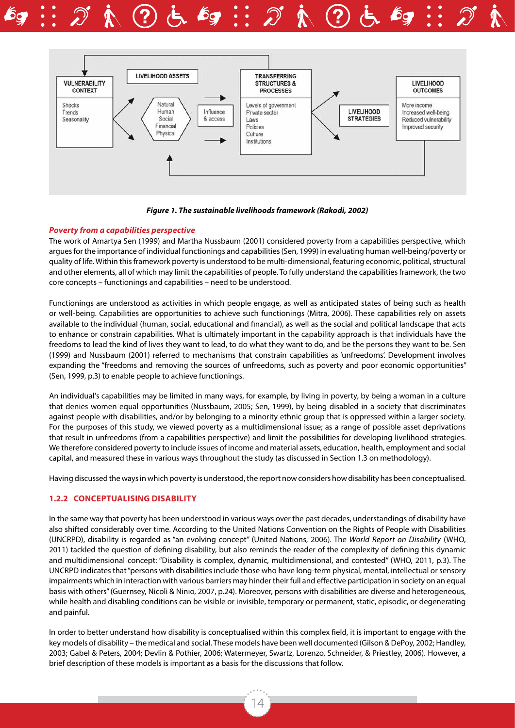*Figure 1. The sustainable livelihoods framework (Rakodi, 2002)*

### *Poverty from a capabilities perspective*

The work of Amartya Sen (1999) and Martha Nussbaum (2001) considered poverty from a capabilities perspective, which argues for the importance of individual functionings and capabilities (Sen, 1999) in evaluating human well-being/poverty or quality of life. Within this framework poverty is understood to be multi-dimensional, featuring economic, political, structural and other elements, all of which may limit the capabilities of people. To fully understand the capabilities framework, the two core concepts – functionings and capabilities – need to be understood.

Functionings are understood as activities in which people engage, as well as anticipated states of being such as health or well-being. Capabilities are opportunities to achieve such functionings (Mitra, 2006). These capabilities rely on assets available to the individual (human, social, educational and financial), as well as the social and political landscape that acts to enhance or constrain capabilities. What is ultimately important in the capability approach is that individuals have the freedoms to lead the kind of lives they want to lead, to do what they want to do, and be the persons they want to be. Sen (1999) and Nussbaum (2001) referred to mechanisms that constrain capabilities as 'unfreedoms'. Development involves expanding the "freedoms and removing the sources of unfreedoms, such as poverty and poor economic opportunities" (Sen, 1999, p.3) to enable people to achieve functionings.

An individual's capabilities may be limited in many ways, for example, by living in poverty, by being a woman in a culture that denies women equal opportunities (Nussbaum, 2005; Sen, 1999), by being disabled in a society that discriminates against people with disabilities, and/or by belonging to a minority ethnic group that is oppressed within a larger society. For the purposes of this study, we viewed poverty as a multidimensional issue; as a range of possible asset deprivations that result in unfreedoms (from a capabilities perspective) and limit the possibilities for developing livelihood strategies. We therefore considered poverty to include issues of income and material assets, education, health, employment and social capital, and measured these in various ways throughout the study (as discussed in Section 1.3 on methodology).

Having discussed the ways in which poverty is understood, the report now considers how disability has been conceptualised.

### 1.2.2 CONCEPTUALISING DISABILITY

In the same way that poverty has been understood in various ways over the past decades, understandings of disability have also shifted considerably over time. According to the United Nations Convention on the Rights of People with Disabilities (UNCRPD), disability is regarded as "an evolving concept" (United Nations, 2006). The *World Report on Disability* (WHO, 2011) tackled the question of defining disability, but also reminds the reader of the complexity of defining this dynamic and multidimensional concept: "Disability is complex, dynamic, multidimensional, and contested" (WHO, 2011, p.3). The UNCRPD indicates that "persons with disabilities include those who have long-term physical, mental, intellectual or sensory impairments which in interaction with various barriers may hinder their full and effective participation in society on an equal basis with others" (Guernsey, Nicoli & Ninio, 2007, p.24). Moreover, persons with disabilities are diverse and heterogeneous, while health and disabling conditions can be visible or invisible, temporary or permanent, static, episodic, or degenerating and painful.

In order to better understand how disability is conceptualised within this complex field, it is important to engage with the key models of disability – the medical and social. These models have been well documented (Gilson & DePoy, 2002; Handley, 2003; Gabel & Peters, 2004; Devlin & Pothier, 2006; Watermeyer, Swartz, Lorenzo, Schneider, & Priestley, 2006). However, a brief description of these models is important as a basis for the discussions that follow.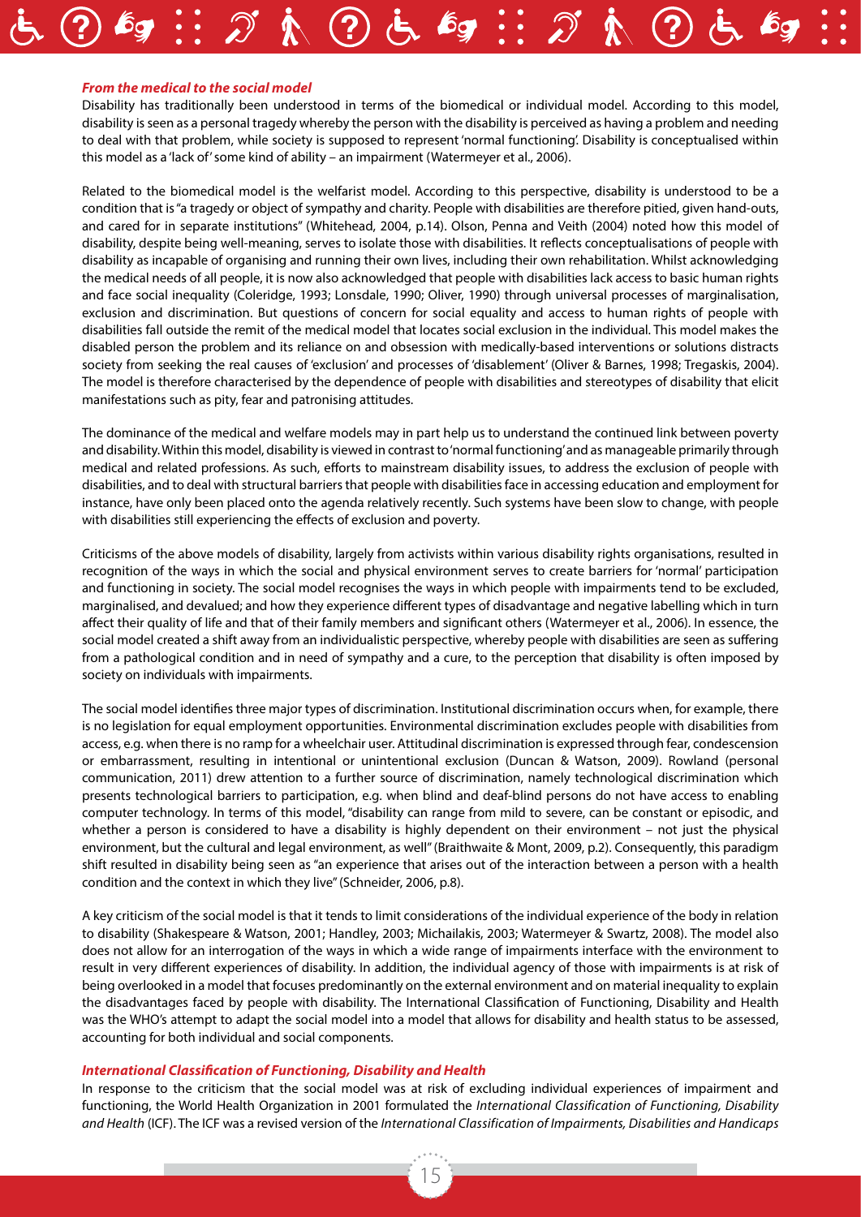***From the medical to the social model***

Disability has traditionally been understood in terms of the biomedical or individual model. According to this model, disability is seen as a personal tragedy whereby the person with the disability is perceived as having a problem and needing to deal with that problem, while society is supposed to represent 'normal functioning'. Disability is conceptualised within this model as a 'lack of' some kind of ability – an impairment (Watermeyer et al., 2006).

Related to the biomedical model is the welfarist model. According to this perspective, disability is understood to be a condition that is "a tragedy or object of sympathy and charity. People with disabilities are therefore pitied, given hand-outs, and cared for in separate institutions" (Whitehead, 2004, p.14). Olson, Penna and Veith (2004) noted how this model of disability, despite being well-meaning, serves to isolate those with disabilities. It reflects conceptualisations of people with disability as incapable of organising and running their own lives, including their own rehabilitation. Whilst acknowledging the medical needs of all people, it is now also acknowledged that people with disabilities lack access to basic human rights and face social inequality (Coleridge, 1993; Lonsdale, 1990; Oliver, 1990) through universal processes of marginalisation, exclusion and discrimination. But questions of concern for social equality and access to human rights of people with disabilities fall outside the remit of the medical model that locates social exclusion in the individual. This model makes the disabled person the problem and its reliance on and obsession with medically-based interventions or solutions distracts society from seeking the real causes of 'exclusion' and processes of 'disablement' (Oliver & Barnes, 1998; Tregaskis, 2004). The model is therefore characterised by the dependence of people with disabilities and stereotypes of disability that elicit manifestations such as pity, fear and patronising attitudes.

The dominance of the medical and welfare models may in part help us to understand the continued link between poverty and disability. Within this model, disability is viewed in contrast to 'normal functioning' and as manageable primarily through medical and related professions. As such, efforts to mainstream disability issues, to address the exclusion of people with disabilities, and to deal with structural barriers that people with disabilities face in accessing education and employment for instance, have only been placed onto the agenda relatively recently. Such systems have been slow to change, with people with disabilities still experiencing the effects of exclusion and poverty.

Criticisms of the above models of disability, largely from activists within various disability rights organisations, resulted in recognition of the ways in which the social and physical environment serves to create barriers for 'normal' participation and functioning in society. The social model recognises the ways in which people with impairments tend to be excluded, marginalised, and devalued; and how they experience different types of disadvantage and negative labelling which in turn affect their quality of life and that of their family members and significant others (Watermeyer et al., 2006). In essence, the social model created a shift away from an individualistic perspective, whereby people with disabilities are seen as suffering from a pathological condition and in need of sympathy and a cure, to the perception that disability is often imposed by society on individuals with impairments.

The social model identifies three major types of discrimination. Institutional discrimination occurs when, for example, there is no legislation for equal employment opportunities. Environmental discrimination excludes people with disabilities from access, e.g. when there is no ramp for a wheelchair user. Attitudinal discrimination is expressed through fear, condescension or embarrassment, resulting in intentional or unintentional exclusion (Duncan & Watson, 2009). Rowland (personal communication, 2011) drew attention to a further source of discrimination, namely technological discrimination which presents technological barriers to participation, e.g. when blind and deaf-blind persons do not have access to enabling computer technology. In terms of this model, "disability can range from mild to severe, can be constant or episodic, and whether a person is considered to have a disability is highly dependent on their environment – not just the physical environment, but the cultural and legal environment, as well" (Braithwaite & Mont, 2009, p.2). Consequently, this paradigm shift resulted in disability being seen as "an experience that arises out of the interaction between a person with a health condition and the context in which they live" (Schneider, 2006, p.8).

A key criticism of the social model is that it tends to limit considerations of the individual experience of the body in relation to disability (Shakespeare & Watson, 2001; Handley, 2003; Michailakis, 2003; Watermeyer & Swartz, 2008). The model also does not allow for an interrogation of the ways in which a wide range of impairments interface with the environment to result in very different experiences of disability. In addition, the individual agency of those with impairments is at risk of being overlooked in a model that focuses predominantly on the external environment and on material inequality to explain the disadvantages faced by people with disability. The International Classification of Functioning, Disability and Health was the WHO's attempt to adapt the social model into a model that allows for disability and health status to be assessed, accounting for both individual and social components.

***International Classification of Functioning, Disability and Health***

In response to the criticism that the social model was at risk of excluding individual experiences of impairment and functioning, the World Health Organization in 2001 formulated the *International Classification of Functioning, Disability and Health* (ICF). The ICF was a revised version of the *International Classification of Impairments, Disabilities and Handicaps*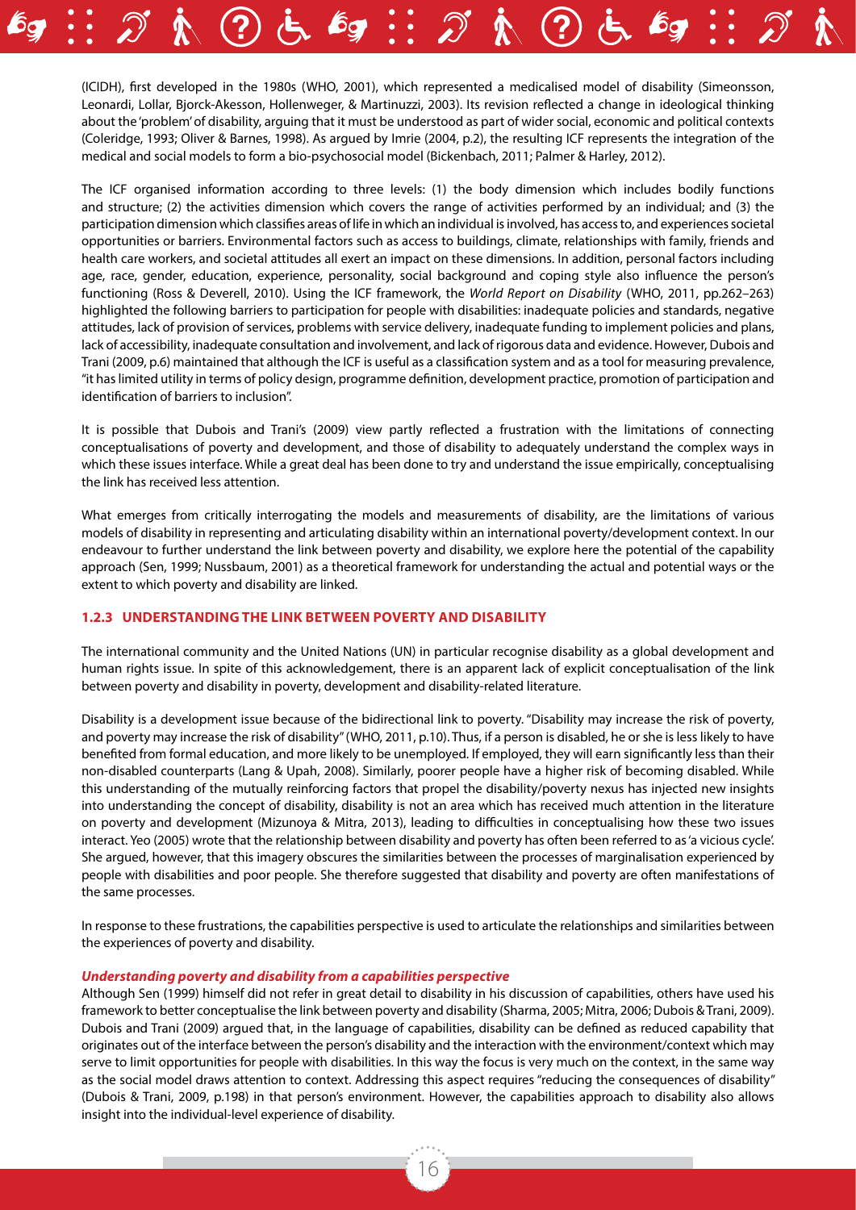(ICIDH), first developed in the 1980s (WHO, 2001), which represented a medicalised model of disability (Simeonsson, Leonardi, Lollar, Bjorck-Akesson, Hollenweger, & Martinuzzi, 2003). Its revision reflected a change in ideological thinking about the 'problem' of disability, arguing that it must be understood as part of wider social, economic and political contexts (Coleridge, 1993; Oliver & Barnes, 1998). As argued by Imrie (2004, p.2), the resulting ICF represents the integration of the medical and social models to form a bio-psychosocial model (Bickenbach, 2011; Palmer & Harley, 2012).

The ICF organised information according to three levels: (1) the body dimension which includes bodily functions and structure; (2) the activities dimension which covers the range of activities performed by an individual; and (3) the participation dimension which classifies areas of life in which an individual is involved, has access to, and experiences societal opportunities or barriers. Environmental factors such as access to buildings, climate, relationships with family, friends and health care workers, and societal attitudes all exert an impact on these dimensions. In addition, personal factors including age, race, gender, education, experience, personality, social background and coping style also influence the person's functioning (Ross & Deverell, 2010). Using the ICF framework, the *World Report on Disability* (WHO, 2011, pp.262–263) highlighted the following barriers to participation for people with disabilities: inadequate policies and standards, negative attitudes, lack of provision of services, problems with service delivery, inadequate funding to implement policies and plans, lack of accessibility, inadequate consultation and involvement, and lack of rigorous data and evidence. However, Dubois and Trani (2009, p.6) maintained that although the ICF is useful as a classification system and as a tool for measuring prevalence, "it has limited utility in terms of policy design, programme definition, development practice, promotion of participation and identification of barriers to inclusion".

It is possible that Dubois and Trani's (2009) view partly reflected a frustration with the limitations of connecting conceptualisations of poverty and development, and those of disability to adequately understand the complex ways in which these issues interface. While a great deal has been done to try and understand the issue empirically, conceptualising the link has received less attention.

What emerges from critically interrogating the models and measurements of disability, are the limitations of various models of disability in representing and articulating disability within an international poverty/development context. In our endeavour to further understand the link between poverty and disability, we explore here the potential of the capability approach (Sen, 1999; Nussbaum, 2001) as a theoretical framework for understanding the actual and potential ways or the extent to which poverty and disability are linked.

### 1.2.3 UNDERSTANDING THE LINK BETWEEN POVERTY AND DISABILITY

The international community and the United Nations (UN) in particular recognise disability as a global development and human rights issue. In spite of this acknowledgement, there is an apparent lack of explicit conceptualisation of the link between poverty and disability in poverty, development and disability-related literature.

Disability is a development issue because of the bidirectional link to poverty. "Disability may increase the risk of poverty, and poverty may increase the risk of disability" (WHO, 2011, p.10). Thus, if a person is disabled, he or she is less likely to have benefited from formal education, and more likely to be unemployed. If employed, they will earn significantly less than their non-disabled counterparts (Lang & Upah, 2008). Similarly, poorer people have a higher risk of becoming disabled. While this understanding of the mutually reinforcing factors that propel the disability/poverty nexus has injected new insights into understanding the concept of disability, disability is not an area which has received much attention in the literature on poverty and development (Mizunoya & Mitra, 2013), leading to difficulties in conceptualising how these two issues interact. Yeo (2005) wrote that the relationship between disability and poverty has often been referred to as 'a vicious cycle'. She argued, however, that this imagery obscures the similarities between the processes of marginalisation experienced by people with disabilities and poor people. She therefore suggested that disability and poverty are often manifestations of the same processes.

In response to these frustrations, the capabilities perspective is used to articulate the relationships and similarities between the experiences of poverty and disability.

#### *Understanding poverty and disability from a capabilities perspective*

Although Sen (1999) himself did not refer in great detail to disability in his discussion of capabilities, others have used his framework to better conceptualise the link between poverty and disability (Sharma, 2005; Mitra, 2006; Dubois & Trani, 2009). Dubois and Trani (2009) argued that, in the language of capabilities, disability can be defined as reduced capability that originates out of the interface between the person's disability and the interaction with the environment/context which may serve to limit opportunities for people with disabilities. In this way the focus is very much on the context, in the same way as the social model draws attention to context. Addressing this aspect requires "reducing the consequences of disability" (Dubois & Trani, 2009, p.198) in that person's environment. However, the capabilities approach to disability also allows insight into the individual-level experience of disability.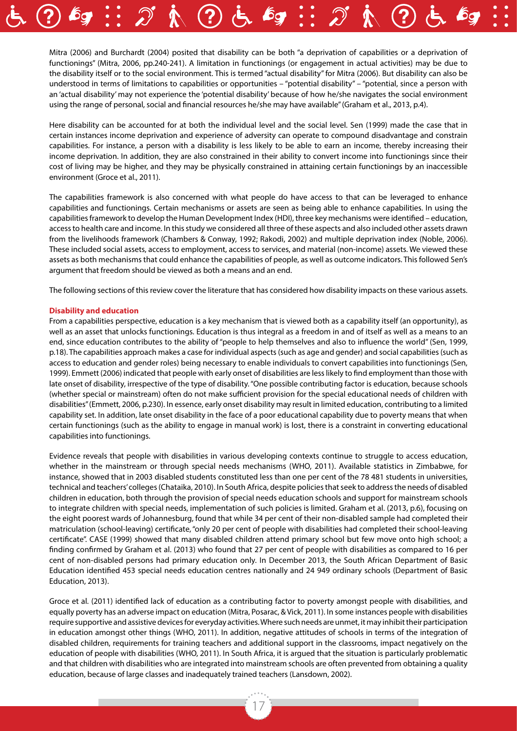Mitra (2006) and Burchardt (2004) posited that disability can be both "a deprivation of capabilities or a deprivation of functionings" (Mitra, 2006, pp.240-241). A limitation in functionings (or engagement in actual activities) may be due to the disability itself or to the social environment. This is termed "actual disability" for Mitra (2006). But disability can also be understood in terms of limitations to capabilities or opportunities – "potential disability" – "potential, since a person with an 'actual disability' may not experience the 'potential disability' because of how he/she navigates the social environment using the range of personal, social and financial resources he/she may have available" (Graham et al., 2013, p.4).

Here disability can be accounted for at both the individual level and the social level. Sen (1999) made the case that in certain instances income deprivation and experience of adversity can operate to compound disadvantage and constrain capabilities. For instance, a person with a disability is less likely to be able to earn an income, thereby increasing their income deprivation. In addition, they are also constrained in their ability to convert income into functionings since their cost of living may be higher, and they may be physically constrained in attaining certain functionings by an inaccessible environment (Groce et al., 2011).

The capabilities framework is also concerned with what people do have access to that can be leveraged to enhance capabilities and functionings. Certain mechanisms or assets are seen as being able to enhance capabilities. In using the capabilities framework to develop the Human Development Index (HDI), three key mechanisms were identified – education, access to health care and income. In this study we considered all three of these aspects and also included other assets drawn from the livelihoods framework (Chambers & Conway, 1992; Rakodi, 2002) and multiple deprivation index (Noble, 2006). These included social assets, access to employment, access to services, and material (non-income) assets. We viewed these assets as both mechanisms that could enhance the capabilities of people, as well as outcome indicators. This followed Sen's argument that freedom should be viewed as both a means and an end.

The following sections of this review cover the literature that has considered how disability impacts on these various assets.

### Disability and education

From a capabilities perspective, education is a key mechanism that is viewed both as a capability itself (an opportunity), as well as an asset that unlocks functionings. Education is thus integral as a freedom in and of itself as well as a means to an end, since education contributes to the ability of "people to help themselves and also to influence the world" (Sen, 1999, p.18). The capabilities approach makes a case for individual aspects (such as age and gender) and social capabilities (such as access to education and gender roles) being necessary to enable individuals to convert capabilities into functionings (Sen, 1999). Emmett (2006) indicated that people with early onset of disabilities are less likely to find employment than those with late onset of disability, irrespective of the type of disability. "One possible contributing factor is education, because schools (whether special or mainstream) often do not make sufficient provision for the special educational needs of children with disabilities" (Emmett, 2006, p.230). In essence, early onset disability may result in limited education, contributing to a limited capability set. In addition, late onset disability in the face of a poor educational capability due to poverty means that when certain functionings (such as the ability to engage in manual work) is lost, there is a constraint in converting educational capabilities into functionings.

Evidence reveals that people with disabilities in various developing contexts continue to struggle to access education, whether in the mainstream or through special needs mechanisms (WHO, 2011). Available statistics in Zimbabwe, for instance, showed that in 2003 disabled students constituted less than one per cent of the 78 481 students in universities, technical and teachers' colleges (Chataika, 2010). In South Africa, despite policies that seek to address the needs of disabled children in education, both through the provision of special needs education schools and support for mainstream schools to integrate children with special needs, implementation of such policies is limited. Graham et al. (2013, p.6), focusing on the eight poorest wards of Johannesburg, found that while 34 per cent of their non-disabled sample had completed their matriculation (school-leaving) certificate, "only 20 per cent of people with disabilities had completed their school-leaving certificate". CASE (1999) showed that many disabled children attend primary school but few move onto high school; a finding confirmed by Graham et al. (2013) who found that 27 per cent of people with disabilities as compared to 16 per cent of non-disabled persons had primary education only. In December 2013, the South African Department of Basic Education identified 453 special needs education centres nationally and 24 949 ordinary schools (Department of Basic Education, 2013).

Groce et al. (2011) identified lack of education as a contributing factor to poverty amongst people with disabilities, and equally poverty has an adverse impact on education (Mitra, Posarac, & Vick, 2011). In some instances people with disabilities require supportive and assistive devices for everyday activities. Where such needs are unmet, it may inhibit their participation in education amongst other things (WHO, 2011). In addition, negative attitudes of schools in terms of the integration of disabled children, requirements for training teachers and additional support in the classrooms, impact negatively on the education of people with disabilities (WHO, 2011). In South Africa, it is argued that the situation is particularly problematic and that children with disabilities who are integrated into mainstream schools are often prevented from obtaining a quality education, because of large classes and inadequately trained teachers (Lansdown, 2002).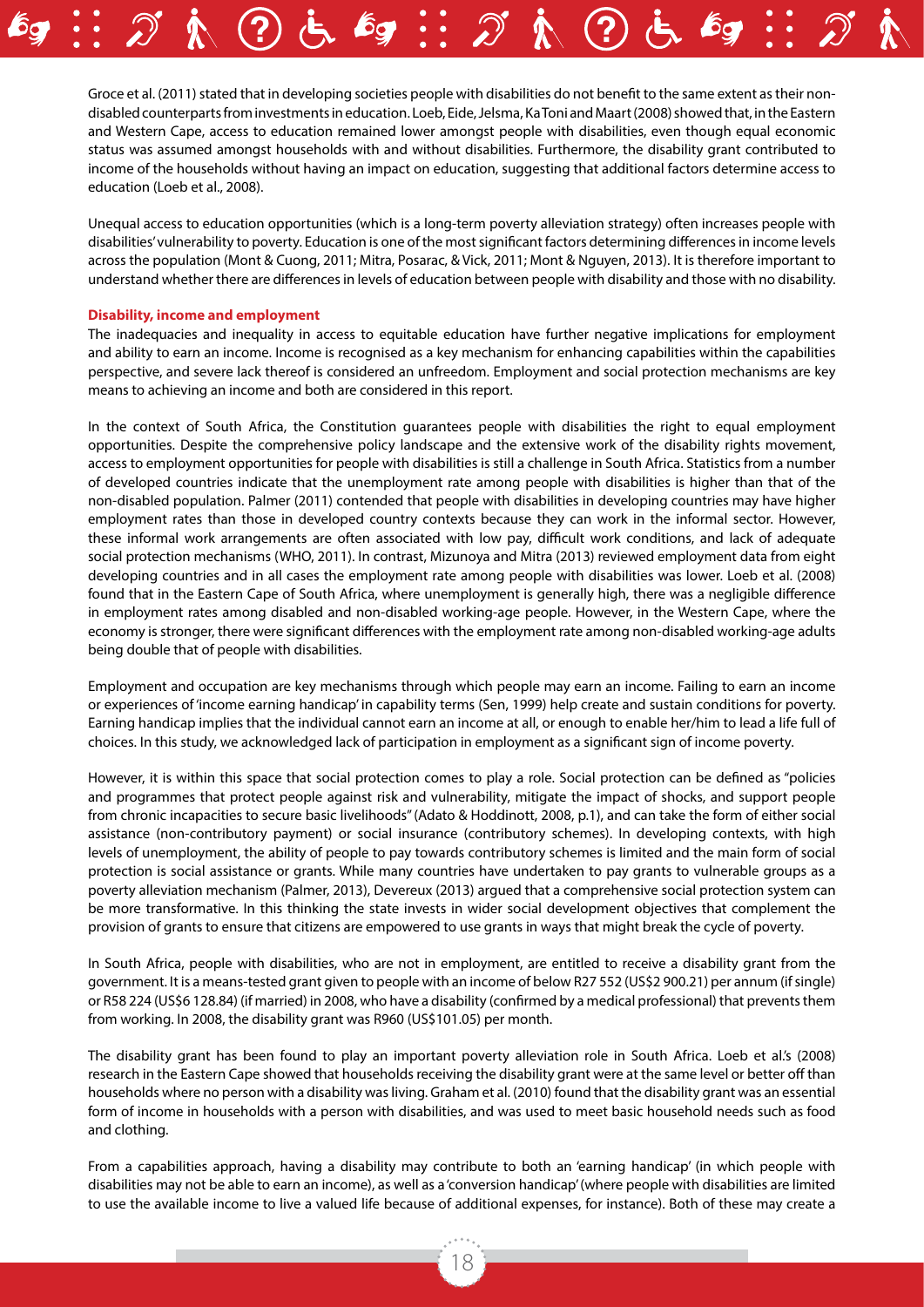Groce et al. (2011) stated that in developing societies people with disabilities do not benefit to the same extent as their non-disabled counterparts from investments in education. Loeb, Eide, Jelsma, Ka Toni and Maart (2008) showed that, in the Eastern and Western Cape, access to education remained lower amongst people with disabilities, even though equal economic status was assumed amongst households with and without disabilities. Furthermore, the disability grant contributed to income of the households without having an impact on education, suggesting that additional factors determine access to education (Loeb et al., 2008).

Unequal access to education opportunities (which is a long-term poverty alleviation strategy) often increases people with disabilities' vulnerability to poverty. Education is one of the most significant factors determining differences in income levels across the population (Mont & Cuong, 2011; Mitra, Posarac, & Vick, 2011; Mont & Nguyen, 2013). It is therefore important to understand whether there are differences in levels of education between people with disability and those with no disability.

**Disability, income and employment**

The inadequacies and inequality in access to equitable education have further negative implications for employment and ability to earn an income. Income is recognised as a key mechanism for enhancing capabilities within the capabilities perspective, and severe lack thereof is considered an unfreedom. Employment and social protection mechanisms are key means to achieving an income and both are considered in this report.

In the context of South Africa, the Constitution guarantees people with disabilities the right to equal employment opportunities. Despite the comprehensive policy landscape and the extensive work of the disability rights movement, access to employment opportunities for people with disabilities is still a challenge in South Africa. Statistics from a number of developed countries indicate that the unemployment rate among people with disabilities is higher than that of the non-disabled population. Palmer (2011) contended that people with disabilities in developing countries may have higher employment rates than those in developed country contexts because they can work in the informal sector. However, these informal work arrangements are often associated with low pay, difficult work conditions, and lack of adequate social protection mechanisms (WHO, 2011). In contrast, Mizunoya and Mitra (2013) reviewed employment data from eight developing countries and in all cases the employment rate among people with disabilities was lower. Loeb et al. (2008) found that in the Eastern Cape of South Africa, where unemployment is generally high, there was a negligible difference in employment rates among disabled and non-disabled working-age people. However, in the Western Cape, where the economy is stronger, there were significant differences with the employment rate among non-disabled working-age adults being double that of people with disabilities.

Employment and occupation are key mechanisms through which people may earn an income. Failing to earn an income or experiences of 'income earning handicap' in capability terms (Sen, 1999) help create and sustain conditions for poverty. Earning handicap implies that the individual cannot earn an income at all, or enough to enable her/him to lead a life full of choices. In this study, we acknowledged lack of participation in employment as a significant sign of income poverty.

However, it is within this space that social protection comes to play a role. Social protection can be defined as "policies and programmes that protect people against risk and vulnerability, mitigate the impact of shocks, and support people from chronic incapacities to secure basic livelihoods" (Adato & Hoddinott, 2008, p.1), and can take the form of either social assistance (non-contributory payment) or social insurance (contributory schemes). In developing contexts, with high levels of unemployment, the ability of people to pay towards contributory schemes is limited and the main form of social protection is social assistance or grants. While many countries have undertaken to pay grants to vulnerable groups as a poverty alleviation mechanism (Palmer, 2013), Devereux (2013) argued that a comprehensive social protection system can be more transformative. In this thinking the state invests in wider social development objectives that complement the provision of grants to ensure that citizens are empowered to use grants in ways that might break the cycle of poverty.

In South Africa, people with disabilities, who are not in employment, are entitled to receive a disability grant from the government. It is a means-tested grant given to people with an income of below R27 552 (US$2 900.21) per annum (if single) or R58 224 (US$6 128.84) (if married) in 2008, who have a disability (confirmed by a medical professional) that prevents them from working. In 2008, the disability grant was R960 (US$101.05) per month.

The disability grant has been found to play an important poverty alleviation role in South Africa. Loeb et al.'s (2008) research in the Eastern Cape showed that households receiving the disability grant were at the same level or better off than households where no person with a disability was living. Graham et al. (2010) found that the disability grant was an essential form of income in households with a person with disabilities, and was used to meet basic household needs such as food and clothing.

From a capabilities approach, having a disability may contribute to both an 'earning handicap' (in which people with disabilities may not be able to earn an income), as well as a 'conversion handicap' (where people with disabilities are limited to use the available income to live a valued life because of additional expenses, for instance). Both of these may create a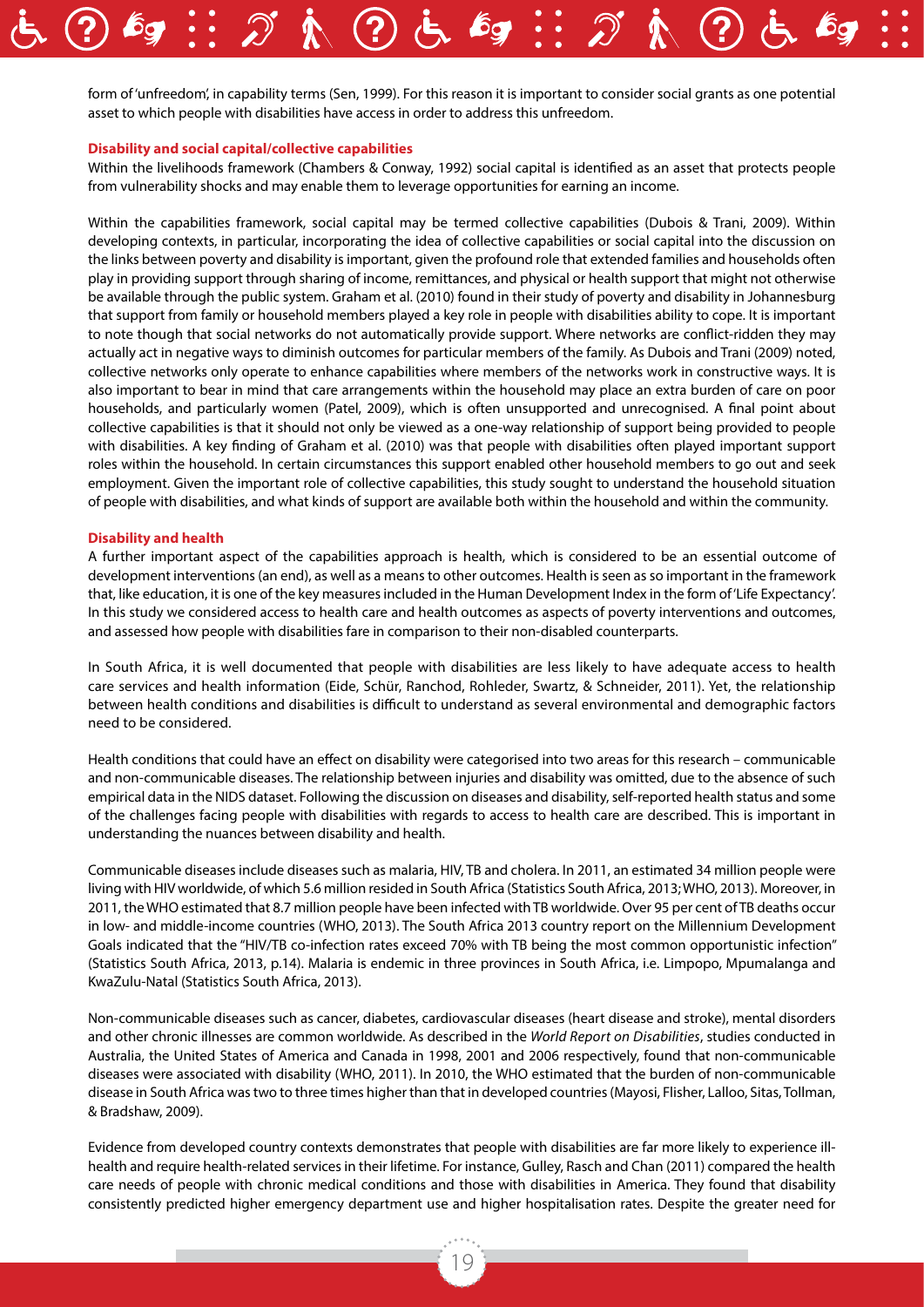form of 'unfreedom', in capability terms (Sen, 1999). For this reason it is important to consider social grants as one potential asset to which people with disabilities have access in order to address this unfreedom.

### Disability and social capital/collective capabilities

Within the livelihoods framework (Chambers & Conway, 1992) social capital is identified as an asset that protects people from vulnerability shocks and may enable them to leverage opportunities for earning an income.

Within the capabilities framework, social capital may be termed collective capabilities (Dubois & Trani, 2009). Within developing contexts, in particular, incorporating the idea of collective capabilities or social capital into the discussion on the links between poverty and disability is important, given the profound role that extended families and households often play in providing support through sharing of income, remittances, and physical or health support that might not otherwise be available through the public system. Graham et al. (2010) found in their study of poverty and disability in Johannesburg that support from family or household members played a key role in people with disabilities ability to cope. It is important to note though that social networks do not automatically provide support. Where networks are conflict-ridden they may actually act in negative ways to diminish outcomes for particular members of the family. As Dubois and Trani (2009) noted, collective networks only operate to enhance capabilities where members of the networks work in constructive ways. It is also important to bear in mind that care arrangements within the household may place an extra burden of care on poor households, and particularly women (Patel, 2009), which is often unsupported and unrecognised. A final point about collective capabilities is that it should not only be viewed as a one-way relationship of support being provided to people with disabilities. A key finding of Graham et al. (2010) was that people with disabilities often played important support roles within the household. In certain circumstances this support enabled other household members to go out and seek employment. Given the important role of collective capabilities, this study sought to understand the household situation of people with disabilities, and what kinds of support are available both within the household and within the community.

### Disability and health

A further important aspect of the capabilities approach is health, which is considered to be an essential outcome of development interventions (an end), as well as a means to other outcomes. Health is seen as so important in the framework that, like education, it is one of the key measures included in the Human Development Index in the form of 'Life Expectancy'. In this study we considered access to health care and health outcomes as aspects of poverty interventions and outcomes, and assessed how people with disabilities fare in comparison to their non-disabled counterparts.

In South Africa, it is well documented that people with disabilities are less likely to have adequate access to health care services and health information (Eide, Schür, Ranchod, Rohleder, Swartz, & Schneider, 2011). Yet, the relationship between health conditions and disabilities is difficult to understand as several environmental and demographic factors need to be considered.

Health conditions that could have an effect on disability were categorised into two areas for this research – communicable and non-communicable diseases. The relationship between injuries and disability was omitted, due to the absence of such empirical data in the NIDS dataset. Following the discussion on diseases and disability, self-reported health status and some of the challenges facing people with disabilities with regards to access to health care are described. This is important in understanding the nuances between disability and health.

Communicable diseases include diseases such as malaria, HIV, TB and cholera. In 2011, an estimated 34 million people were living with HIV worldwide, of which 5.6 million resided in South Africa (Statistics South Africa, 2013; WHO, 2013). Moreover, in 2011, the WHO estimated that 8.7 million people have been infected with TB worldwide. Over 95 per cent of TB deaths occur in low- and middle-income countries (WHO, 2013). The South Africa 2013 country report on the Millennium Development Goals indicated that the "HIV/TB co-infection rates exceed 70% with TB being the most common opportunistic infection" (Statistics South Africa, 2013, p.14). Malaria is endemic in three provinces in South Africa, i.e. Limpopo, Mpumalanga and KwaZulu-Natal (Statistics South Africa, 2013).

Non-communicable diseases such as cancer, diabetes, cardiovascular diseases (heart disease and stroke), mental disorders and other chronic illnesses are common worldwide. As described in the *World Report on Disabilities*, studies conducted in Australia, the United States of America and Canada in 1998, 2001 and 2006 respectively, found that non-communicable diseases were associated with disability (WHO, 2011). In 2010, the WHO estimated that the burden of non-communicable disease in South Africa was two to three times higher than that in developed countries (Mayosi, Flisher, Lalloo, Sitas, Tollman, & Bradshaw, 2009).

Evidence from developed country contexts demonstrates that people with disabilities are far more likely to experience ill-health and require health-related services in their lifetime. For instance, Gulley, Rasch and Chan (2011) compared the health care needs of people with chronic medical conditions and those with disabilities in America. They found that disability consistently predicted higher emergency department use and higher hospitalisation rates. Despite the greater need for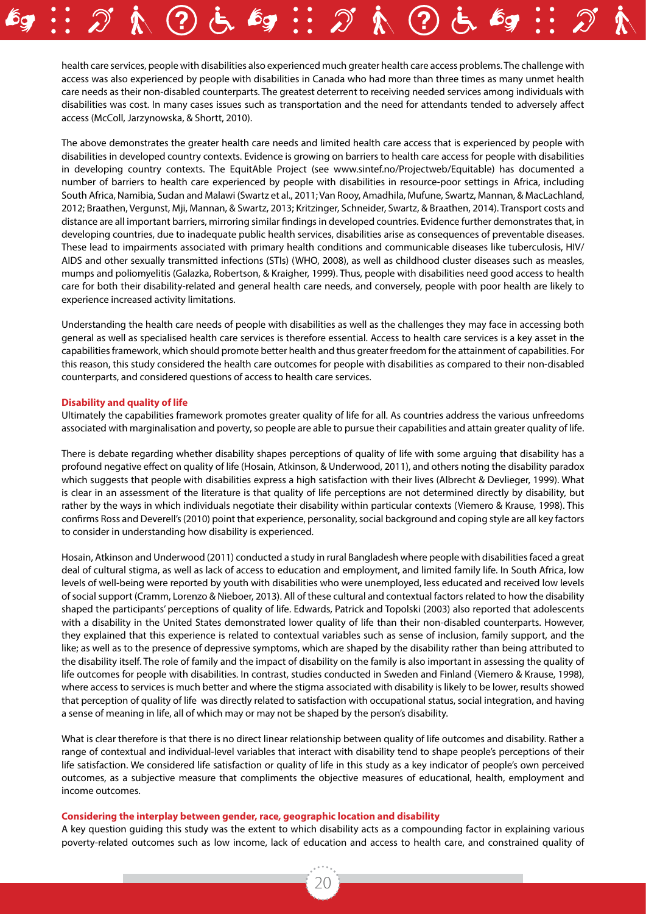health care services, people with disabilities also experienced much greater health care access problems. The challenge with access was also experienced by people with disabilities in Canada who had more than three times as many unmet health care needs as their non-disabled counterparts. The greatest deterrent to receiving needed services among individuals with disabilities was cost. In many cases issues such as transportation and the need for attendants tended to adversely affect access (McColl, Jarzynowska, & Shortt, 2010).

The above demonstrates the greater health care needs and limited health care access that is experienced by people with disabilities in developed country contexts. Evidence is growing on barriers to health care access for people with disabilities in developing country contexts. The EquitAble Project (see www.sintef.no/Projectweb/Equitable) has documented a number of barriers to health care experienced by people with disabilities in resource-poor settings in Africa, including South Africa, Namibia, Sudan and Malawi (Swartz et al., 2011; Van Rooy, Amadhila, Mufune, Swartz, Mannan, & MacLachland, 2012; Braathen, Vergunst, Mji, Mannan, & Swartz, 2013; Kritzinger, Schneider, Swartz, & Braathen, 2014). Transport costs and distance are all important barriers, mirroring similar findings in developed countries. Evidence further demonstrates that, in developing countries, due to inadequate public health services, disabilities arise as consequences of preventable diseases. These lead to impairments associated with primary health conditions and communicable diseases like tuberculosis, HIV/AIDS and other sexually transmitted infections (STIs) (WHO, 2008), as well as childhood cluster diseases such as measles, mumps and poliomyelitis (Galazka, Robertson, & Kraigher, 1999). Thus, people with disabilities need good access to health care for both their disability-related and general health care needs, and conversely, people with poor health are likely to experience increased activity limitations.

Understanding the health care needs of people with disabilities as well as the challenges they may face in accessing both general as well as specialised health care services is therefore essential. Access to health care services is a key asset in the capabilities framework, which should promote better health and thus greater freedom for the attainment of capabilities. For this reason, this study considered the health care outcomes for people with disabilities as compared to their non-disabled counterparts, and considered questions of access to health care services.

**Disability and quality of life**

Ultimately the capabilities framework promotes greater quality of life for all. As countries address the various unfreedoms associated with marginalisation and poverty, so people are able to pursue their capabilities and attain greater quality of life.

There is debate regarding whether disability shapes perceptions of quality of life with some arguing that disability has a profound negative effect on quality of life (Hosain, Atkinson, & Underwood, 2011), and others noting the disability paradox which suggests that people with disabilities express a high satisfaction with their lives (Albrecht & Devlieger, 1999). What is clear in an assessment of the literature is that quality of life perceptions are not determined directly by disability, but rather by the ways in which individuals negotiate their disability within particular contexts (Viemero & Krause, 1998). This confirms Ross and Deverell's (2010) point that experience, personality, social background and coping style are all key factors to consider in understanding how disability is experienced.

Hosain, Atkinson and Underwood (2011) conducted a study in rural Bangladesh where people with disabilities faced a great deal of cultural stigma, as well as lack of access to education and employment, and limited family life. In South Africa, low levels of well-being were reported by youth with disabilities who were unemployed, less educated and received low levels of social support (Cramm, Lorenzo & Nieboer, 2013). All of these cultural and contextual factors related to how the disability shaped the participants' perceptions of quality of life. Edwards, Patrick and Topolski (2003) also reported that adolescents with a disability in the United States demonstrated lower quality of life than their non-disabled counterparts. However, they explained that this experience is related to contextual variables such as sense of inclusion, family support, and the like; as well as to the presence of depressive symptoms, which are shaped by the disability rather than being attributed to the disability itself. The role of family and the impact of disability on the family is also important in assessing the quality of life outcomes for people with disabilities. In contrast, studies conducted in Sweden and Finland (Viemero & Krause, 1998), where access to services is much better and where the stigma associated with disability is likely to be lower, results showed that perception of quality of life was directly related to satisfaction with occupational status, social integration, and having a sense of meaning in life, all of which may or may not be shaped by the person's disability.

What is clear therefore is that there is no direct linear relationship between quality of life outcomes and disability. Rather a range of contextual and individual-level variables that interact with disability tend to shape people's perceptions of their life satisfaction. We considered life satisfaction or quality of life in this study as a key indicator of people's own perceived outcomes, as a subjective measure that compliments the objective measures of educational, health, employment and income outcomes.

**Considering the interplay between gender, race, geographic location and disability**

A key question guiding this study was the extent to which disability acts as a compounding factor in explaining various poverty-related outcomes such as low income, lack of education and access to health care, and constrained quality of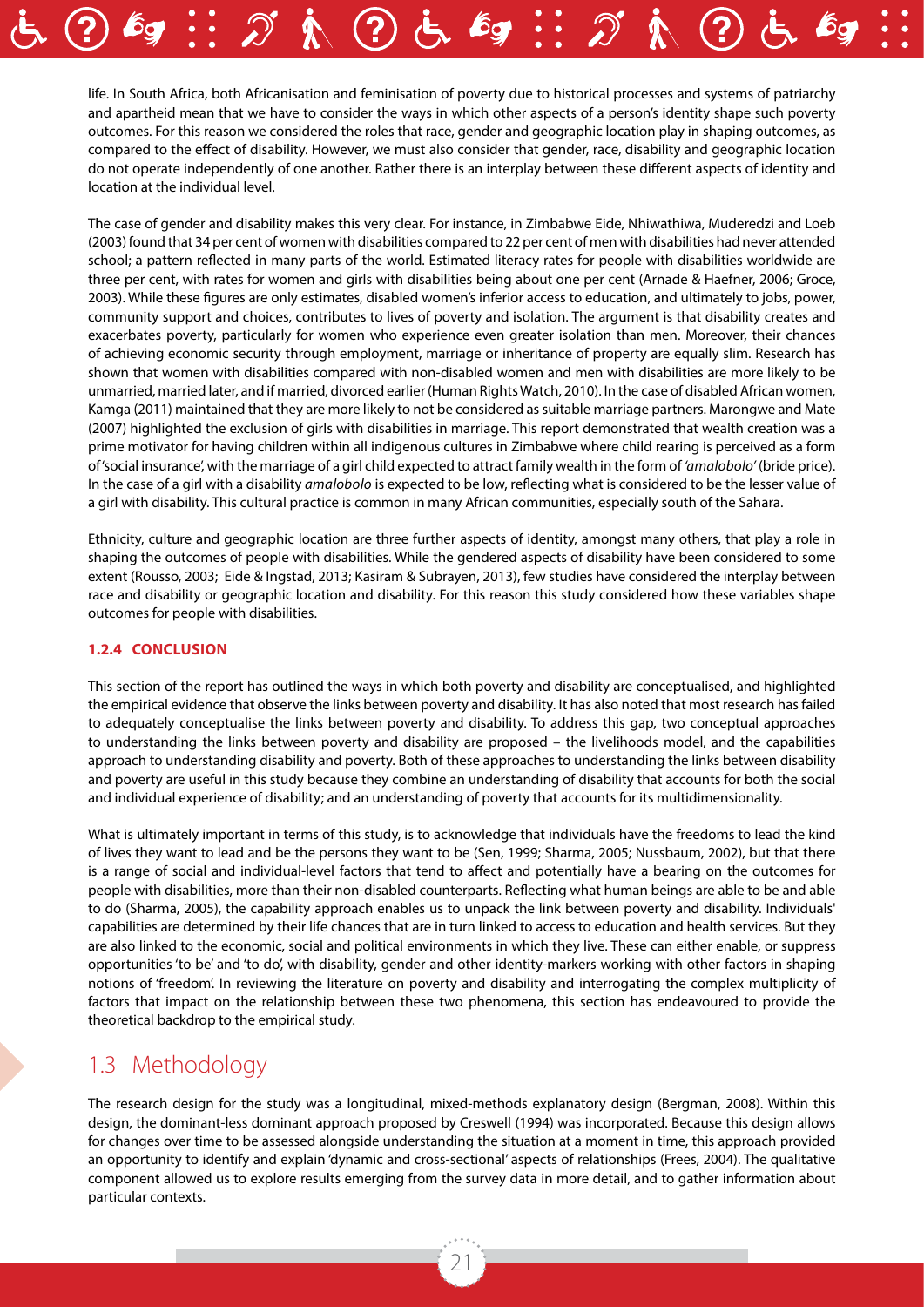life. In South Africa, both Africanisation and feminisation of poverty due to historical processes and systems of patriarchy and apartheid mean that we have to consider the ways in which other aspects of a person's identity shape such poverty outcomes. For this reason we considered the roles that race, gender and geographic location play in shaping outcomes, as compared to the effect of disability. However, we must also consider that gender, race, disability and geographic location do not operate independently of one another. Rather there is an interplay between these different aspects of identity and location at the individual level.

The case of gender and disability makes this very clear. For instance, in Zimbabwe Eide, Nhiwathiwa, Muderedzi and Loeb (2003) found that 34 per cent of women with disabilities compared to 22 per cent of men with disabilities had never attended school; a pattern reflected in many parts of the world. Estimated literacy rates for people with disabilities worldwide are three per cent, with rates for women and girls with disabilities being about one per cent (Arnade & Haefner, 2006; Groce, 2003). While these figures are only estimates, disabled women's inferior access to education, and ultimately to jobs, power, community support and choices, contributes to lives of poverty and isolation. The argument is that disability creates and exacerbates poverty, particularly for women who experience even greater isolation than men. Moreover, their chances of achieving economic security through employment, marriage or inheritance of property are equally slim. Research has shown that women with disabilities compared with non-disabled women and men with disabilities are more likely to be unmarried, married later, and if married, divorced earlier (Human Rights Watch, 2010). In the case of disabled African women, Kamga (2011) maintained that they are more likely to not be considered as suitable marriage partners. Marongwe and Mate (2007) highlighted the exclusion of girls with disabilities in marriage. This report demonstrated that wealth creation was a prime motivator for having children within all indigenous cultures in Zimbabwe where child rearing is perceived as a form of 'social insurance', with the marriage of a girl child expected to attract family wealth in the form of *'amalobolo'* (bride price). In the case of a girl with a disability *amalobolo* is expected to be low, reflecting what is considered to be the lesser value of a girl with disability. This cultural practice is common in many African communities, especially south of the Sahara.

Ethnicity, culture and geographic location are three further aspects of identity, amongst many others, that play a role in shaping the outcomes of people with disabilities. While the gendered aspects of disability have been considered to some extent (Rousso, 2003; Eide & Ingstad, 2013; Kasiram & Subrayen, 2013), few studies have considered the interplay between race and disability or geographic location and disability. For this reason this study considered how these variables shape outcomes for people with disabilities.

#### 1.2.4 CONCLUSION

This section of the report has outlined the ways in which both poverty and disability are conceptualised, and highlighted the empirical evidence that observe the links between poverty and disability. It has also noted that most research has failed to adequately conceptualise the links between poverty and disability. To address this gap, two conceptual approaches to understanding the links between poverty and disability are proposed – the livelihoods model, and the capabilities approach to understanding disability and poverty. Both of these approaches to understanding the links between disability and poverty are useful in this study because they combine an understanding of disability that accounts for both the social and individual experience of disability; and an understanding of poverty that accounts for its multidimensionality.

What is ultimately important in terms of this study, is to acknowledge that individuals have the freedoms to lead the kind of lives they want to lead and be the persons they want to be (Sen, 1999; Sharma, 2005; Nussbaum, 2002), but that there is a range of social and individual-level factors that tend to affect and potentially have a bearing on the outcomes for people with disabilities, more than their non-disabled counterparts. Reflecting what human beings are able to be and able to do (Sharma, 2005), the capability approach enables us to unpack the link between poverty and disability. Individuals' capabilities are determined by their life chances that are in turn linked to access to education and health services. But they are also linked to the economic, social and political environments in which they live. These can either enable, or suppress opportunities 'to be' and 'to do', with disability, gender and other identity-markers working with other factors in shaping notions of 'freedom'. In reviewing the literature on poverty and disability and interrogating the complex multiplicity of factors that impact on the relationship between these two phenomena, this section has endeavoured to provide the theoretical backdrop to the empirical study.

## 1.3 Methodology

The research design for the study was a longitudinal, mixed-methods explanatory design (Bergman, 2008). Within this design, the dominant-less dominant approach proposed by Creswell (1994) was incorporated. Because this design allows for changes over time to be assessed alongside understanding the situation at a moment in time, this approach provided an opportunity to identify and explain 'dynamic and cross-sectional' aspects of relationships (Frees, 2004). The qualitative component allowed us to explore results emerging from the survey data in more detail, and to gather information about particular contexts.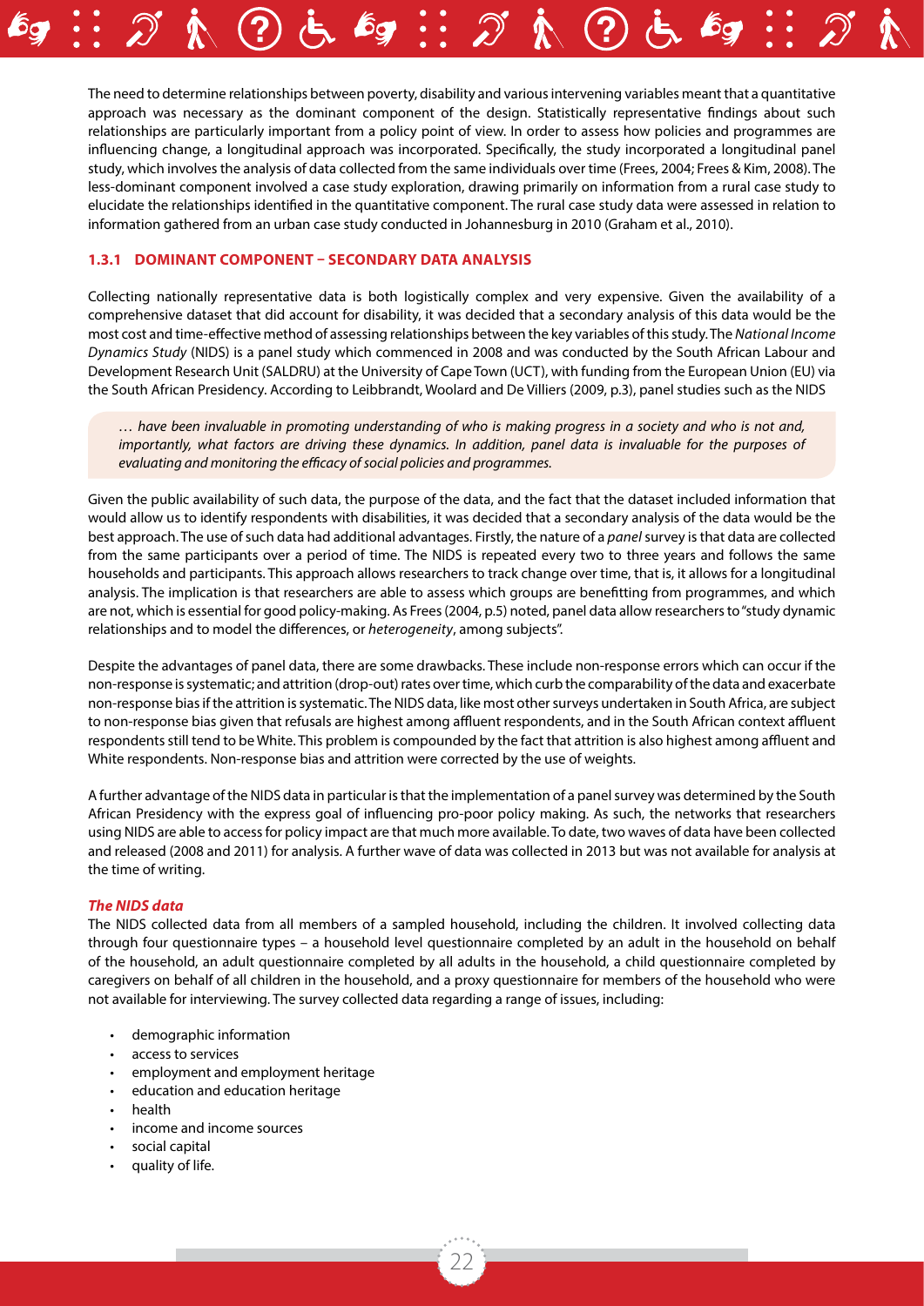The need to determine relationships between poverty, disability and various intervening variables meant that a quantitative approach was necessary as the dominant component of the design. Statistically representative findings about such relationships are particularly important from a policy point of view. In order to assess how policies and programmes are influencing change, a longitudinal approach was incorporated. Specifically, the study incorporated a longitudinal panel study, which involves the analysis of data collected from the same individuals over time (Frees, 2004; Frees & Kim, 2008). The less-dominant component involved a case study exploration, drawing primarily on information from a rural case study to elucidate the relationships identified in the quantitative component. The rural case study data were assessed in relation to information gathered from an urban case study conducted in Johannesburg in 2010 (Graham et al., 2010).

### 1.3.1 DOMINANT COMPONENT – SECONDARY DATA ANALYSIS

Collecting nationally representative data is both logistically complex and very expensive. Given the availability of a comprehensive dataset that did account for disability, it was decided that a secondary analysis of this data would be the most cost and time-effective method of assessing relationships between the key variables of this study. The *National Income Dynamics Study* (NIDS) is a panel study which commenced in 2008 and was conducted by the South African Labour and Development Research Unit (SALDRU) at the University of Cape Town (UCT), with funding from the European Union (EU) via the South African Presidency. According to Leibbrandt, Woolard and De Villiers (2009, p.3), panel studies such as the NIDS

> *… have been invaluable in promoting understanding of who is making progress in a society and who is not and, importantly, what factors are driving these dynamics. In addition, panel data is invaluable for the purposes of evaluating and monitoring the efficacy of social policies and programmes.*

Given the public availability of such data, the purpose of the data, and the fact that the dataset included information that would allow us to identify respondents with disabilities, it was decided that a secondary analysis of the data would be the best approach. The use of such data had additional advantages. Firstly, the nature of a *panel* survey is that data are collected from the same participants over a period of time. The NIDS is repeated every two to three years and follows the same households and participants. This approach allows researchers to track change over time, that is, it allows for a longitudinal analysis. The implication is that researchers are able to assess which groups are benefitting from programmes, and which are not, which is essential for good policy-making. As Frees (2004, p.5) noted, panel data allow researchers to "study dynamic relationships and to model the differences, or *heterogeneity*, among subjects".

Despite the advantages of panel data, there are some drawbacks. These include non-response errors which can occur if the non-response is systematic; and attrition (drop-out) rates over time, which curb the comparability of the data and exacerbate non-response bias if the attrition is systematic. The NIDS data, like most other surveys undertaken in South Africa, are subject to non-response bias given that refusals are highest among affluent respondents, and in the South African context affluent respondents still tend to be White. This problem is compounded by the fact that attrition is also highest among affluent and White respondents. Non-response bias and attrition were corrected by the use of weights.

A further advantage of the NIDS data in particular is that the implementation of a panel survey was determined by the South African Presidency with the express goal of influencing pro-poor policy making. As such, the networks that researchers using NIDS are able to access for policy impact are that much more available. To date, two waves of data have been collected and released (2008 and 2011) for analysis. A further wave of data was collected in 2013 but was not available for analysis at the time of writing.

***The NIDS data***

The NIDS collected data from all members of a sampled household, including the children. It involved collecting data through four questionnaire types – a household level questionnaire completed by an adult in the household on behalf of the household, an adult questionnaire completed by all adults in the household, a child questionnaire completed by caregivers on behalf of all children in the household, and a proxy questionnaire for members of the household who were not available for interviewing. The survey collected data regarding a range of issues, including:

- demographic information
- access to services
- employment and employment heritage
- education and education heritage
- health
- income and income sources
- social capital
- quality of life.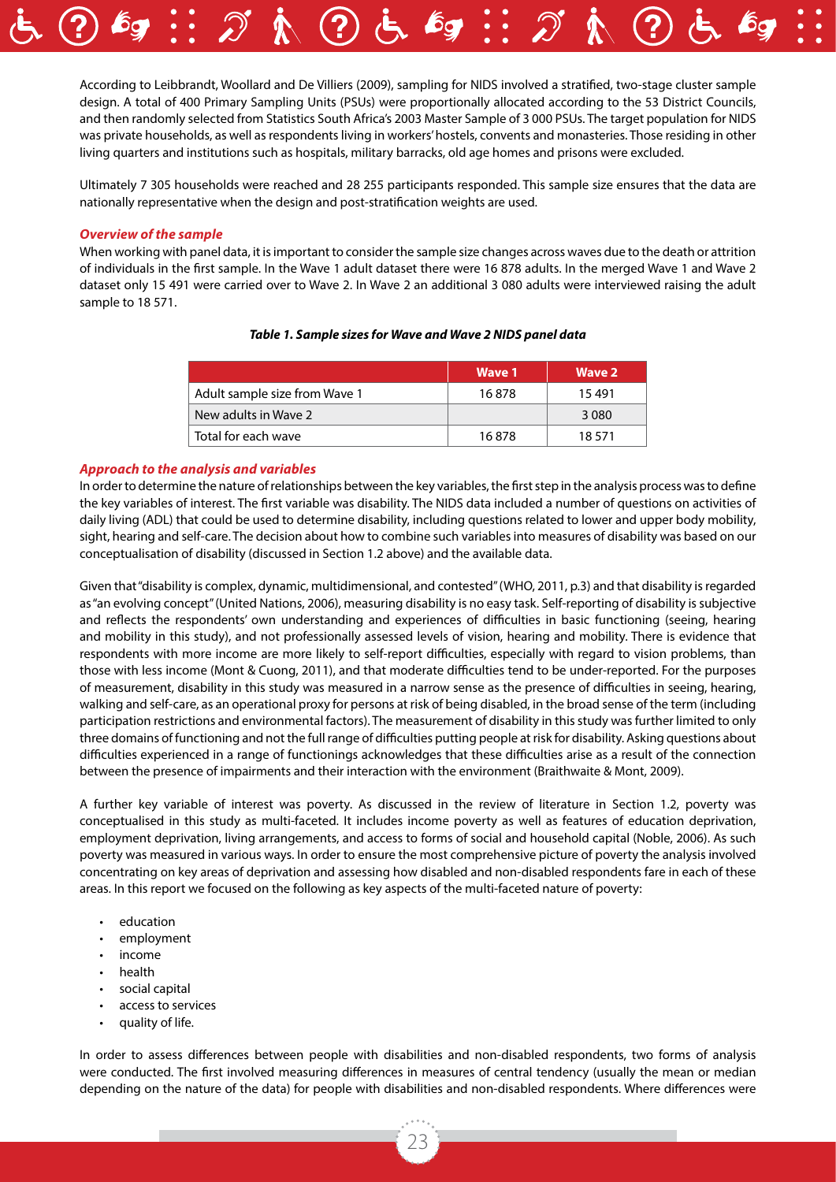According to Leibbrandt, Woollard and De Villiers (2009), sampling for NIDS involved a stratified, two-stage cluster sample design. A total of 400 Primary Sampling Units (PSUs) were proportionally allocated according to the 53 District Councils, and then randomly selected from Statistics South Africa's 2003 Master Sample of 3 000 PSUs. The target population for NIDS was private households, as well as respondents living in workers' hostels, convents and monasteries. Those residing in other living quarters and institutions such as hospitals, military barracks, old age homes and prisons were excluded.

Ultimately 7 305 households were reached and 28 255 participants responded. This sample size ensures that the data are nationally representative when the design and post-stratification weights are used.

***Overview of the sample***

When working with panel data, it is important to consider the sample size changes across waves due to the death or attrition of individuals in the first sample. In the Wave 1 adult dataset there were 16 878 adults. In the merged Wave 1 and Wave 2 dataset only 15 491 were carried over to Wave 2. In Wave 2 an additional 3 080 adults were interviewed raising the adult sample to 18 571.

***Table 1. Sample sizes for Wave and Wave 2 NIDS panel data***

| | Wave 1 | Wave 2 |
|---|---|---|
| Adult sample size from Wave 1 | 16 878 | 15 491 |
| New adults in Wave 2 | | 3 080 |
| Total for each wave | 16 878 | 18 571 |

***Approach to the analysis and variables***

In order to determine the nature of relationships between the key variables, the first step in the analysis process was to define the key variables of interest. The first variable was disability. The NIDS data included a number of questions on activities of daily living (ADL) that could be used to determine disability, including questions related to lower and upper body mobility, sight, hearing and self-care. The decision about how to combine such variables into measures of disability was based on our conceptualisation of disability (discussed in Section 1.2 above) and the available data.

Given that "disability is complex, dynamic, multidimensional, and contested" (WHO, 2011, p.3) and that disability is regarded as "an evolving concept" (United Nations, 2006), measuring disability is no easy task. Self-reporting of disability is subjective and reflects the respondents' own understanding and experiences of difficulties in basic functioning (seeing, hearing and mobility in this study), and not professionally assessed levels of vision, hearing and mobility. There is evidence that respondents with more income are more likely to self-report difficulties, especially with regard to vision problems, than those with less income (Mont & Cuong, 2011), and that moderate difficulties tend to be under-reported. For the purposes of measurement, disability in this study was measured in a narrow sense as the presence of difficulties in seeing, hearing, walking and self-care, as an operational proxy for persons at risk of being disabled, in the broad sense of the term (including participation restrictions and environmental factors). The measurement of disability in this study was further limited to only three domains of functioning and not the full range of difficulties putting people at risk for disability. Asking questions about difficulties experienced in a range of functionings acknowledges that these difficulties arise as a result of the connection between the presence of impairments and their interaction with the environment (Braithwaite & Mont, 2009).

A further key variable of interest was poverty. As discussed in the review of literature in Section 1.2, poverty was conceptualised in this study as multi-faceted. It includes income poverty as well as features of education deprivation, employment deprivation, living arrangements, and access to forms of social and household capital (Noble, 2006). As such poverty was measured in various ways. In order to ensure the most comprehensive picture of poverty the analysis involved concentrating on key areas of deprivation and assessing how disabled and non-disabled respondents fare in each of these areas. In this report we focused on the following as key aspects of the multi-faceted nature of poverty:

- education
- employment
- income
- health
- social capital
- access to services
- quality of life.

In order to assess differences between people with disabilities and non-disabled respondents, two forms of analysis were conducted. The first involved measuring differences in measures of central tendency (usually the mean or median depending on the nature of the data) for people with disabilities and non-disabled respondents. Where differences were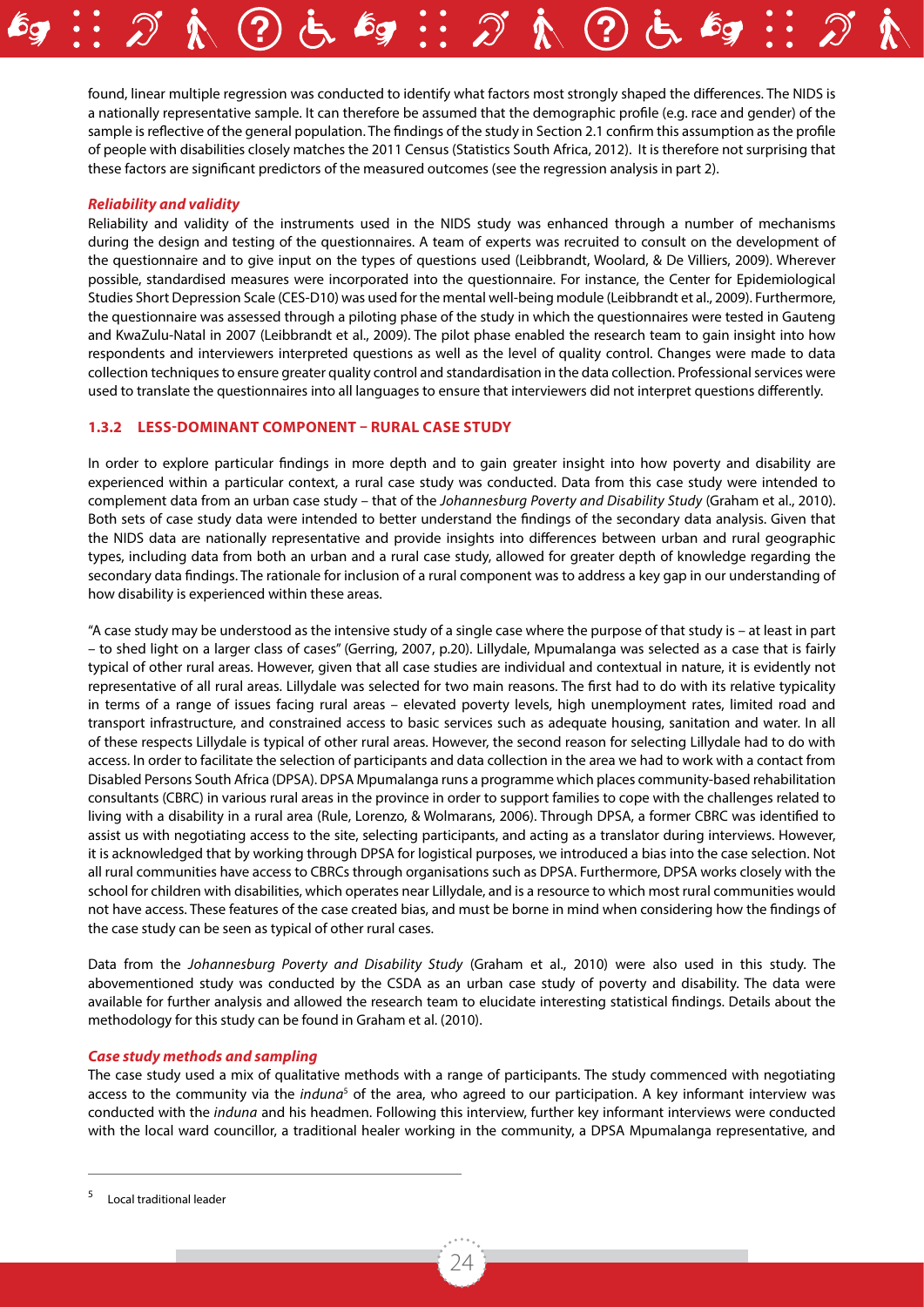found, linear multiple regression was conducted to identify what factors most strongly shaped the differences. The NIDS is a nationally representative sample. It can therefore be assumed that the demographic profile (e.g. race and gender) of the sample is reflective of the general population. The findings of the study in Section 2.1 confirm this assumption as the profile of people with disabilities closely matches the 2011 Census (Statistics South Africa, 2012). It is therefore not surprising that these factors are significant predictors of the measured outcomes (see the regression analysis in part 2).

***Reliability and validity***

Reliability and validity of the instruments used in the NIDS study was enhanced through a number of mechanisms during the design and testing of the questionnaires. A team of experts was recruited to consult on the development of the questionnaire and to give input on the types of questions used (Leibbrandt, Woolard, & De Villiers, 2009). Wherever possible, standardised measures were incorporated into the questionnaire. For instance, the Center for Epidemiological Studies Short Depression Scale (CES-D10) was used for the mental well-being module (Leibbrandt et al., 2009). Furthermore, the questionnaire was assessed through a piloting phase of the study in which the questionnaires were tested in Gauteng and KwaZulu-Natal in 2007 (Leibbrandt et al., 2009). The pilot phase enabled the research team to gain insight into how respondents and interviewers interpreted questions as well as the level of quality control. Changes were made to data collection techniques to ensure greater quality control and standardisation in the data collection. Professional services were used to translate the questionnaires into all languages to ensure that interviewers did not interpret questions differently.

### 1.3.2 LESS-DOMINANT COMPONENT – RURAL CASE STUDY

In order to explore particular findings in more depth and to gain greater insight into how poverty and disability are experienced within a particular context, a rural case study was conducted. Data from this case study were intended to complement data from an urban case study – that of the *Johannesburg Poverty and Disability Study* (Graham et al., 2010). Both sets of case study data were intended to better understand the findings of the secondary data analysis. Given that the NIDS data are nationally representative and provide insights into differences between urban and rural geographic types, including data from both an urban and a rural case study, allowed for greater depth of knowledge regarding the secondary data findings. The rationale for inclusion of a rural component was to address a key gap in our understanding of how disability is experienced within these areas.

"A case study may be understood as the intensive study of a single case where the purpose of that study is – at least in part – to shed light on a larger class of cases" (Gerring, 2007, p.20). Lillydale, Mpumalanga was selected as a case that is fairly typical of other rural areas. However, given that all case studies are individual and contextual in nature, it is evidently not representative of all rural areas. Lillydale was selected for two main reasons. The first had to do with its relative typicality in terms of a range of issues facing rural areas – elevated poverty levels, high unemployment rates, limited road and transport infrastructure, and constrained access to basic services such as adequate housing, sanitation and water. In all of these respects Lillydale is typical of other rural areas. However, the second reason for selecting Lillydale had to do with access. In order to facilitate the selection of participants and data collection in the area we had to work with a contact from Disabled Persons South Africa (DPSA). DPSA Mpumalanga runs a programme which places community-based rehabilitation consultants (CBRC) in various rural areas in the province in order to support families to cope with the challenges related to living with a disability in a rural area (Rule, Lorenzo, & Wolmarans, 2006). Through DPSA, a former CBRC was identified to assist us with negotiating access to the site, selecting participants, and acting as a translator during interviews. However, it is acknowledged that by working through DPSA for logistical purposes, we introduced a bias into the case selection. Not all rural communities have access to CBRCs through organisations such as DPSA. Furthermore, DPSA works closely with the school for children with disabilities, which operates near Lillydale, and is a resource to which most rural communities would not have access. These features of the case created bias, and must be borne in mind when considering how the findings of the case study can be seen as typical of other rural cases.

Data from the *Johannesburg Poverty and Disability Study* (Graham et al., 2010) were also used in this study. The abovementioned study was conducted by the CSDA as an urban case study of poverty and disability. The data were available for further analysis and allowed the research team to elucidate interesting statistical findings. Details about the methodology for this study can be found in Graham et al. (2010).

***Case study methods and sampling***

The case study used a mix of qualitative methods with a range of participants. The study commenced with negotiating access to the community via the *induna*[5] of the area, who agreed to our participation. A key informant interview was conducted with the *induna* and his headmen. Following this interview, further key informant interviews were conducted with the local ward councillor, a traditional healer working in the community, a DPSA Mpumalanga representative, and

---

[5] Local traditional leader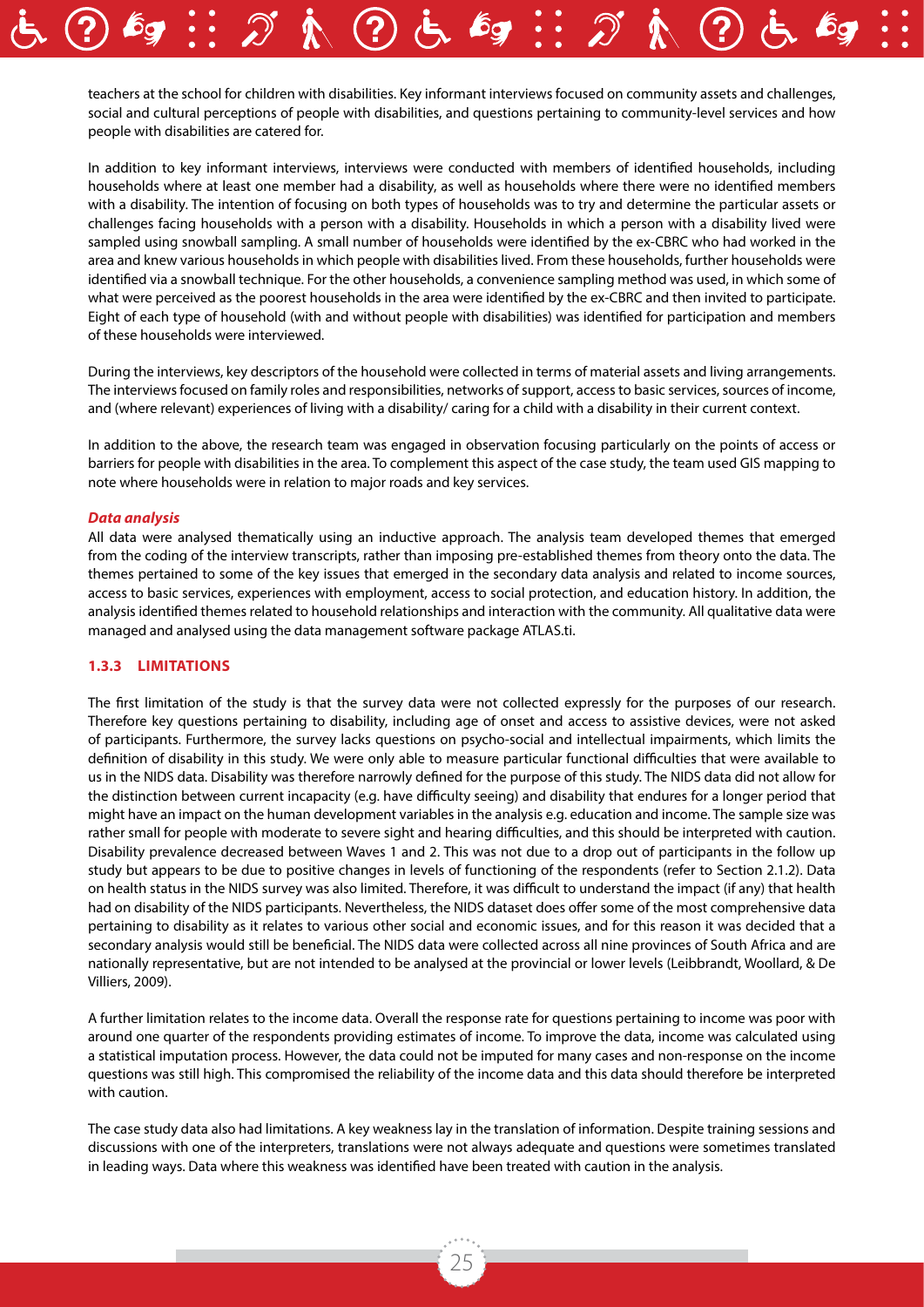teachers at the school for children with disabilities. Key informant interviews focused on community assets and challenges, social and cultural perceptions of people with disabilities, and questions pertaining to community-level services and how people with disabilities are catered for.

In addition to key informant interviews, interviews were conducted with members of identified households, including households where at least one member had a disability, as well as households where there were no identified members with a disability. The intention of focusing on both types of households was to try and determine the particular assets or challenges facing households with a person with a disability. Households in which a person with a disability lived were sampled using snowball sampling. A small number of households were identified by the ex-CBRC who had worked in the area and knew various households in which people with disabilities lived. From these households, further households were identified via a snowball technique. For the other households, a convenience sampling method was used, in which some of what were perceived as the poorest households in the area were identified by the ex-CBRC and then invited to participate. Eight of each type of household (with and without people with disabilities) was identified for participation and members of these households were interviewed.

During the interviews, key descriptors of the household were collected in terms of material assets and living arrangements. The interviews focused on family roles and responsibilities, networks of support, access to basic services, sources of income, and (where relevant) experiences of living with a disability/ caring for a child with a disability in their current context.

In addition to the above, the research team was engaged in observation focusing particularly on the points of access or barriers for people with disabilities in the area. To complement this aspect of the case study, the team used GIS mapping to note where households were in relation to major roads and key services.

***Data analysis***

All data were analysed thematically using an inductive approach. The analysis team developed themes that emerged from the coding of the interview transcripts, rather than imposing pre-established themes from theory onto the data. The themes pertained to some of the key issues that emerged in the secondary data analysis and related to income sources, access to basic services, experiences with employment, access to social protection, and education history. In addition, the analysis identified themes related to household relationships and interaction with the community. All qualitative data were managed and analysed using the data management software package ATLAS.ti.

### 1.3.3 LIMITATIONS

The first limitation of the study is that the survey data were not collected expressly for the purposes of our research. Therefore key questions pertaining to disability, including age of onset and access to assistive devices, were not asked of participants. Furthermore, the survey lacks questions on psycho-social and intellectual impairments, which limits the definition of disability in this study. We were only able to measure particular functional difficulties that were available to us in the NIDS data. Disability was therefore narrowly defined for the purpose of this study. The NIDS data did not allow for the distinction between current incapacity (e.g. have difficulty seeing) and disability that endures for a longer period that might have an impact on the human development variables in the analysis e.g. education and income. The sample size was rather small for people with moderate to severe sight and hearing difficulties, and this should be interpreted with caution. Disability prevalence decreased between Waves 1 and 2. This was not due to a drop out of participants in the follow up study but appears to be due to positive changes in levels of functioning of the respondents (refer to Section 2.1.2). Data on health status in the NIDS survey was also limited. Therefore, it was difficult to understand the impact (if any) that health had on disability of the NIDS participants. Nevertheless, the NIDS dataset does offer some of the most comprehensive data pertaining to disability as it relates to various other social and economic issues, and for this reason it was decided that a secondary analysis would still be beneficial. The NIDS data were collected across all nine provinces of South Africa and are nationally representative, but are not intended to be analysed at the provincial or lower levels (Leibbrandt, Woollard, & De Villiers, 2009).

A further limitation relates to the income data. Overall the response rate for questions pertaining to income was poor with around one quarter of the respondents providing estimates of income. To improve the data, income was calculated using a statistical imputation process. However, the data could not be imputed for many cases and non-response on the income questions was still high. This compromised the reliability of the income data and this data should therefore be interpreted with caution.

The case study data also had limitations. A key weakness lay in the translation of information. Despite training sessions and discussions with one of the interpreters, translations were not always adequate and questions were sometimes translated in leading ways. Data where this weakness was identified have been treated with caution in the analysis.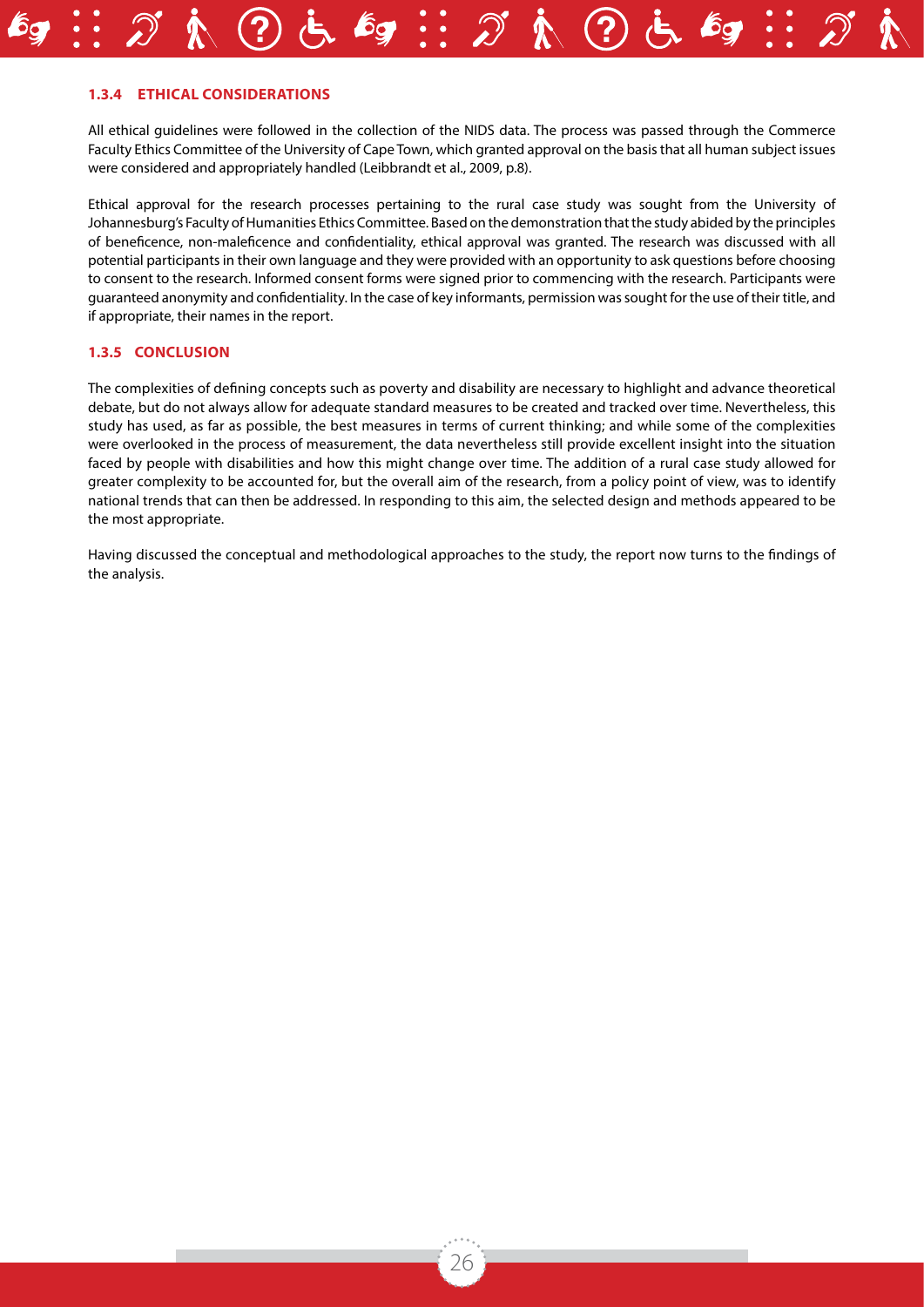### 1.3.4 ETHICAL CONSIDERATIONS

All ethical guidelines were followed in the collection of the NIDS data. The process was passed through the Commerce Faculty Ethics Committee of the University of Cape Town, which granted approval on the basis that all human subject issues were considered and appropriately handled (Leibbrandt et al., 2009, p.8).

Ethical approval for the research processes pertaining to the rural case study was sought from the University of Johannesburg's Faculty of Humanities Ethics Committee. Based on the demonstration that the study abided by the principles of beneficence, non-maleficence and confidentiality, ethical approval was granted. The research was discussed with all potential participants in their own language and they were provided with an opportunity to ask questions before choosing to consent to the research. Informed consent forms were signed prior to commencing with the research. Participants were guaranteed anonymity and confidentiality. In the case of key informants, permission was sought for the use of their title, and if appropriate, their names in the report.

### 1.3.5 CONCLUSION

The complexities of defining concepts such as poverty and disability are necessary to highlight and advance theoretical debate, but do not always allow for adequate standard measures to be created and tracked over time. Nevertheless, this study has used, as far as possible, the best measures in terms of current thinking; and while some of the complexities were overlooked in the process of measurement, the data nevertheless still provide excellent insight into the situation faced by people with disabilities and how this might change over time. The addition of a rural case study allowed for greater complexity to be accounted for, but the overall aim of the research, from a policy point of view, was to identify national trends that can then be addressed. In responding to this aim, the selected design and methods appeared to be the most appropriate.

Having discussed the conceptual and methodological approaches to the study, the report now turns to the findings of the analysis.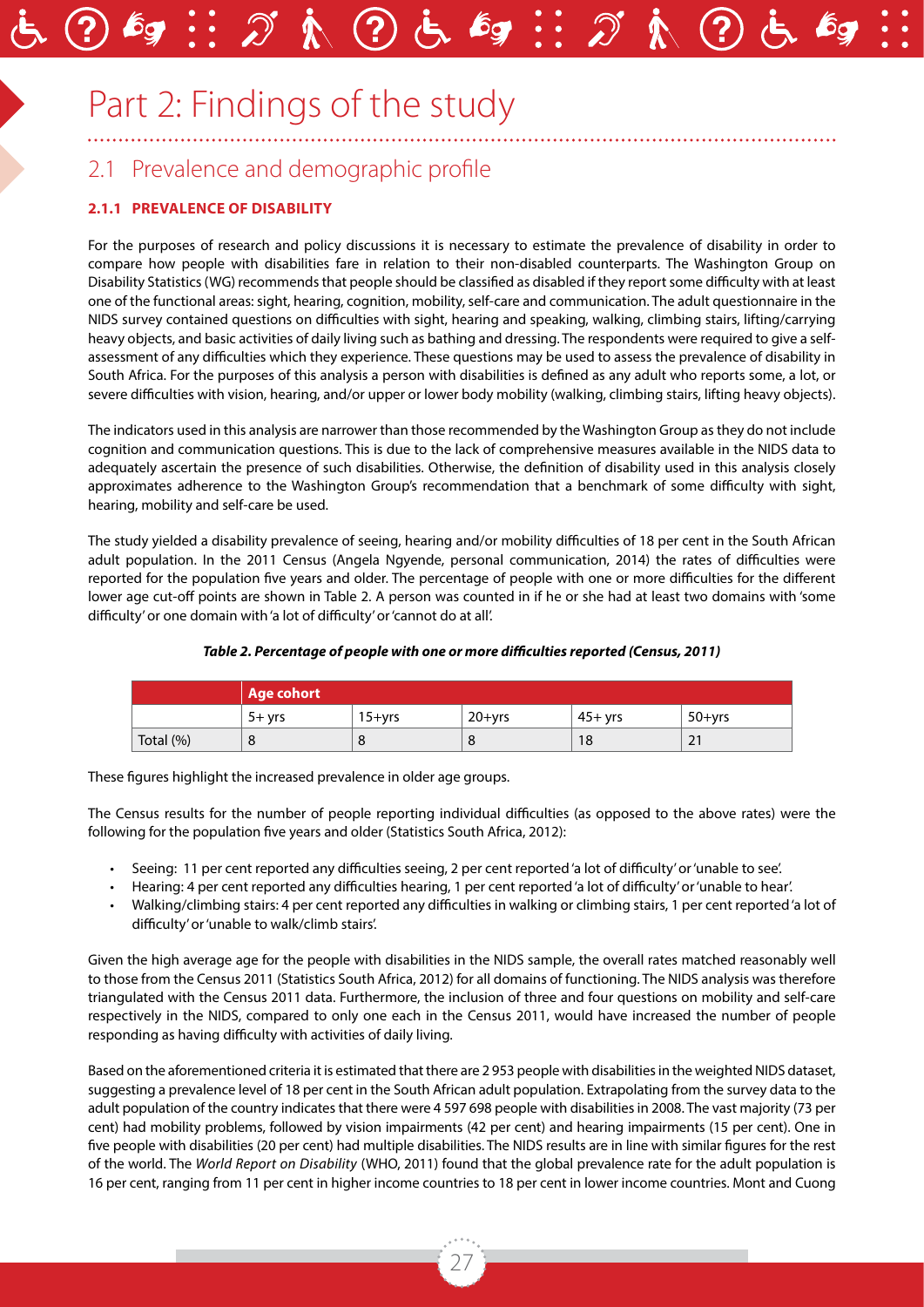# Part 2: Findings of the study

## 2.1 Prevalence and demographic profile

### 2.1.1 PREVALENCE OF DISABILITY

For the purposes of research and policy discussions it is necessary to estimate the prevalence of disability in order to compare how people with disabilities fare in relation to their non-disabled counterparts. The Washington Group on Disability Statistics (WG) recommends that people should be classified as disabled if they report some difficulty with at least one of the functional areas: sight, hearing, cognition, mobility, self-care and communication. The adult questionnaire in the NIDS survey contained questions on difficulties with sight, hearing and speaking, walking, climbing stairs, lifting/carrying heavy objects, and basic activities of daily living such as bathing and dressing. The respondents were required to give a self-assessment of any difficulties which they experience. These questions may be used to assess the prevalence of disability in South Africa. For the purposes of this analysis a person with disabilities is defined as any adult who reports some, a lot, or severe difficulties with vision, hearing, and/or upper or lower body mobility (walking, climbing stairs, lifting heavy objects).

The indicators used in this analysis are narrower than those recommended by the Washington Group as they do not include cognition and communication questions. This is due to the lack of comprehensive measures available in the NIDS data to adequately ascertain the presence of such disabilities. Otherwise, the definition of disability used in this analysis closely approximates adherence to the Washington Group's recommendation that a benchmark of some difficulty with sight, hearing, mobility and self-care be used.

The study yielded a disability prevalence of seeing, hearing and/or mobility difficulties of 18 per cent in the South African adult population. In the 2011 Census (Angela Ngyende, personal communication, 2014) the rates of difficulties were reported for the population five years and older. The percentage of people with one or more difficulties for the different lower age cut-off points are shown in Table 2. A person was counted in if he or she had at least two domains with 'some difficulty' or one domain with 'a lot of difficulty' or 'cannot do at all'.

***Table 2. Percentage of people with one or more difficulties reported (Census, 2011)***

| | Age cohort | | | | |
|---|---|---|---|---|---|
| | 5+ yrs | 15+yrs | 20+yrs | 45+ yrs | 50+yrs |
| Total (%) | 8 | 8 | 8 | 18 | 21 |

These figures highlight the increased prevalence in older age groups.

The Census results for the number of people reporting individual difficulties (as opposed to the above rates) were the following for the population five years and older (Statistics South Africa, 2012):

- Seeing: 11 per cent reported any difficulties seeing, 2 per cent reported 'a lot of difficulty' or 'unable to see'.
- Hearing: 4 per cent reported any difficulties hearing, 1 per cent reported 'a lot of difficulty' or 'unable to hear'.
- Walking/climbing stairs: 4 per cent reported any difficulties in walking or climbing stairs, 1 per cent reported 'a lot of difficulty' or 'unable to walk/climb stairs'.

Given the high average age for the people with disabilities in the NIDS sample, the overall rates matched reasonably well to those from the Census 2011 (Statistics South Africa, 2012) for all domains of functioning. The NIDS analysis was therefore triangulated with the Census 2011 data. Furthermore, the inclusion of three and four questions on mobility and self-care respectively in the NIDS, compared to only one each in the Census 2011, would have increased the number of people responding as having difficulty with activities of daily living.

Based on the aforementioned criteria it is estimated that there are 2 953 people with disabilities in the weighted NIDS dataset, suggesting a prevalence level of 18 per cent in the South African adult population. Extrapolating from the survey data to the adult population of the country indicates that there were 4 597 698 people with disabilities in 2008. The vast majority (73 per cent) had mobility problems, followed by vision impairments (42 per cent) and hearing impairments (15 per cent). One in five people with disabilities (20 per cent) had multiple disabilities. The NIDS results are in line with similar figures for the rest of the world. The *World Report on Disability* (WHO, 2011) found that the global prevalence rate for the adult population is 16 per cent, ranging from 11 per cent in higher income countries to 18 per cent in lower income countries. Mont and Cuong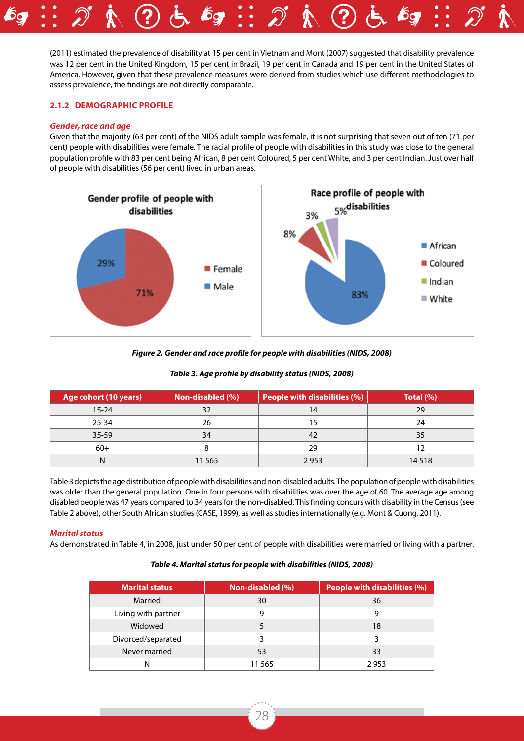(2011) estimated the prevalence of disability at 15 per cent in Vietnam and Mont (2007) suggested that disability prevalence was 12 per cent in the United Kingdom, 15 per cent in Brazil, 19 per cent in Canada and 19 per cent in the United States of America. However, given that these prevalence measures were derived from studies which use different methodologies to assess prevalence, the findings are not directly comparable.

### 2.1.2 DEMOGRAPHIC PROFILE

***Gender, race and age***

Given that the majority (63 per cent) of the NIDS adult sample was female, it is not surprising that seven out of ten (71 per cent) people with disabilities were female. The racial profile of people with disabilities in this study was close to the general population profile with 83 per cent being African, 8 per cent Coloured, 5 per cent White, and 3 per cent Indian. Just over half of people with disabilities (56 per cent) lived in urban areas.

Gender profile of people with disabilities

- Female: 71%
- Male: 29%

Race profile of people with disabilities

- African: 83%
- Coloured: 8%
- Indian: 3%
- White: 5%

***Figure 2. Gender and race profile for people with disabilities (NIDS, 2008)***

***Table 3. Age profile by disability status (NIDS, 2008)***

| Age cohort (10 years) | Non-disabled (%) | People with disabilities (%) | Total (%) |
|---|---|---|---|
| 15-24 | 32 | 14 | 29 |
| 25-34 | 26 | 15 | 24 |
| 35-59 | 34 | 42 | 35 |
| 60+ | 8 | 29 | 12 |
| N | 11 565 | 2 953 | 14 518 |

Table 3 depicts the age distribution of people with disabilities and non-disabled adults. The population of people with disabilities was older than the general population. One in four persons with disabilities was over the age of 60. The average age among disabled people was 47 years compared to 34 years for the non-disabled. This finding concurs with disability in the Census (see Table 2 above), other South African studies (CASE, 1999), as well as studies internationally (e.g. Mont & Cuong, 2011).

***Marital status***

As demonstrated in Table 4, in 2008, just under 50 per cent of people with disabilities were married or living with a partner.

***Table 4. Marital status for people with disabilities (NIDS, 2008)***

| Marital status | Non-disabled (%) | People with disabilities (%) |
|---|---|---|
| Married | 30 | 36 |
| Living with partner | 9 | 9 |
| Widowed | 5 | 18 |
| Divorced/separated | 3 | 3 |
| Never married | 53 | 33 |
| N | 11 565 | 2 953 |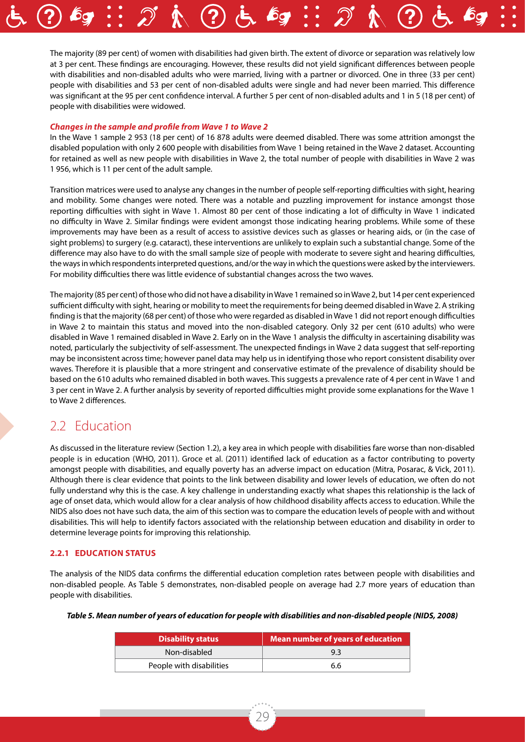The majority (89 per cent) of women with disabilities had given birth. The extent of divorce or separation was relatively low at 3 per cent. These findings are encouraging. However, these results did not yield significant differences between people with disabilities and non-disabled adults who were married, living with a partner or divorced. One in three (33 per cent) people with disabilities and 53 per cent of non-disabled adults were single and had never been married. This difference was significant at the 95 per cent confidence interval. A further 5 per cent of non-disabled adults and 1 in 5 (18 per cent) of people with disabilities were widowed.

***Changes in the sample and profile from Wave 1 to Wave 2***

In the Wave 1 sample 2 953 (18 per cent) of 16 878 adults were deemed disabled. There was some attrition amongst the disabled population with only 2 600 people with disabilities from Wave 1 being retained in the Wave 2 dataset. Accounting for retained as well as new people with disabilities in Wave 2, the total number of people with disabilities in Wave 2 was 1 956, which is 11 per cent of the adult sample.

Transition matrices were used to analyse any changes in the number of people self-reporting difficulties with sight, hearing and mobility. Some changes were noted. There was a notable and puzzling improvement for instance amongst those reporting difficulties with sight in Wave 1. Almost 80 per cent of those indicating a lot of difficulty in Wave 1 indicated no difficulty in Wave 2. Similar findings were evident amongst those indicating hearing problems. While some of these improvements may have been as a result of access to assistive devices such as glasses or hearing aids, or (in the case of sight problems) to surgery (e.g. cataract), these interventions are unlikely to explain such a substantial change. Some of the difference may also have to do with the small sample size of people with moderate to severe sight and hearing difficulties, the ways in which respondents interpreted questions, and/or the way in which the questions were asked by the interviewers. For mobility difficulties there was little evidence of substantial changes across the two waves.

The majority (85 per cent) of those who did not have a disability in Wave 1 remained so in Wave 2, but 14 per cent experienced sufficient difficulty with sight, hearing or mobility to meet the requirements for being deemed disabled in Wave 2. A striking finding is that the majority (68 per cent) of those who were regarded as disabled in Wave 1 did not report enough difficulties in Wave 2 to maintain this status and moved into the non-disabled category. Only 32 per cent (610 adults) who were disabled in Wave 1 remained disabled in Wave 2. Early on in the Wave 1 analysis the difficulty in ascertaining disability was noted, particularly the subjectivity of self-assessment. The unexpected findings in Wave 2 data suggest that self-reporting may be inconsistent across time; however panel data may help us in identifying those who report consistent disability over waves. Therefore it is plausible that a more stringent and conservative estimate of the prevalence of disability should be based on the 610 adults who remained disabled in both waves. This suggests a prevalence rate of 4 per cent in Wave 1 and 3 per cent in Wave 2. A further analysis by severity of reported difficulties might provide some explanations for the Wave 1 to Wave 2 differences.

## 2.2 Education

As discussed in the literature review (Section 1.2), a key area in which people with disabilities fare worse than non-disabled people is in education (WHO, 2011). Groce et al. (2011) identified lack of education as a factor contributing to poverty amongst people with disabilities, and equally poverty has an adverse impact on education (Mitra, Posarac, & Vick, 2011). Although there is clear evidence that points to the link between disability and lower levels of education, we often do not fully understand why this is the case. A key challenge in understanding exactly what shapes this relationship is the lack of age of onset data, which would allow for a clear analysis of how childhood disability affects access to education. While the NIDS also does not have such data, the aim of this section was to compare the education levels of people with and without disabilities. This will help to identify factors associated with the relationship between education and disability in order to determine leverage points for improving this relationship.

### 2.2.1 EDUCATION STATUS

The analysis of the NIDS data confirms the differential education completion rates between people with disabilities and non-disabled people. As Table 5 demonstrates, non-disabled people on average had 2.7 more years of education than people with disabilities.

***Table 5. Mean number of years of education for people with disabilities and non-disabled people (NIDS, 2008)***

| Disability status | Mean number of years of education |
|---|---|
| Non-disabled | 9.3 |
| People with disabilities | 6.6 |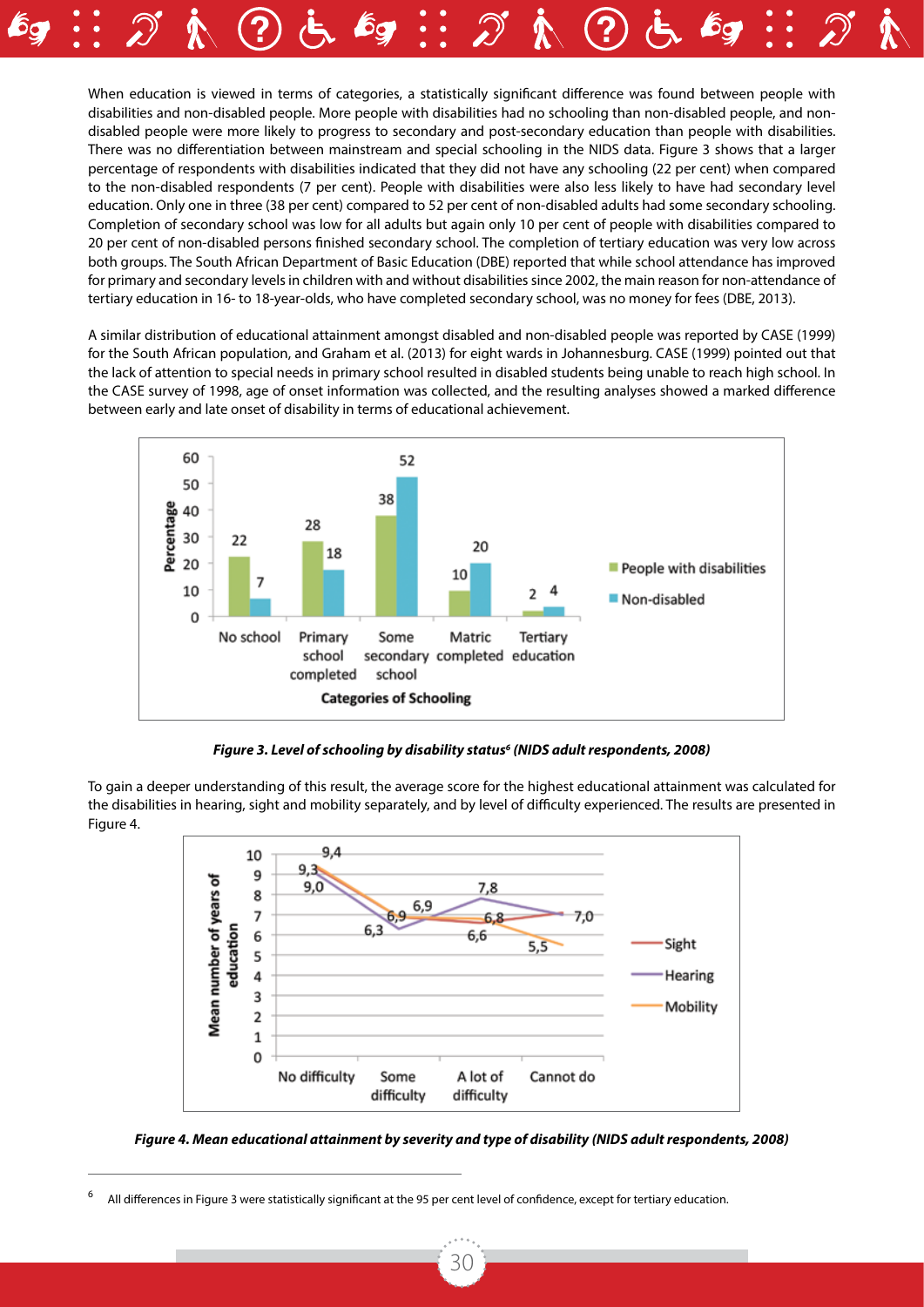When education is viewed in terms of categories, a statistically significant difference was found between people with disabilities and non-disabled people. More people with disabilities had no schooling than non-disabled people, and non-disabled people were more likely to progress to secondary and post-secondary education than people with disabilities. There was no differentiation between mainstream and special schooling in the NIDS data. Figure 3 shows that a larger percentage of respondents with disabilities indicated that they did not have any schooling (22 per cent) when compared to the non-disabled respondents (7 per cent). People with disabilities were also less likely to have had secondary level education. Only one in three (38 per cent) compared to 52 per cent of non-disabled adults had some secondary schooling. Completion of secondary school was low for all adults but again only 10 per cent of people with disabilities compared to 20 per cent of non-disabled persons finished secondary school. The completion of tertiary education was very low across both groups. The South African Department of Basic Education (DBE) reported that while school attendance has improved for primary and secondary levels in children with and without disabilities since 2002, the main reason for non-attendance of tertiary education in 16- to 18-year-olds, who have completed secondary school, was no money for fees (DBE, 2013).

A similar distribution of educational attainment amongst disabled and non-disabled people was reported by CASE (1999) for the South African population, and Graham et al. (2013) for eight wards in Johannesburg. CASE (1999) pointed out that the lack of attention to special needs in primary school resulted in disabled students being unable to reach high school. In the CASE survey of 1998, age of onset information was collected, and the resulting analyses showed a marked difference between early and late onset of disability in terms of educational achievement.

| Categories of Schooling | People with disabilities (%) | Non-disabled (%) |
|---|---|---|
| No school | 22 | 7 |
| Primary school completed | 28 | 18 |
| Some secondary school | 38 | 52 |
| Matric completed | 10 | 20 |
| Tertiary education | 2 | 4 |

***Figure 3. Level of schooling by disability status[6] (NIDS adult respondents, 2008)***

To gain a deeper understanding of this result, the average score for the highest educational attainment was calculated for the disabilities in hearing, sight and mobility separately, and by level of difficulty experienced. The results are presented in Figure 4.

| Mean number of years of education | No difficulty | Some difficulty | A lot of difficulty | Cannot do |
|---|---|---|---|---|
| Sight | 9,3 | 6,9 | 6,6 | 7,0 |
| Hearing | 9,0 | 6,3 | 7,8 | 7,0 |
| Mobility | 9,4 | 6,9 | 6,8 | 5,5 |

***Figure 4. Mean educational attainment by severity and type of disability (NIDS adult respondents, 2008)***

[6] All differences in Figure 3 were statistically significant at the 95 per cent level of confidence, except for tertiary education.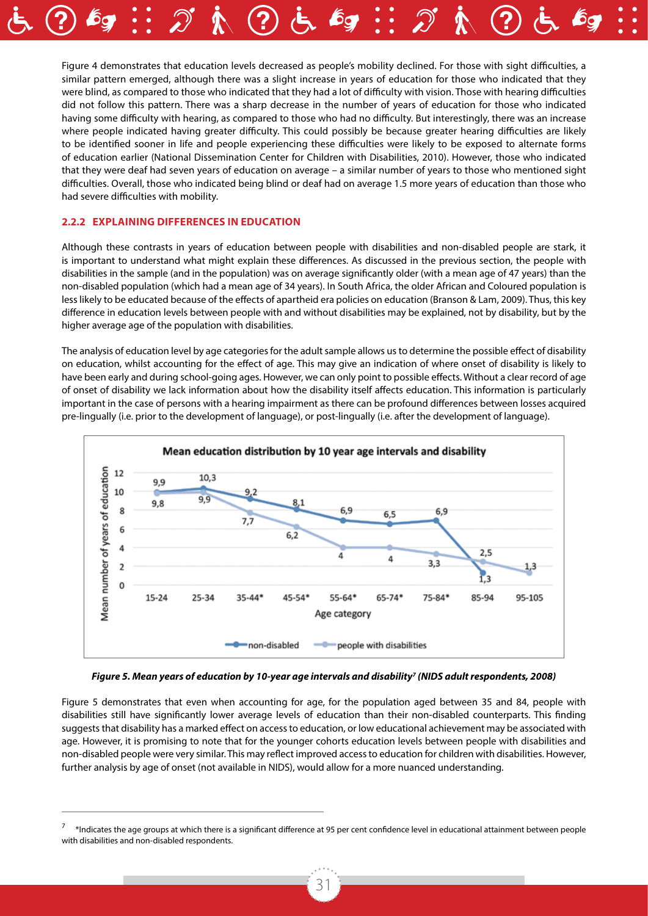Figure 4 demonstrates that education levels decreased as people's mobility declined. For those with sight difficulties, a similar pattern emerged, although there was a slight increase in years of education for those who indicated that they were blind, as compared to those who indicated that they had a lot of difficulty with vision. Those with hearing difficulties did not follow this pattern. There was a sharp decrease in the number of years of education for those who indicated having some difficulty with hearing, as compared to those who had no difficulty. But interestingly, there was an increase where people indicated having greater difficulty. This could possibly be because greater hearing difficulties are likely to be identified sooner in life and people experiencing these difficulties were likely to be exposed to alternate forms of education earlier (National Dissemination Center for Children with Disabilities, 2010). However, those who indicated that they were deaf had seven years of education on average – a similar number of years to those who mentioned sight difficulties. Overall, those who indicated being blind or deaf had on average 1.5 more years of education than those who had severe difficulties with mobility.

### 2.2.2 EXPLAINING DIFFERENCES IN EDUCATION

Although these contrasts in years of education between people with disabilities and non-disabled people are stark, it is important to understand what might explain these differences. As discussed in the previous section, the people with disabilities in the sample (and in the population) was on average significantly older (with a mean age of 47 years) than the non-disabled population (which had a mean age of 34 years). In South Africa, the older African and Coloured population is less likely to be educated because of the effects of apartheid era policies on education (Branson & Lam, 2009). Thus, this key difference in education levels between people with and without disabilities may be explained, not by disability, but by the higher average age of the population with disabilities.

The analysis of education level by age categories for the adult sample allows us to determine the possible effect of disability on education, whilst accounting for the effect of age. This may give an indication of where onset of disability is likely to have been early and during school-going ages. However, we can only point to possible effects. Without a clear record of age of onset of disability we lack information about how the disability itself affects education. This information is particularly important in the case of persons with a hearing impairment as there can be profound differences between losses acquired pre-lingually (i.e. prior to the development of language), or post-lingually (i.e. after the development of language).

**Mean education distribution by 10 year age intervals and disability**

| Age category | non-disabled | people with disabilities |
|---|---|---|
| 15-24 | 9,9 | 9,8 |
| 25-34 | 10,3 | 9,9 |
| 35-44* | 9,2 | 7,7 |
| 45-54* | 8,1 | 6,2 |
| 55-64* | 6,9 | 4 |
| 65-74* | 6,5 | 4 |
| 75-84* | 6,9 | 3,3 |
| 85-94 | 1,3 | 2,5 |
| 95-105 | | 1,3 |

*Figure 5. Mean years of education by 10-year age intervals and disability[7] (NIDS adult respondents, 2008)*

Figure 5 demonstrates that even when accounting for age, for the population aged between 35 and 84, people with disabilities still have significantly lower average levels of education than their non-disabled counterparts. This finding suggests that disability has a marked effect on access to education, or low educational achievement may be associated with age. However, it is promising to note that for the younger cohorts education levels between people with disabilities and non-disabled people were very similar. This may reflect improved access to education for children with disabilities. However, further analysis by age of onset (not available in NIDS), would allow for a more nuanced understanding.

---

[7] *Indicates the age groups at which there is a significant difference at 95 per cent confidence level in educational attainment between people with disabilities and non-disabled respondents.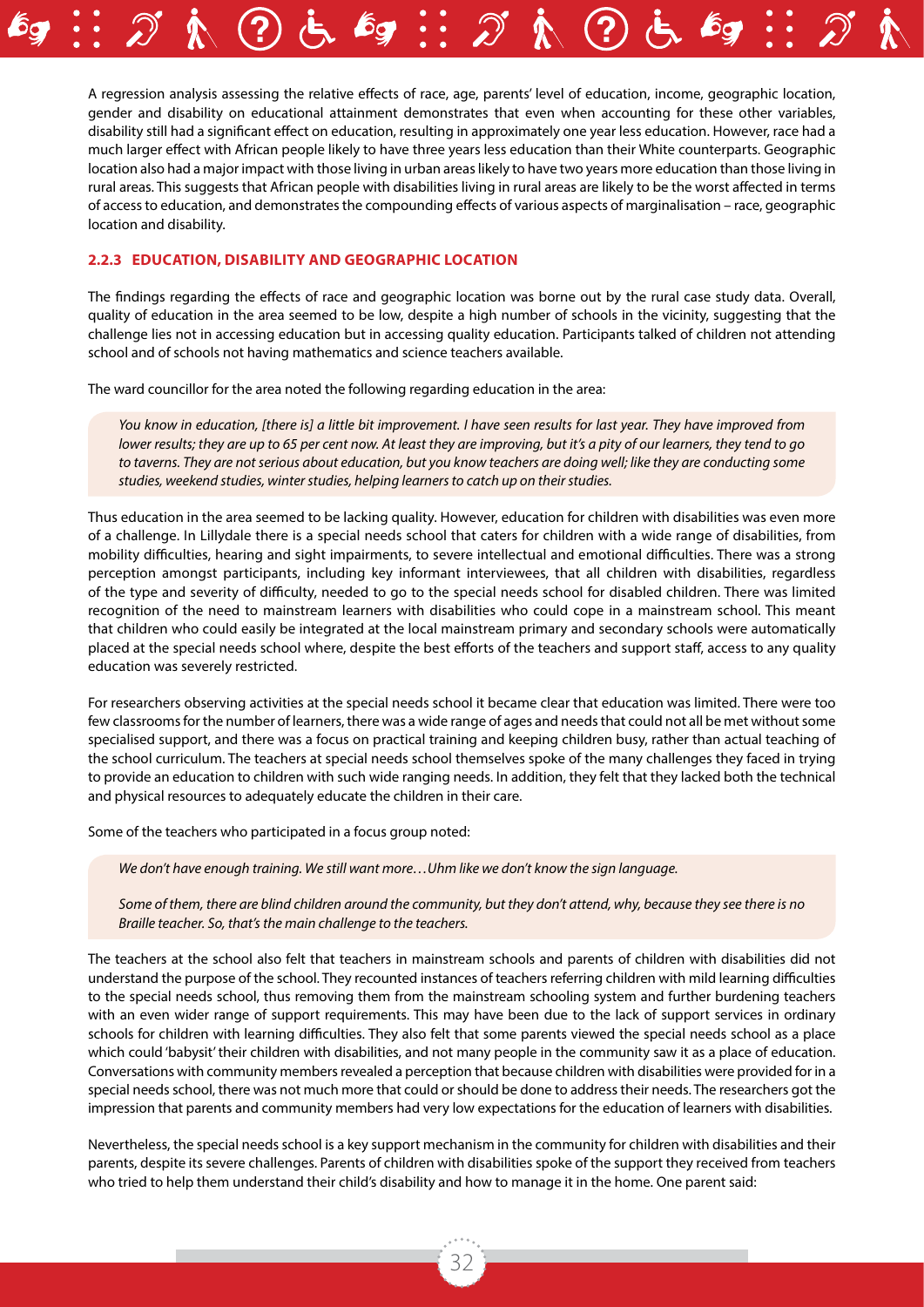A regression analysis assessing the relative effects of race, age, parents' level of education, income, geographic location, gender and disability on educational attainment demonstrates that even when accounting for these other variables, disability still had a significant effect on education, resulting in approximately one year less education. However, race had a much larger effect with African people likely to have three years less education than their White counterparts. Geographic location also had a major impact with those living in urban areas likely to have two years more education than those living in rural areas. This suggests that African people with disabilities living in rural areas are likely to be the worst affected in terms of access to education, and demonstrates the compounding effects of various aspects of marginalisation – race, geographic location and disability.

### 2.2.3 EDUCATION, DISABILITY AND GEOGRAPHIC LOCATION

The findings regarding the effects of race and geographic location was borne out by the rural case study data. Overall, quality of education in the area seemed to be low, despite a high number of schools in the vicinity, suggesting that the challenge lies not in accessing education but in accessing quality education. Participants talked of children not attending school and of schools not having mathematics and science teachers available.

The ward councillor for the area noted the following regarding education in the area:

> *You know in education, [there is] a little bit improvement. I have seen results for last year. They have improved from lower results; they are up to 65 per cent now. At least they are improving, but it's a pity of our learners, they tend to go to taverns. They are not serious about education, but you know teachers are doing well; like they are conducting some studies, weekend studies, winter studies, helping learners to catch up on their studies.*

Thus education in the area seemed to be lacking quality. However, education for children with disabilities was even more of a challenge. In Lillydale there is a special needs school that caters for children with a wide range of disabilities, from mobility difficulties, hearing and sight impairments, to severe intellectual and emotional difficulties. There was a strong perception amongst participants, including key informant interviewees, that all children with disabilities, regardless of the type and severity of difficulty, needed to go to the special needs school for disabled children. There was limited recognition of the need to mainstream learners with disabilities who could cope in a mainstream school. This meant that children who could easily be integrated at the local mainstream primary and secondary schools were automatically placed at the special needs school where, despite the best efforts of the teachers and support staff, access to any quality education was severely restricted.

For researchers observing activities at the special needs school it became clear that education was limited. There were too few classrooms for the number of learners, there was a wide range of ages and needs that could not all be met without some specialised support, and there was a focus on practical training and keeping children busy, rather than actual teaching of the school curriculum. The teachers at special needs school themselves spoke of the many challenges they faced in trying to provide an education to children with such wide ranging needs. In addition, they felt that they lacked both the technical and physical resources to adequately educate the children in their care.

Some of the teachers who participated in a focus group noted:

> *We don't have enough training. We still want more…Uhm like we don't know the sign language.*
>
> *Some of them, there are blind children around the community, but they don't attend, why, because they see there is no Braille teacher. So, that's the main challenge to the teachers.*

The teachers at the school also felt that teachers in mainstream schools and parents of children with disabilities did not understand the purpose of the school. They recounted instances of teachers referring children with mild learning difficulties to the special needs school, thus removing them from the mainstream schooling system and further burdening teachers with an even wider range of support requirements. This may have been due to the lack of support services in ordinary schools for children with learning difficulties. They also felt that some parents viewed the special needs school as a place which could 'babysit' their children with disabilities, and not many people in the community saw it as a place of education. Conversations with community members revealed a perception that because children with disabilities were provided for in a special needs school, there was not much more that could or should be done to address their needs. The researchers got the impression that parents and community members had very low expectations for the education of learners with disabilities.

Nevertheless, the special needs school is a key support mechanism in the community for children with disabilities and their parents, despite its severe challenges. Parents of children with disabilities spoke of the support they received from teachers who tried to help them understand their child's disability and how to manage it in the home. One parent said: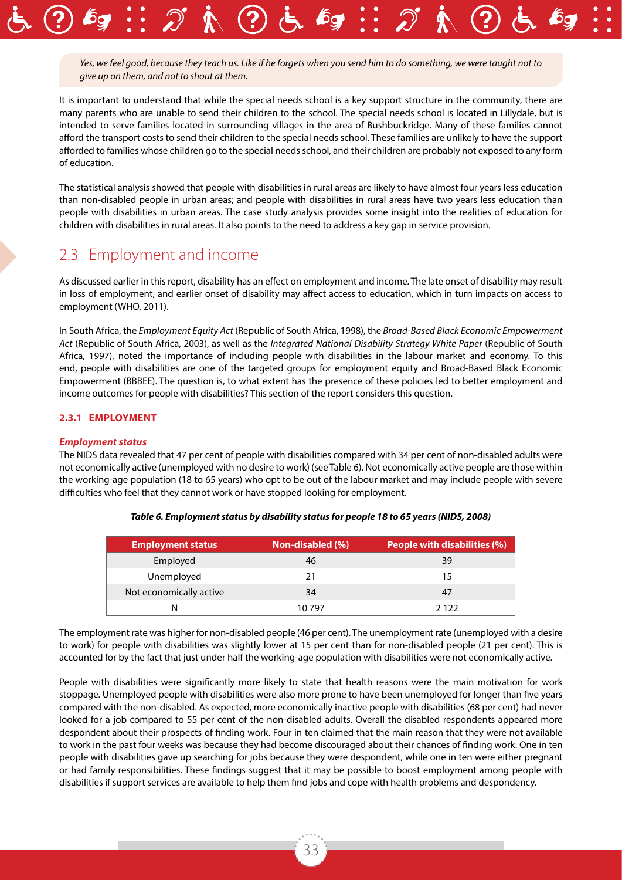*Yes, we feel good, because they teach us. Like if he forgets when you send him to do something, we were taught not to give up on them, and not to shout at them.*

It is important to understand that while the special needs school is a key support structure in the community, there are many parents who are unable to send their children to the school. The special needs school is located in Lillydale, but is intended to serve families located in surrounding villages in the area of Bushbuckridge. Many of these families cannot afford the transport costs to send their children to the special needs school. These families are unlikely to have the support afforded to families whose children go to the special needs school, and their children are probably not exposed to any form of education.

The statistical analysis showed that people with disabilities in rural areas are likely to have almost four years less education than non-disabled people in urban areas; and people with disabilities in rural areas have two years less education than people with disabilities in urban areas. The case study analysis provides some insight into the realities of education for children with disabilities in rural areas. It also points to the need to address a key gap in service provision.

## 2.3 Employment and income

As discussed earlier in this report, disability has an effect on employment and income. The late onset of disability may result in loss of employment, and earlier onset of disability may affect access to education, which in turn impacts on access to employment (WHO, 2011).

In South Africa, the *Employment Equity Act* (Republic of South Africa, 1998), the *Broad-Based Black Economic Empowerment Act* (Republic of South Africa, 2003), as well as the *Integrated National Disability Strategy White Paper* (Republic of South Africa, 1997), noted the importance of including people with disabilities in the labour market and economy. To this end, people with disabilities are one of the targeted groups for employment equity and Broad-Based Black Economic Empowerment (BBBEE). The question is, to what extent has the presence of these policies led to better employment and income outcomes for people with disabilities? This section of the report considers this question.

### 2.3.1 EMPLOYMENT

***Employment status***

The NIDS data revealed that 47 per cent of people with disabilities compared with 34 per cent of non-disabled adults were not economically active (unemployed with no desire to work) (see Table 6). Not economically active people are those within the working-age population (18 to 65 years) who opt to be out of the labour market and may include people with severe difficulties who feel that they cannot work or have stopped looking for employment.

***Table 6. Employment status by disability status for people 18 to 65 years (NIDS, 2008)***

| Employment status | Non-disabled (%) | People with disabilities (%) |
|---|---|---|
| Employed | 46 | 39 |
| Unemployed | 21 | 15 |
| Not economically active | 34 | 47 |
| N | 10 797 | 2 122 |

The employment rate was higher for non-disabled people (46 per cent). The unemployment rate (unemployed with a desire to work) for people with disabilities was slightly lower at 15 per cent than for non-disabled people (21 per cent). This is accounted for by the fact that just under half the working-age population with disabilities were not economically active.

People with disabilities were significantly more likely to state that health reasons were the main motivation for work stoppage. Unemployed people with disabilities were also more prone to have been unemployed for longer than five years compared with the non-disabled. As expected, more economically inactive people with disabilities (68 per cent) had never looked for a job compared to 55 per cent of the non-disabled adults. Overall the disabled respondents appeared more despondent about their prospects of finding work. Four in ten claimed that the main reason that they were not available to work in the past four weeks was because they had become discouraged about their chances of finding work. One in ten people with disabilities gave up searching for jobs because they were despondent, while one in ten were either pregnant or had family responsibilities. These findings suggest that it may be possible to boost employment among people with disabilities if support services are available to help them find jobs and cope with health problems and despondency.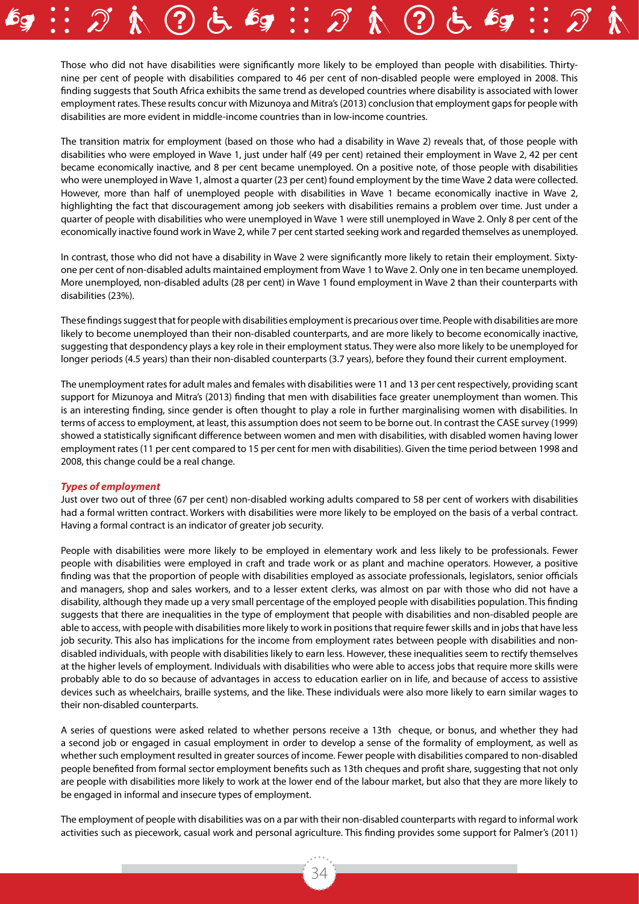Those who did not have disabilities were significantly more likely to be employed than people with disabilities. Thirty-nine per cent of people with disabilities compared to 46 per cent of non-disabled people were employed in 2008. This finding suggests that South Africa exhibits the same trend as developed countries where disability is associated with lower employment rates. These results concur with Mizunoya and Mitra's (2013) conclusion that employment gaps for people with disabilities are more evident in middle-income countries than in low-income countries.

The transition matrix for employment (based on those who had a disability in Wave 2) reveals that, of those people with disabilities who were employed in Wave 1, just under half (49 per cent) retained their employment in Wave 2, 42 per cent became economically inactive, and 8 per cent became unemployed. On a positive note, of those people with disabilities who were unemployed in Wave 1, almost a quarter (23 per cent) found employment by the time Wave 2 data were collected. However, more than half of unemployed people with disabilities in Wave 1 became economically inactive in Wave 2, highlighting the fact that discouragement among job seekers with disabilities remains a problem over time. Just under a quarter of people with disabilities who were unemployed in Wave 1 were still unemployed in Wave 2. Only 8 per cent of the economically inactive found work in Wave 2, while 7 per cent started seeking work and regarded themselves as unemployed.

In contrast, those who did not have a disability in Wave 2 were significantly more likely to retain their employment. Sixty-one per cent of non-disabled adults maintained employment from Wave 1 to Wave 2. Only one in ten became unemployed. More unemployed, non-disabled adults (28 per cent) in Wave 1 found employment in Wave 2 than their counterparts with disabilities (23%).

These findings suggest that for people with disabilities employment is precarious over time. People with disabilities are more likely to become unemployed than their non-disabled counterparts, and are more likely to become economically inactive, suggesting that despondency plays a key role in their employment status. They were also more likely to be unemployed for longer periods (4.5 years) than their non-disabled counterparts (3.7 years), before they found their current employment.

The unemployment rates for adult males and females with disabilities were 11 and 13 per cent respectively, providing scant support for Mizunoya and Mitra's (2013) finding that men with disabilities face greater unemployment than women. This is an interesting finding, since gender is often thought to play a role in further marginalising women with disabilities. In terms of access to employment, at least, this assumption does not seem to be borne out. In contrast the CASE survey (1999) showed a statistically significant difference between women and men with disabilities, with disabled women having lower employment rates (11 per cent compared to 15 per cent for men with disabilities). Given the time period between 1998 and 2008, this change could be a real change.

***Types of employment***

Just over two out of three (67 per cent) non-disabled working adults compared to 58 per cent of workers with disabilities had a formal written contract. Workers with disabilities were more likely to be employed on the basis of a verbal contract. Having a formal contract is an indicator of greater job security.

People with disabilities were more likely to be employed in elementary work and less likely to be professionals. Fewer people with disabilities were employed in craft and trade work or as plant and machine operators. However, a positive finding was that the proportion of people with disabilities employed as associate professionals, legislators, senior officials and managers, shop and sales workers, and to a lesser extent clerks, was almost on par with those who did not have a disability, although they made up a very small percentage of the employed people with disabilities population. This finding suggests that there are inequalities in the type of employment that people with disabilities and non-disabled people are able to access, with people with disabilities more likely to work in positions that require fewer skills and in jobs that have less job security. This also has implications for the income from employment rates between people with disabilities and non-disabled individuals, with people with disabilities likely to earn less. However, these inequalities seem to rectify themselves at the higher levels of employment. Individuals with disabilities who were able to access jobs that require more skills were probably able to do so because of advantages in access to education earlier on in life, and because of access to assistive devices such as wheelchairs, braille systems, and the like. These individuals were also more likely to earn similar wages to their non-disabled counterparts.

A series of questions were asked related to whether persons receive a 13th cheque, or bonus, and whether they had a second job or engaged in casual employment in order to develop a sense of the formality of employment, as well as whether such employment resulted in greater sources of income. Fewer people with disabilities compared to non-disabled people benefited from formal sector employment benefits such as 13th cheques and profit share, suggesting that not only are people with disabilities more likely to work at the lower end of the labour market, but also that they are more likely to be engaged in informal and insecure types of employment.

The employment of people with disabilities was on a par with their non-disabled counterparts with regard to informal work activities such as piecework, casual work and personal agriculture. This finding provides some support for Palmer's (2011)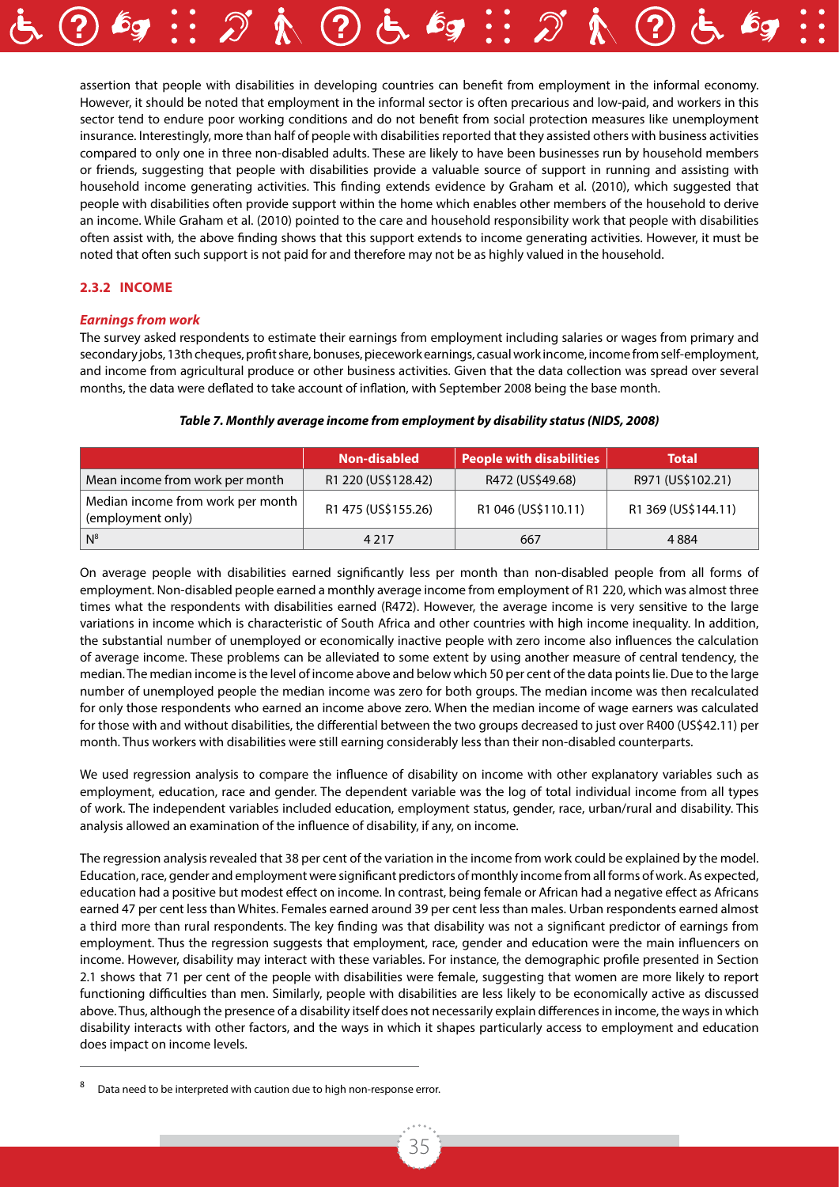assertion that people with disabilities in developing countries can benefit from employment in the informal economy. However, it should be noted that employment in the informal sector is often precarious and low-paid, and workers in this sector tend to endure poor working conditions and do not benefit from social protection measures like unemployment insurance. Interestingly, more than half of people with disabilities reported that they assisted others with business activities compared to only one in three non-disabled adults. These are likely to have been businesses run by household members or friends, suggesting that people with disabilities provide a valuable source of support in running and assisting with household income generating activities. This finding extends evidence by Graham et al. (2010), which suggested that people with disabilities often provide support within the home which enables other members of the household to derive an income. While Graham et al. (2010) pointed to the care and household responsibility work that people with disabilities often assist with, the above finding shows that this support extends to income generating activities. However, it must be noted that often such support is not paid for and therefore may not be as highly valued in the household.

### 2.3.2 INCOME

***Earnings from work***

The survey asked respondents to estimate their earnings from employment including salaries or wages from primary and secondary jobs, 13th cheques, profit share, bonuses, piecework earnings, casual work income, income from self-employment, and income from agricultural produce or other business activities. Given that the data collection was spread over several months, the data were deflated to take account of inflation, with September 2008 being the base month.

***Table 7. Monthly average income from employment by disability status (NIDS, 2008)***

| | Non-disabled | People with disabilities | Total |
|---|---|---|---|
| Mean income from work per month | R1 220 (US$128.42) | R472 (US$49.68) | R971 (US$102.21) |
| Median income from work per month (employment only) | R1 475 (US$155.26) | R1 046 (US$110.11) | R1 369 (US$144.11) |
| N[8] | 4 217 | 667 | 4 884 |

On average people with disabilities earned significantly less per month than non-disabled people from all forms of employment. Non-disabled people earned a monthly average income from employment of R1 220, which was almost three times what the respondents with disabilities earned (R472). However, the average income is very sensitive to the large variations in income which is characteristic of South Africa and other countries with high income inequality. In addition, the substantial number of unemployed or economically inactive people with zero income also influences the calculation of average income. These problems can be alleviated to some extent by using another measure of central tendency, the median. The median income is the level of income above and below which 50 per cent of the data points lie. Due to the large number of unemployed people the median income was zero for both groups. The median income was then recalculated for only those respondents who earned an income above zero. When the median income of wage earners was calculated for those with and without disabilities, the differential between the two groups decreased to just over R400 (US$42.11) per month. Thus workers with disabilities were still earning considerably less than their non-disabled counterparts.

We used regression analysis to compare the influence of disability on income with other explanatory variables such as employment, education, race and gender. The dependent variable was the log of total individual income from all types of work. The independent variables included education, employment status, gender, race, urban/rural and disability. This analysis allowed an examination of the influence of disability, if any, on income.

The regression analysis revealed that 38 per cent of the variation in the income from work could be explained by the model. Education, race, gender and employment were significant predictors of monthly income from all forms of work. As expected, education had a positive but modest effect on income. In contrast, being female or African had a negative effect as Africans earned 47 per cent less than Whites. Females earned around 39 per cent less than males. Urban respondents earned almost a third more than rural respondents. The key finding was that disability was not a significant predictor of earnings from employment. Thus the regression suggests that employment, race, gender and education were the main influencers on income. However, disability may interact with these variables. For instance, the demographic profile presented in Section 2.1 shows that 71 per cent of the people with disabilities were female, suggesting that women are more likely to report functioning difficulties than men. Similarly, people with disabilities are less likely to be economically active as discussed above. Thus, although the presence of a disability itself does not necessarily explain differences in income, the ways in which disability interacts with other factors, and the ways in which it shapes particularly access to employment and education does impact on income levels.

---

[8] Data need to be interpreted with caution due to high non-response error.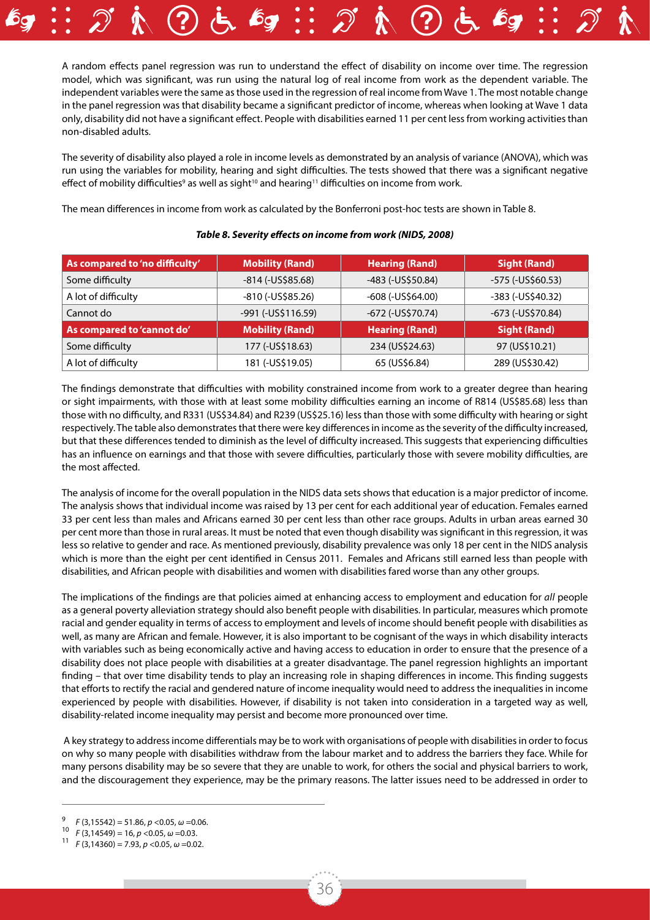A random effects panel regression was run to understand the effect of disability on income over time. The regression model, which was significant, was run using the natural log of real income from work as the dependent variable. The independent variables were the same as those used in the regression of real income from Wave 1. The most notable change in the panel regression was that disability became a significant predictor of income, whereas when looking at Wave 1 data only, disability did not have a significant effect. People with disabilities earned 11 per cent less from working activities than non-disabled adults.

The severity of disability also played a role in income levels as demonstrated by an analysis of variance (ANOVA), which was run using the variables for mobility, hearing and sight difficulties. The tests showed that there was a significant negative effect of mobility difficulties[9] as well as sight[10] and hearing[11] difficulties on income from work.

The mean differences in income from work as calculated by the Bonferroni post-hoc tests are shown in Table 8.

***Table 8. Severity effects on income from work (NIDS, 2008)***

| As compared to 'no difficulty' | Mobility (Rand) | Hearing (Rand) | Sight (Rand) |
|---|---|---|---|
| Some difficulty | -814 (-US$85.68) | -483 (-US$50.84) | -575 (-US$60.53) |
| A lot of difficulty | -810 (-US$85.26) | -608 (-US$64.00) | -383 (-US$40.32) |
| Cannot do | -991 (-US$116.59) | -672 (-US$70.74) | -673 (-US$70.84) |
| **As compared to 'cannot do'** | **Mobility (Rand)** | **Hearing (Rand)** | **Sight (Rand)** |
| Some difficulty | 177 (-US$18.63) | 234 (US$24.63) | 97 (US$10.21) |
| A lot of difficulty | 181 (-US$19.05) | 65 (US$6.84) | 289 (US$30.42) |

The findings demonstrate that difficulties with mobility constrained income from work to a greater degree than hearing or sight impairments, with those with at least some mobility difficulties earning an income of R814 (US$85.68) less than those with no difficulty, and R331 (US$34.84) and R239 (US$25.16) less than those with some difficulty with hearing or sight respectively. The table also demonstrates that there were key differences in income as the severity of the difficulty increased, but that these differences tended to diminish as the level of difficulty increased. This suggests that experiencing difficulties has an influence on earnings and that those with severe difficulties, particularly those with severe mobility difficulties, are the most affected.

The analysis of income for the overall population in the NIDS data sets shows that education is a major predictor of income. The analysis shows that individual income was raised by 13 per cent for each additional year of education. Females earned 33 per cent less than males and Africans earned 30 per cent less than other race groups. Adults in urban areas earned 30 per cent more than those in rural areas. It must be noted that even though disability was significant in this regression, it was less so relative to gender and race. As mentioned previously, disability prevalence was only 18 per cent in the NIDS analysis which is more than the eight per cent identified in Census 2011. Females and Africans still earned less than people with disabilities, and African people with disabilities and women with disabilities fared worse than any other groups.

The implications of the findings are that policies aimed at enhancing access to employment and education for *all* people as a general poverty alleviation strategy should also benefit people with disabilities. In particular, measures which promote racial and gender equality in terms of access to employment and levels of income should benefit people with disabilities as well, as many are African and female. However, it is also important to be cognisant of the ways in which disability interacts with variables such as being economically active and having access to education in order to ensure that the presence of a disability does not place people with disabilities at a greater disadvantage. The panel regression highlights an important finding – that over time disability tends to play an increasing role in shaping differences in income. This finding suggests that efforts to rectify the racial and gendered nature of income inequality would need to address the inequalities in income experienced by people with disabilities. However, if disability is not taken into consideration in a targeted way as well, disability-related income inequality may persist and become more pronounced over time.

A key strategy to address income differentials may be to work with organisations of people with disabilities in order to focus on why so many people with disabilities withdraw from the labour market and to address the barriers they face. While for many persons disability may be so severe that they are unable to work, for others the social and physical barriers to work, and the discouragement they experience, may be the primary reasons. The latter issues need to be addressed in order to

---

[9] $F\,(3{,}15542) = 51.86$, $p < 0.05$, $\omega = 0.06$.

[10] $F\,(3{,}14549) = 16$, $p < 0.05$, $\omega = 0.03$.

[11] $F\,(3{,}14360) = 7.93$, $p < 0.05$, $\omega = 0.02$.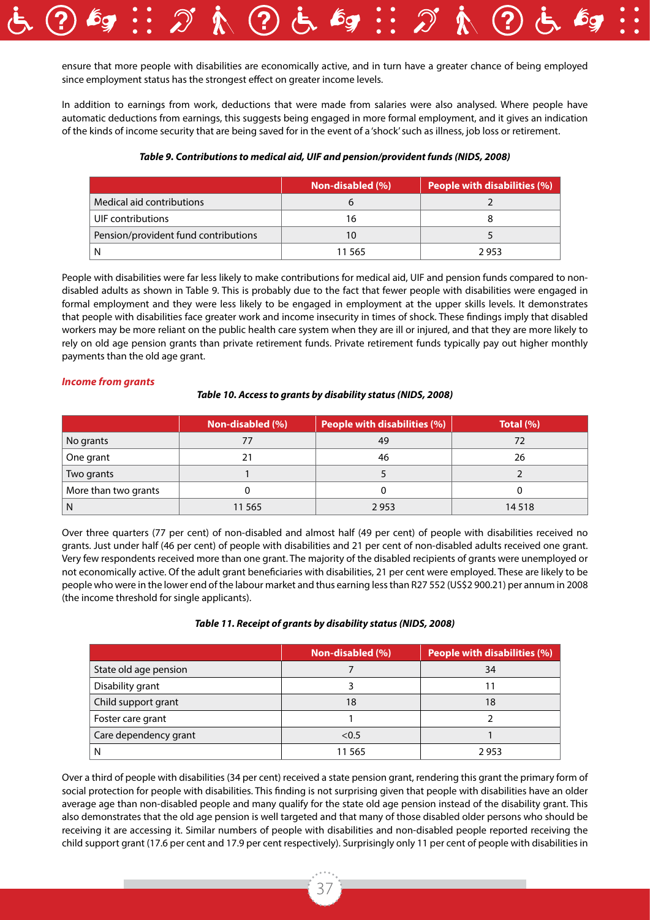ensure that more people with disabilities are economically active, and in turn have a greater chance of being employed since employment status has the strongest effect on greater income levels.

In addition to earnings from work, deductions that were made from salaries were also analysed. Where people have automatic deductions from earnings, this suggests being engaged in more formal employment, and it gives an indication of the kinds of income security that are being saved for in the event of a 'shock' such as illness, job loss or retirement.

***Table 9. Contributions to medical aid, UIF and pension/provident funds (NIDS, 2008)***

| | Non-disabled (%) | People with disabilities (%) |
|---|---|---|
| Medical aid contributions | 6 | 2 |
| UIF contributions | 16 | 8 |
| Pension/provident fund contributions | 10 | 5 |
| N | 11 565 | 2 953 |

People with disabilities were far less likely to make contributions for medical aid, UIF and pension funds compared to non-disabled adults as shown in Table 9. This is probably due to the fact that fewer people with disabilities were engaged in formal employment and they were less likely to be engaged in employment at the upper skills levels. It demonstrates that people with disabilities face greater work and income insecurity in times of shock. These findings imply that disabled workers may be more reliant on the public health care system when they are ill or injured, and that they are more likely to rely on old age pension grants than private retirement funds. Private retirement funds typically pay out higher monthly payments than the old age grant.

***Income from grants***

***Table 10. Access to grants by disability status (NIDS, 2008)***

| | Non-disabled (%) | People with disabilities (%) | Total (%) |
|---|---|---|---|
| No grants | 77 | 49 | 72 |
| One grant | 21 | 46 | 26 |
| Two grants | 1 | 5 | 2 |
| More than two grants | 0 | 0 | 0 |
| N | 11 565 | 2 953 | 14 518 |

Over three quarters (77 per cent) of non-disabled and almost half (49 per cent) of people with disabilities received no grants. Just under half (46 per cent) of people with disabilities and 21 per cent of non-disabled adults received one grant. Very few respondents received more than one grant. The majority of the disabled recipients of grants were unemployed or not economically active. Of the adult grant beneficiaries with disabilities, 21 per cent were employed. These are likely to be people who were in the lower end of the labour market and thus earning less than R27 552 (US$2 900.21) per annum in 2008 (the income threshold for single applicants).

***Table 11. Receipt of grants by disability status (NIDS, 2008)***

| | Non-disabled (%) | People with disabilities (%) |
|---|---|---|
| State old age pension | 7 | 34 |
| Disability grant | 3 | 11 |
| Child support grant | 18 | 18 |
| Foster care grant | 1 | 2 |
| Care dependency grant | <0.5 | 1 |
| N | 11 565 | 2 953 |

Over a third of people with disabilities (34 per cent) received a state pension grant, rendering this grant the primary form of social protection for people with disabilities. This finding is not surprising given that people with disabilities have an older average age than non-disabled people and many qualify for the state old age pension instead of the disability grant. This also demonstrates that the old age pension is well targeted and that many of those disabled older persons who should be receiving it are accessing it. Similar numbers of people with disabilities and non-disabled people reported receiving the child support grant (17.6 per cent and 17.9 per cent respectively). Surprisingly only 11 per cent of people with disabilities in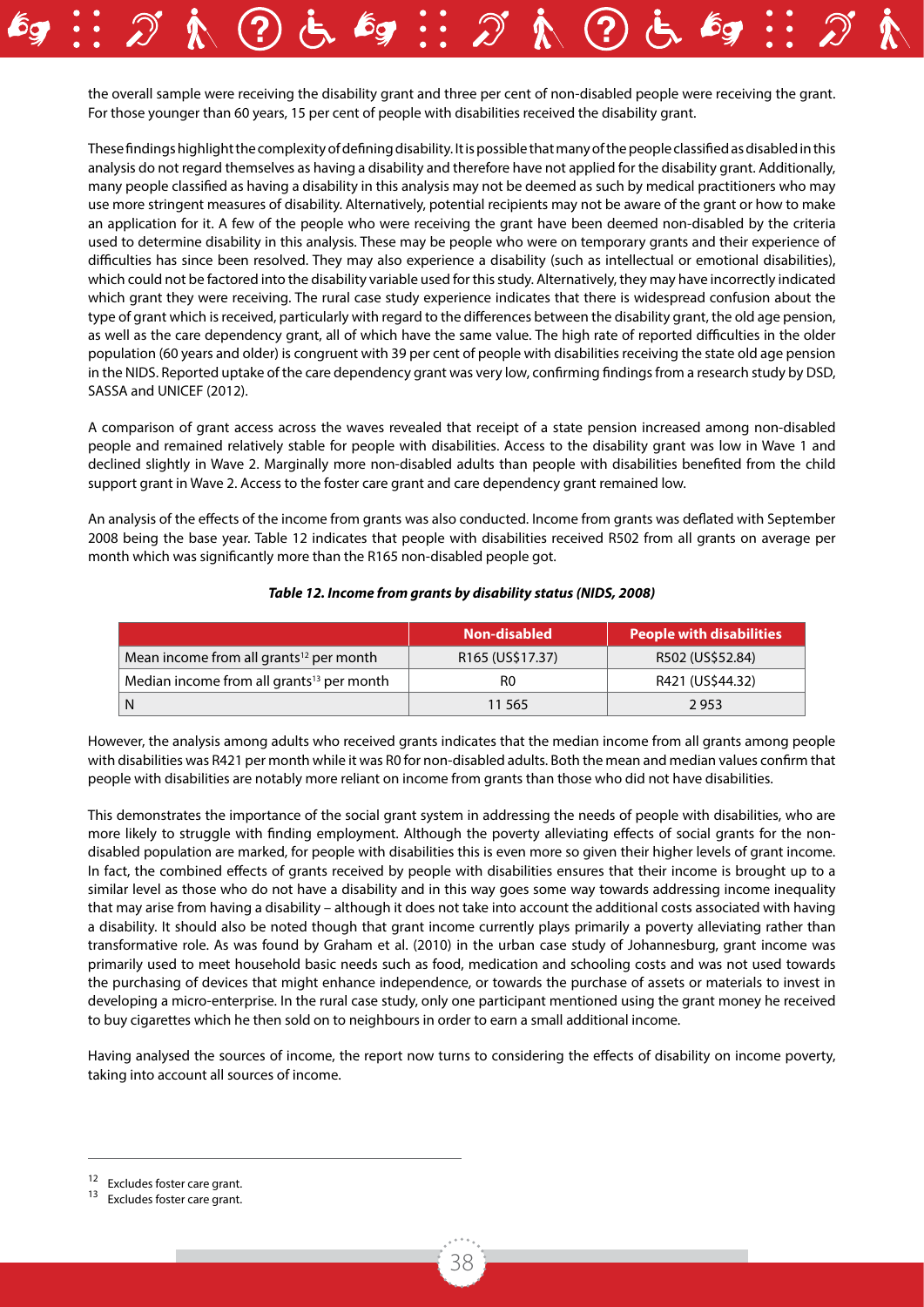the overall sample were receiving the disability grant and three per cent of non-disabled people were receiving the grant. For those younger than 60 years, 15 per cent of people with disabilities received the disability grant.

These findings highlight the complexity of defining disability. It is possible that many of the people classified as disabled in this analysis do not regard themselves as having a disability and therefore have not applied for the disability grant. Additionally, many people classified as having a disability in this analysis may not be deemed as such by medical practitioners who may use more stringent measures of disability. Alternatively, potential recipients may not be aware of the grant or how to make an application for it. A few of the people who were receiving the grant have been deemed non-disabled by the criteria used to determine disability in this analysis. These may be people who were on temporary grants and their experience of difficulties has since been resolved. They may also experience a disability (such as intellectual or emotional disabilities), which could not be factored into the disability variable used for this study. Alternatively, they may have incorrectly indicated which grant they were receiving. The rural case study experience indicates that there is widespread confusion about the type of grant which is received, particularly with regard to the differences between the disability grant, the old age pension, as well as the care dependency grant, all of which have the same value. The high rate of reported difficulties in the older population (60 years and older) is congruent with 39 per cent of people with disabilities receiving the state old age pension in the NIDS. Reported uptake of the care dependency grant was very low, confirming findings from a research study by DSD, SASSA and UNICEF (2012).

A comparison of grant access across the waves revealed that receipt of a state pension increased among non-disabled people and remained relatively stable for people with disabilities. Access to the disability grant was low in Wave 1 and declined slightly in Wave 2. Marginally more non-disabled adults than people with disabilities benefited from the child support grant in Wave 2. Access to the foster care grant and care dependency grant remained low.

An analysis of the effects of the income from grants was also conducted. Income from grants was deflated with September 2008 being the base year. Table 12 indicates that people with disabilities received R502 from all grants on average per month which was significantly more than the R165 non-disabled people got.

***Table 12. Income from grants by disability status (NIDS, 2008)***

| | Non-disabled | People with disabilities |
|---|---|---|
| Mean income from all grants[12] per month | R165 (US$17.37) | R502 (US$52.84) |
| Median income from all grants[13] per month | R0 | R421 (US$44.32) |
| N | 11 565 | 2 953 |

However, the analysis among adults who received grants indicates that the median income from all grants among people with disabilities was R421 per month while it was R0 for non-disabled adults. Both the mean and median values confirm that people with disabilities are notably more reliant on income from grants than those who did not have disabilities.

This demonstrates the importance of the social grant system in addressing the needs of people with disabilities, who are more likely to struggle with finding employment. Although the poverty alleviating effects of social grants for the non-disabled population are marked, for people with disabilities this is even more so given their higher levels of grant income. In fact, the combined effects of grants received by people with disabilities ensures that their income is brought up to a similar level as those who do not have a disability and in this way goes some way towards addressing income inequality that may arise from having a disability – although it does not take into account the additional costs associated with having a disability. It should also be noted though that grant income currently plays primarily a poverty alleviating rather than transformative role. As was found by Graham et al. (2010) in the urban case study of Johannesburg, grant income was primarily used to meet household basic needs such as food, medication and schooling costs and was not used towards the purchasing of devices that might enhance independence, or towards the purchase of assets or materials to invest in developing a micro-enterprise. In the rural case study, only one participant mentioned using the grant money he received to buy cigarettes which he then sold on to neighbours in order to earn a small additional income.

Having analysed the sources of income, the report now turns to considering the effects of disability on income poverty, taking into account all sources of income.

---

[12] Excludes foster care grant.

[13] Excludes foster care grant.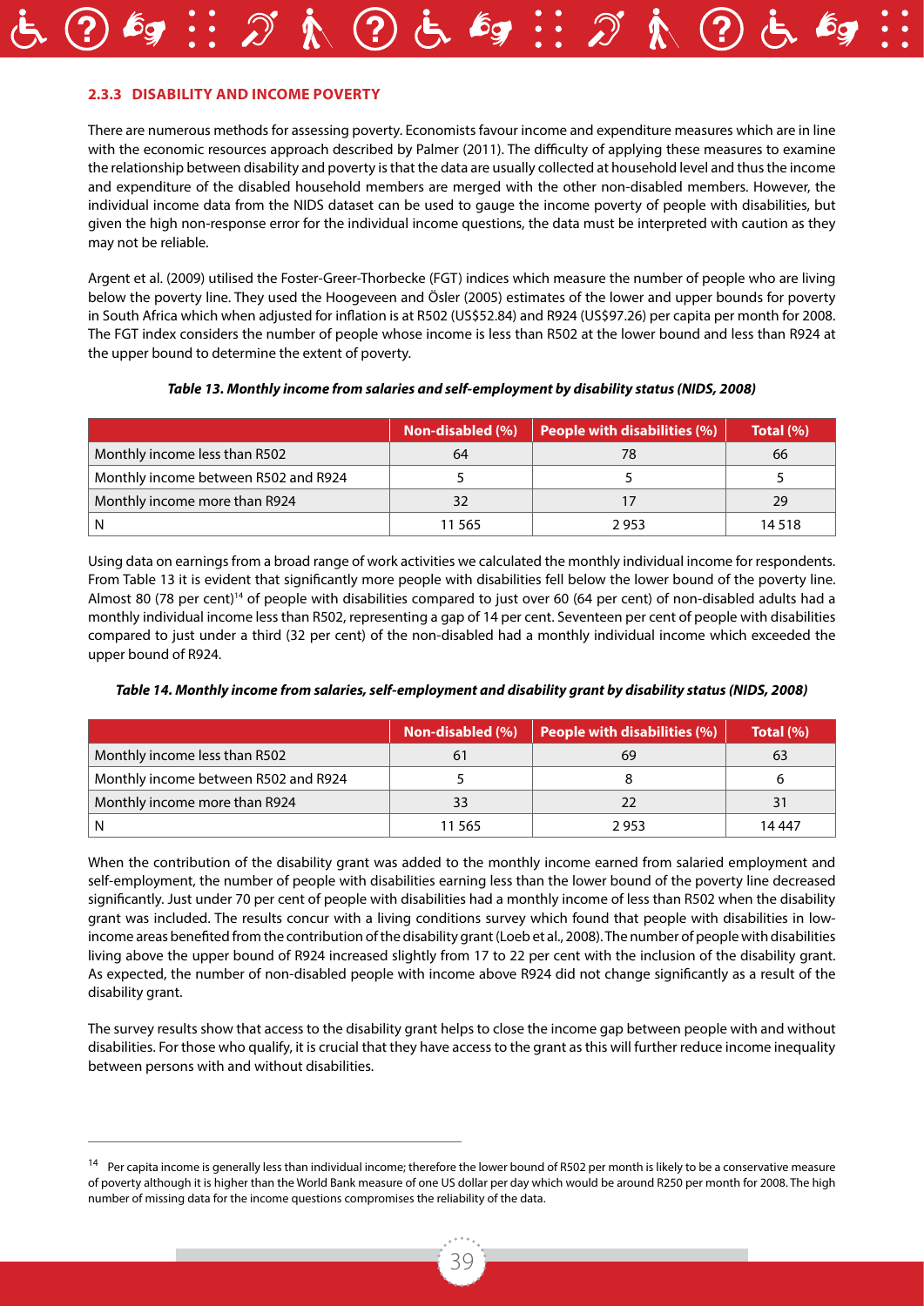### 2.3.3 DISABILITY AND INCOME POVERTY

There are numerous methods for assessing poverty. Economists favour income and expenditure measures which are in line with the economic resources approach described by Palmer (2011). The difficulty of applying these measures to examine the relationship between disability and poverty is that the data are usually collected at household level and thus the income and expenditure of the disabled household members are merged with the other non-disabled members. However, the individual income data from the NIDS dataset can be used to gauge the income poverty of people with disabilities, but given the high non-response error for the individual income questions, the data must be interpreted with caution as they may not be reliable.

Argent et al. (2009) utilised the Foster-Greer-Thorbecke (FGT) indices which measure the number of people who are living below the poverty line. They used the Hoogeveen and Ösler (2005) estimates of the lower and upper bounds for poverty in South Africa which when adjusted for inflation is at R502 (US$52.84) and R924 (US$97.26) per capita per month for 2008. The FGT index considers the number of people whose income is less than R502 at the lower bound and less than R924 at the upper bound to determine the extent of poverty.

*Table 13. Monthly income from salaries and self-employment by disability status (NIDS, 2008)*

| | Non-disabled (%) | People with disabilities (%) | Total (%) |
|---|---|---|---|
| Monthly income less than R502 | 64 | 78 | 66 |
| Monthly income between R502 and R924 | 5 | 5 | 5 |
| Monthly income more than R924 | 32 | 17 | 29 |
| N | 11 565 | 2 953 | 14 518 |

Using data on earnings from a broad range of work activities we calculated the monthly individual income for respondents. From Table 13 it is evident that significantly more people with disabilities fell below the lower bound of the poverty line. Almost 80 (78 per cent)[14] of people with disabilities compared to just over 60 (64 per cent) of non-disabled adults had a monthly individual income less than R502, representing a gap of 14 per cent. Seventeen per cent of people with disabilities compared to just under a third (32 per cent) of the non-disabled had a monthly individual income which exceeded the upper bound of R924.

*Table 14. Monthly income from salaries, self-employment and disability grant by disability status (NIDS, 2008)*

| | Non-disabled (%) | People with disabilities (%) | Total (%) |
|---|---|---|---|
| Monthly income less than R502 | 61 | 69 | 63 |
| Monthly income between R502 and R924 | 5 | 8 | 6 |
| Monthly income more than R924 | 33 | 22 | 31 |
| N | 11 565 | 2 953 | 14 447 |

When the contribution of the disability grant was added to the monthly income earned from salaried employment and self-employment, the number of people with disabilities earning less than the lower bound of the poverty line decreased significantly. Just under 70 per cent of people with disabilities had a monthly income of less than R502 when the disability grant was included. The results concur with a living conditions survey which found that people with disabilities in low-income areas benefited from the contribution of the disability grant (Loeb et al., 2008). The number of people with disabilities living above the upper bound of R924 increased slightly from 17 to 22 per cent with the inclusion of the disability grant. As expected, the number of non-disabled people with income above R924 did not change significantly as a result of the disability grant.

The survey results show that access to the disability grant helps to close the income gap between people with and without disabilities. For those who qualify, it is crucial that they have access to the grant as this will further reduce income inequality between persons with and without disabilities.

---

[14] Per capita income is generally less than individual income; therefore the lower bound of R502 per month is likely to be a conservative measure of poverty although it is higher than the World Bank measure of one US dollar per day which would be around R250 per month for 2008. The high number of missing data for the income questions compromises the reliability of the data.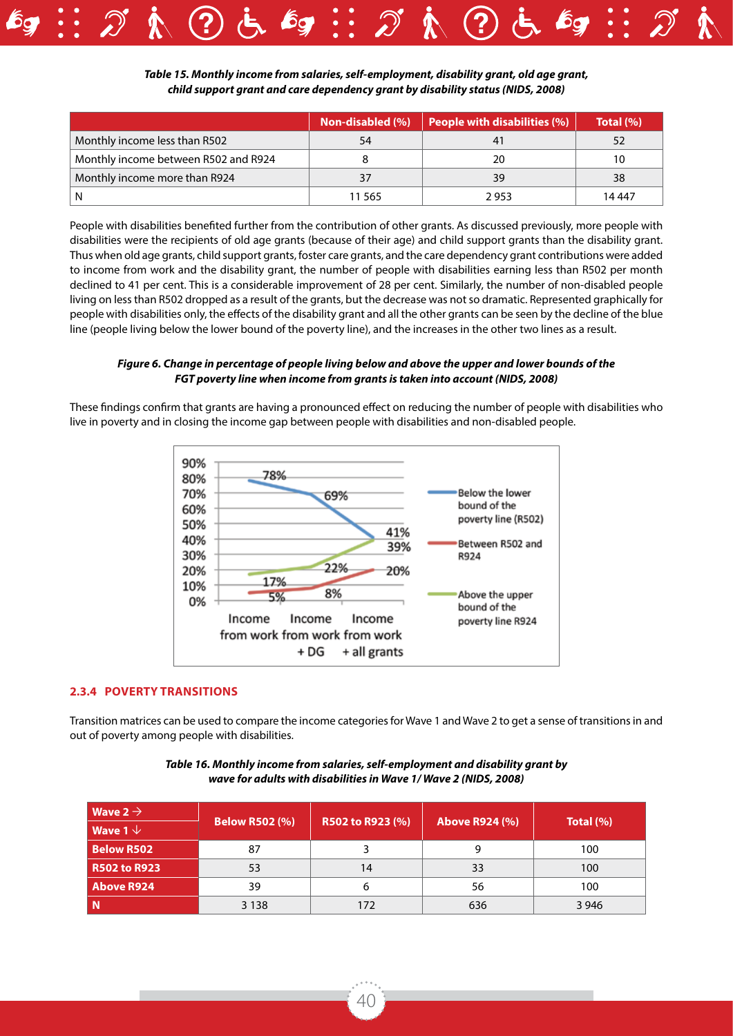*Table 15. Monthly income from salaries, self-employment, disability grant, old age grant, child support grant and care dependency grant by disability status (NIDS, 2008)*

| | Non-disabled (%) | People with disabilities (%) | Total (%) |
|---|---|---|---|
| Monthly income less than R502 | 54 | 41 | 52 |
| Monthly income between R502 and R924 | 8 | 20 | 10 |
| Monthly income more than R924 | 37 | 39 | 38 |
| N | 11 565 | 2 953 | 14 447 |

People with disabilities benefited further from the contribution of other grants. As discussed previously, more people with disabilities were the recipients of old age grants (because of their age) and child support grants than the disability grant. Thus when old age grants, child support grants, foster care grants, and the care dependency grant contributions were added to income from work and the disability grant, the number of people with disabilities earning less than R502 per month declined to 41 per cent. This is a considerable improvement of 28 per cent. Similarly, the number of non-disabled people living on less than R502 dropped as a result of the grants, but the decrease was not so dramatic. Represented graphically for people with disabilities only, the effects of the disability grant and all the other grants can be seen by the decline of the blue line (people living below the lower bound of the poverty line), and the increases in the other two lines as a result.

*Figure 6. Change in percentage of people living below and above the upper and lower bounds of the FGT poverty line when income from grants is taken into account (NIDS, 2008)*

These findings confirm that grants are having a pronounced effect on reducing the number of people with disabilities who live in poverty and in closing the income gap between people with disabilities and non-disabled people.

| | Income from work | Income from work + DG | Income from work + all grants |
|---|---|---|---|
| Below the lower bound of the poverty line (R502) | 78% | 69% | 41% |
| Between R502 and R924 | 5% | 8% | 20% |
| Above the upper bound of the poverty line R924 | 17% | 22% | 39% |

### 2.3.4 POVERTY TRANSITIONS

Transition matrices can be used to compare the income categories for Wave 1 and Wave 2 to get a sense of transitions in and out of poverty among people with disabilities.

*Table 16. Monthly income from salaries, self-employment and disability grant by wave for adults with disabilities in Wave 1/ Wave 2 (NIDS, 2008)*

| Wave 2 → / Wave 1 ↓ | Below R502 (%) | R502 to R923 (%) | Above R924 (%) | Total (%) |
|---|---|---|---|---|
| Below R502 | 87 | 3 | 9 | 100 |
| R502 to R923 | 53 | 14 | 33 | 100 |
| Above R924 | 39 | 6 | 56 | 100 |
| N | 3 138 | 172 | 636 | 3 946 |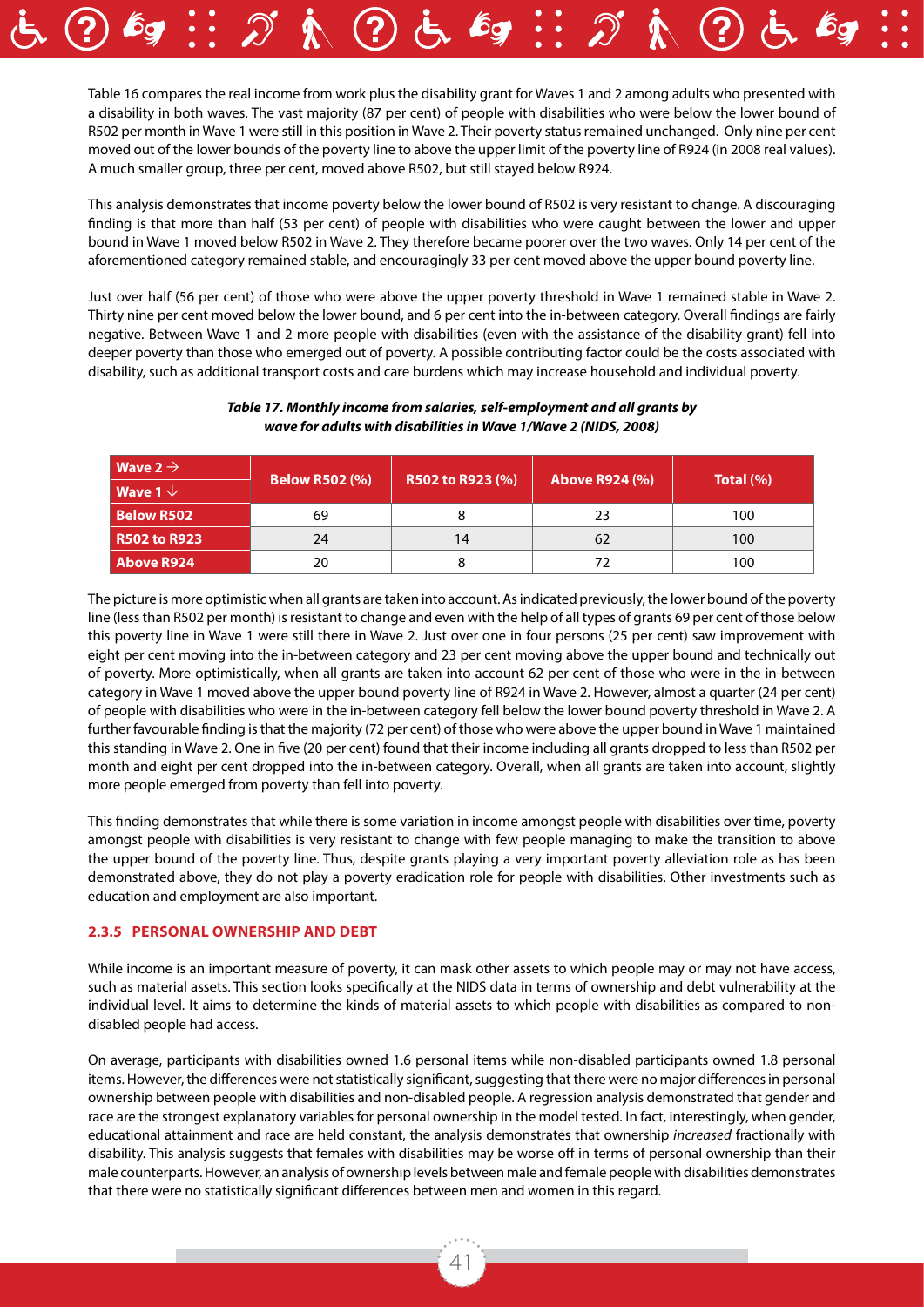Table 16 compares the real income from work plus the disability grant for Waves 1 and 2 among adults who presented with a disability in both waves. The vast majority (87 per cent) of people with disabilities who were below the lower bound of R502 per month in Wave 1 were still in this position in Wave 2. Their poverty status remained unchanged. Only nine per cent moved out of the lower bounds of the poverty line to above the upper limit of the poverty line of R924 (in 2008 real values). A much smaller group, three per cent, moved above R502, but still stayed below R924.

This analysis demonstrates that income poverty below the lower bound of R502 is very resistant to change. A discouraging finding is that more than half (53 per cent) of people with disabilities who were caught between the lower and upper bound in Wave 1 moved below R502 in Wave 2. They therefore became poorer over the two waves. Only 14 per cent of the aforementioned category remained stable, and encouragingly 33 per cent moved above the upper bound poverty line.

Just over half (56 per cent) of those who were above the upper poverty threshold in Wave 1 remained stable in Wave 2. Thirty nine per cent moved below the lower bound, and 6 per cent into the in-between category. Overall findings are fairly negative. Between Wave 1 and 2 more people with disabilities (even with the assistance of the disability grant) fell into deeper poverty than those who emerged out of poverty. A possible contributing factor could be the costs associated with disability, such as additional transport costs and care burdens which may increase household and individual poverty.

***Table 17. Monthly income from salaries, self-employment and all grants by wave for adults with disabilities in Wave 1/Wave 2 (NIDS, 2008)***

| Wave 2 → / Wave 1 ↓ | Below R502 (%) | R502 to R923 (%) | Above R924 (%) | Total (%) |
|---|---|---|---|---|
| **Below R502** | 69 | 8 | 23 | 100 |
| **R502 to R923** | 24 | 14 | 62 | 100 |
| **Above R924** | 20 | 8 | 72 | 100 |

The picture is more optimistic when all grants are taken into account. As indicated previously, the lower bound of the poverty line (less than R502 per month) is resistant to change and even with the help of all types of grants 69 per cent of those below this poverty line in Wave 1 were still there in Wave 2. Just over one in four persons (25 per cent) saw improvement with eight per cent moving into the in-between category and 23 per cent moving above the upper bound and technically out of poverty. More optimistically, when all grants are taken into account 62 per cent of those who were in the in-between category in Wave 1 moved above the upper bound poverty line of R924 in Wave 2. However, almost a quarter (24 per cent) of people with disabilities who were in the in-between category fell below the lower bound poverty threshold in Wave 2. A further favourable finding is that the majority (72 per cent) of those who were above the upper bound in Wave 1 maintained this standing in Wave 2. One in five (20 per cent) found that their income including all grants dropped to less than R502 per month and eight per cent dropped into the in-between category. Overall, when all grants are taken into account, slightly more people emerged from poverty than fell into poverty.

This finding demonstrates that while there is some variation in income amongst people with disabilities over time, poverty amongst people with disabilities is very resistant to change with few people managing to make the transition to above the upper bound of the poverty line. Thus, despite grants playing a very important poverty alleviation role as has been demonstrated above, they do not play a poverty eradication role for people with disabilities. Other investments such as education and employment are also important.

### 2.3.5 PERSONAL OWNERSHIP AND DEBT

While income is an important measure of poverty, it can mask other assets to which people may or may not have access, such as material assets. This section looks specifically at the NIDS data in terms of ownership and debt vulnerability at the individual level. It aims to determine the kinds of material assets to which people with disabilities as compared to non-disabled people had access.

On average, participants with disabilities owned 1.6 personal items while non-disabled participants owned 1.8 personal items. However, the differences were not statistically significant, suggesting that there were no major differences in personal ownership between people with disabilities and non-disabled people. A regression analysis demonstrated that gender and race are the strongest explanatory variables for personal ownership in the model tested. In fact, interestingly, when gender, educational attainment and race are held constant, the analysis demonstrates that ownership *increased* fractionally with disability. This analysis suggests that females with disabilities may be worse off in terms of personal ownership than their male counterparts. However, an analysis of ownership levels between male and female people with disabilities demonstrates that there were no statistically significant differences between men and women in this regard.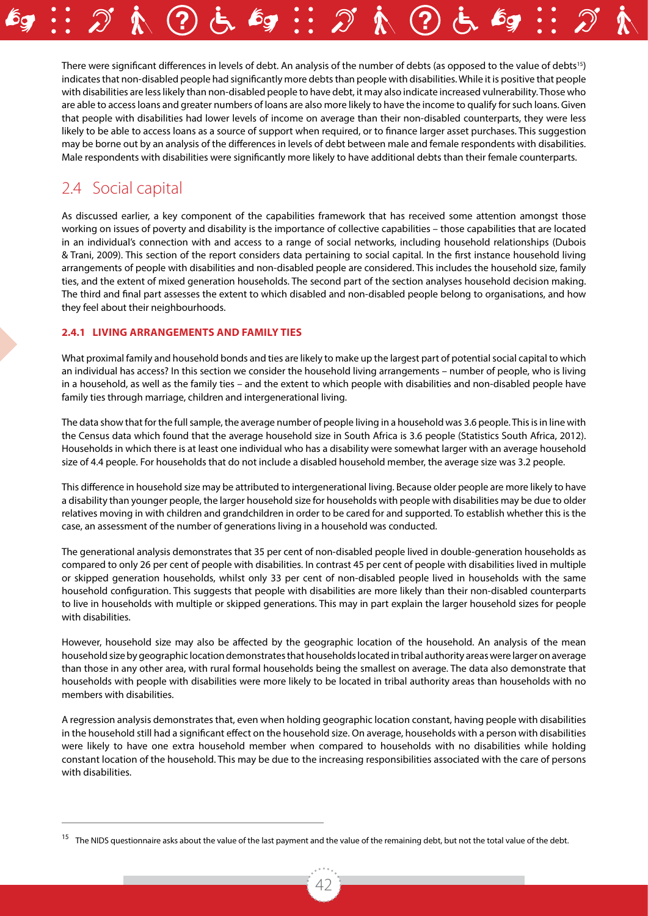There were significant differences in levels of debt. An analysis of the number of debts (as opposed to the value of debts[15]) indicates that non-disabled people had significantly more debts than people with disabilities. While it is positive that people with disabilities are less likely than non-disabled people to have debt, it may also indicate increased vulnerability. Those who are able to access loans and greater numbers of loans are also more likely to have the income to qualify for such loans. Given that people with disabilities had lower levels of income on average than their non-disabled counterparts, they were less likely to be able to access loans as a source of support when required, or to finance larger asset purchases. This suggestion may be borne out by an analysis of the differences in levels of debt between male and female respondents with disabilities. Male respondents with disabilities were significantly more likely to have additional debts than their female counterparts.

## 2.4 Social capital

As discussed earlier, a key component of the capabilities framework that has received some attention amongst those working on issues of poverty and disability is the importance of collective capabilities – those capabilities that are located in an individual's connection with and access to a range of social networks, including household relationships (Dubois & Trani, 2009). This section of the report considers data pertaining to social capital. In the first instance household living arrangements of people with disabilities and non-disabled people are considered. This includes the household size, family ties, and the extent of mixed generation households. The second part of the section analyses household decision making. The third and final part assesses the extent to which disabled and non-disabled people belong to organisations, and how they feel about their neighbourhoods.

### 2.4.1 LIVING ARRANGEMENTS AND FAMILY TIES

What proximal family and household bonds and ties are likely to make up the largest part of potential social capital to which an individual has access? In this section we consider the household living arrangements – number of people, who is living in a household, as well as the family ties – and the extent to which people with disabilities and non-disabled people have family ties through marriage, children and intergenerational living.

The data show that for the full sample, the average number of people living in a household was 3.6 people. This is in line with the Census data which found that the average household size in South Africa is 3.6 people (Statistics South Africa, 2012). Households in which there is at least one individual who has a disability were somewhat larger with an average household size of 4.4 people. For households that do not include a disabled household member, the average size was 3.2 people.

This difference in household size may be attributed to intergenerational living. Because older people are more likely to have a disability than younger people, the larger household size for households with people with disabilities may be due to older relatives moving in with children and grandchildren in order to be cared for and supported. To establish whether this is the case, an assessment of the number of generations living in a household was conducted.

The generational analysis demonstrates that 35 per cent of non-disabled people lived in double-generation households as compared to only 26 per cent of people with disabilities. In contrast 45 per cent of people with disabilities lived in multiple or skipped generation households, whilst only 33 per cent of non-disabled people lived in households with the same household configuration. This suggests that people with disabilities are more likely than their non-disabled counterparts to live in households with multiple or skipped generations. This may in part explain the larger household sizes for people with disabilities.

However, household size may also be affected by the geographic location of the household. An analysis of the mean household size by geographic location demonstrates that households located in tribal authority areas were larger on average than those in any other area, with rural formal households being the smallest on average. The data also demonstrate that households with people with disabilities were more likely to be located in tribal authority areas than households with no members with disabilities.

A regression analysis demonstrates that, even when holding geographic location constant, having people with disabilities in the household still had a significant effect on the household size. On average, households with a person with disabilities were likely to have one extra household member when compared to households with no disabilities while holding constant location of the household. This may be due to the increasing responsibilities associated with the care of persons with disabilities.

---

[15] The NIDS questionnaire asks about the value of the last payment and the value of the remaining debt, but not the total value of the debt.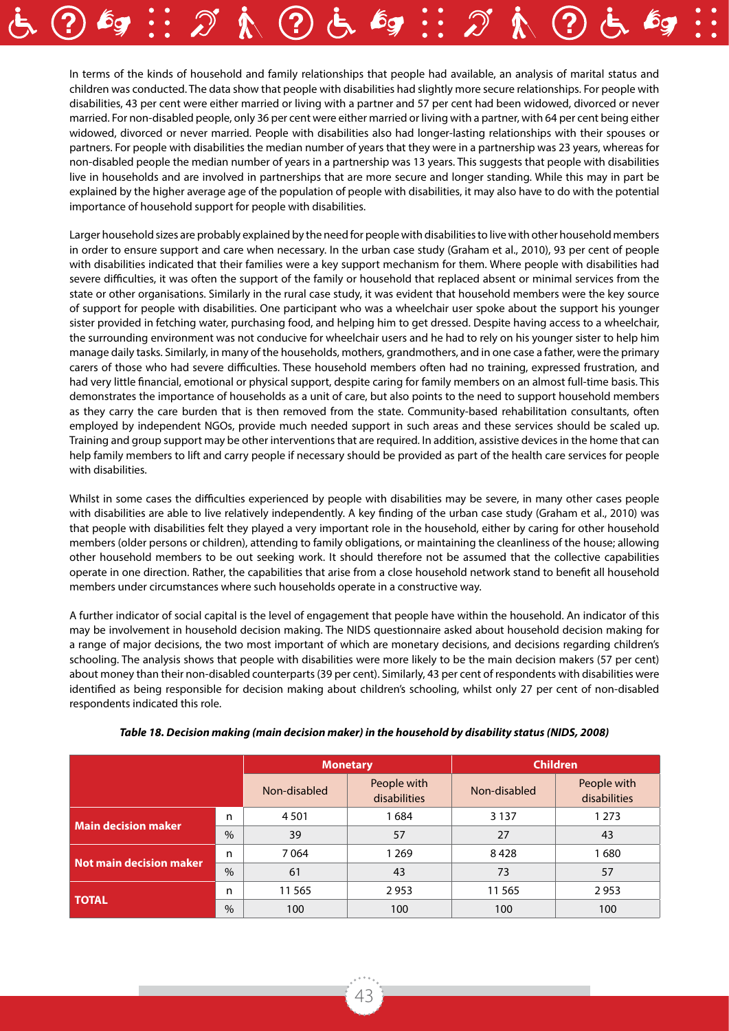In terms of the kinds of household and family relationships that people had available, an analysis of marital status and children was conducted. The data show that people with disabilities had slightly more secure relationships. For people with disabilities, 43 per cent were either married or living with a partner and 57 per cent had been widowed, divorced or never married. For non-disabled people, only 36 per cent were either married or living with a partner, with 64 per cent being either widowed, divorced or never married. People with disabilities also had longer-lasting relationships with their spouses or partners. For people with disabilities the median number of years that they were in a partnership was 23 years, whereas for non-disabled people the median number of years in a partnership was 13 years. This suggests that people with disabilities live in households and are involved in partnerships that are more secure and longer standing. While this may in part be explained by the higher average age of the population of people with disabilities, it may also have to do with the potential importance of household support for people with disabilities.

Larger household sizes are probably explained by the need for people with disabilities to live with other household members in order to ensure support and care when necessary. In the urban case study (Graham et al., 2010), 93 per cent of people with disabilities indicated that their families were a key support mechanism for them. Where people with disabilities had severe difficulties, it was often the support of the family or household that replaced absent or minimal services from the state or other organisations. Similarly in the rural case study, it was evident that household members were the key source of support for people with disabilities. One participant who was a wheelchair user spoke about the support his younger sister provided in fetching water, purchasing food, and helping him to get dressed. Despite having access to a wheelchair, the surrounding environment was not conducive for wheelchair users and he had to rely on his younger sister to help him manage daily tasks. Similarly, in many of the households, mothers, grandmothers, and in one case a father, were the primary carers of those who had severe difficulties. These household members often had no training, expressed frustration, and had very little financial, emotional or physical support, despite caring for family members on an almost full-time basis. This demonstrates the importance of households as a unit of care, but also points to the need to support household members as they carry the care burden that is then removed from the state. Community-based rehabilitation consultants, often employed by independent NGOs, provide much needed support in such areas and these services should be scaled up. Training and group support may be other interventions that are required. In addition, assistive devices in the home that can help family members to lift and carry people if necessary should be provided as part of the health care services for people with disabilities.

Whilst in some cases the difficulties experienced by people with disabilities may be severe, in many other cases people with disabilities are able to live relatively independently. A key finding of the urban case study (Graham et al., 2010) was that people with disabilities felt they played a very important role in the household, either by caring for other household members (older persons or children), attending to family obligations, or maintaining the cleanliness of the house; allowing other household members to be out seeking work. It should therefore not be assumed that the collective capabilities operate in one direction. Rather, the capabilities that arise from a close household network stand to benefit all household members under circumstances where such households operate in a constructive way.

A further indicator of social capital is the level of engagement that people have within the household. An indicator of this may be involvement in household decision making. The NIDS questionnaire asked about household decision making for a range of major decisions, the two most important of which are monetary decisions, and decisions regarding children's schooling. The analysis shows that people with disabilities were more likely to be the main decision makers (57 per cent) about money than their non-disabled counterparts (39 per cent). Similarly, 43 per cent of respondents with disabilities were identified as being responsible for decision making about children's schooling, whilst only 27 per cent of non-disabled respondents indicated this role.

***Table 18. Decision making (main decision maker) in the household by disability status (NIDS, 2008)***

| | | Monetary | | Children | |
|---|---|---|---|---|---|
| | | Non-disabled | People with disabilities | Non-disabled | People with disabilities |
| **Main decision maker** | n | 4 501 | 1 684 | 3 137 | 1 273 |
| | % | 39 | 57 | 27 | 43 |
| **Not main decision maker** | n | 7 064 | 1 269 | 8 428 | 1 680 |
| | % | 61 | 43 | 73 | 57 |
| **TOTAL** | n | 11 565 | 2 953 | 11 565 | 2 953 |
| | % | 100 | 100 | 100 | 100 |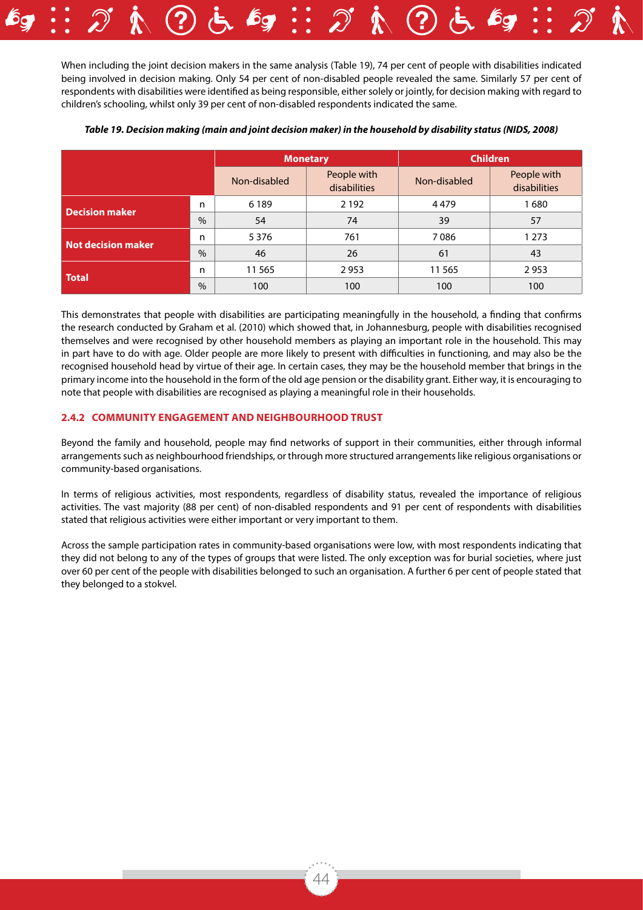When including the joint decision makers in the same analysis (Table 19), 74 per cent of people with disabilities indicated being involved in decision making. Only 54 per cent of non-disabled people revealed the same. Similarly 57 per cent of respondents with disabilities were identified as being responsible, either solely or jointly, for decision making with regard to children's schooling, whilst only 39 per cent of non-disabled respondents indicated the same.

***Table 19. Decision making (main and joint decision maker) in the household by disability status (NIDS, 2008)***

| | | Monetary | | Children | |
|---|---|---|---|---|---|
| | | Non-disabled | People with disabilities | Non-disabled | People with disabilities |
| **Decision maker** | n | 6 189 | 2 192 | 4 479 | 1 680 |
| | % | 54 | 74 | 39 | 57 |
| **Not decision maker** | n | 5 376 | 761 | 7 086 | 1 273 |
| | % | 46 | 26 | 61 | 43 |
| **Total** | n | 11 565 | 2 953 | 11 565 | 2 953 |
| | % | 100 | 100 | 100 | 100 |

This demonstrates that people with disabilities are participating meaningfully in the household, a finding that confirms the research conducted by Graham et al. (2010) which showed that, in Johannesburg, people with disabilities recognised themselves and were recognised by other household members as playing an important role in the household. This may in part have to do with age. Older people are more likely to present with difficulties in functioning, and may also be the recognised household head by virtue of their age. In certain cases, they may be the household member that brings in the primary income into the household in the form of the old age pension or the disability grant. Either way, it is encouraging to note that people with disabilities are recognised as playing a meaningful role in their households.

### 2.4.2 COMMUNITY ENGAGEMENT AND NEIGHBOURHOOD TRUST

Beyond the family and household, people may find networks of support in their communities, either through informal arrangements such as neighbourhood friendships, or through more structured arrangements like religious organisations or community-based organisations.

In terms of religious activities, most respondents, regardless of disability status, revealed the importance of religious activities. The vast majority (88 per cent) of non-disabled respondents and 91 per cent of respondents with disabilities stated that religious activities were either important or very important to them.

Across the sample participation rates in community-based organisations were low, with most respondents indicating that they did not belong to any of the types of groups that were listed. The only exception was for burial societies, where just over 60 per cent of the people with disabilities belonged to such an organisation. A further 6 per cent of people stated that they belonged to a stokvel.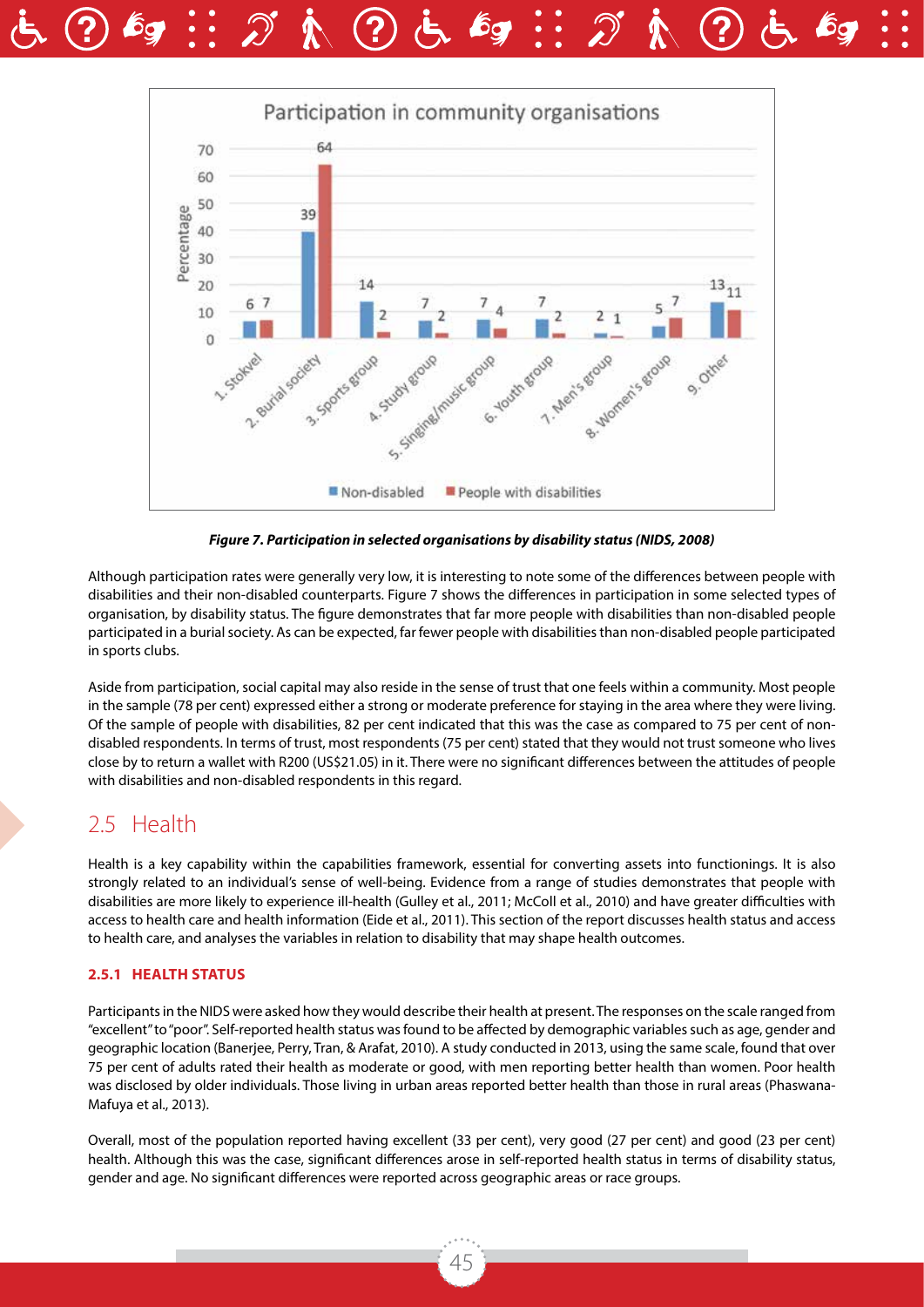Figure 7. *Participation in selected organisations by disability status (NIDS, 2008)*

Although participation rates were generally very low, it is interesting to note some of the differences between people with disabilities and their non-disabled counterparts. Figure 7 shows the differences in participation in some selected types of organisation, by disability status. The figure demonstrates that far more people with disabilities than non-disabled people participated in a burial society. As can be expected, far fewer people with disabilities than non-disabled people participated in sports clubs.

Aside from participation, social capital may also reside in the sense of trust that one feels within a community. Most people in the sample (78 per cent) expressed either a strong or moderate preference for staying in the area where they were living. Of the sample of people with disabilities, 82 per cent indicated that this was the case as compared to 75 per cent of non-disabled respondents. In terms of trust, most respondents (75 per cent) stated that they would not trust someone who lives close by to return a wallet with R200 (US$21.05) in it. There were no significant differences between the attitudes of people with disabilities and non-disabled respondents in this regard.

## 2.5 Health

Health is a key capability within the capabilities framework, essential for converting assets into functionings. It is also strongly related to an individual's sense of well-being. Evidence from a range of studies demonstrates that people with disabilities are more likely to experience ill-health (Gulley et al., 2011; McColl et al., 2010) and have greater difficulties with access to health care and health information (Eide et al., 2011). This section of the report discusses health status and access to health care, and analyses the variables in relation to disability that may shape health outcomes.

### 2.5.1 HEALTH STATUS

Participants in the NIDS were asked how they would describe their health at present. The responses on the scale ranged from "excellent" to "poor". Self-reported health status was found to be affected by demographic variables such as age, gender and geographic location (Banerjee, Perry, Tran, & Arafat, 2010). A study conducted in 2013, using the same scale, found that over 75 per cent of adults rated their health as moderate or good, with men reporting better health than women. Poor health was disclosed by older individuals. Those living in urban areas reported better health than those in rural areas (Phaswana-Mafuya et al., 2013).

Overall, most of the population reported having excellent (33 per cent), very good (27 per cent) and good (23 per cent) health. Although this was the case, significant differences arose in self-reported health status in terms of disability status, gender and age. No significant differences were reported across geographic areas or race groups.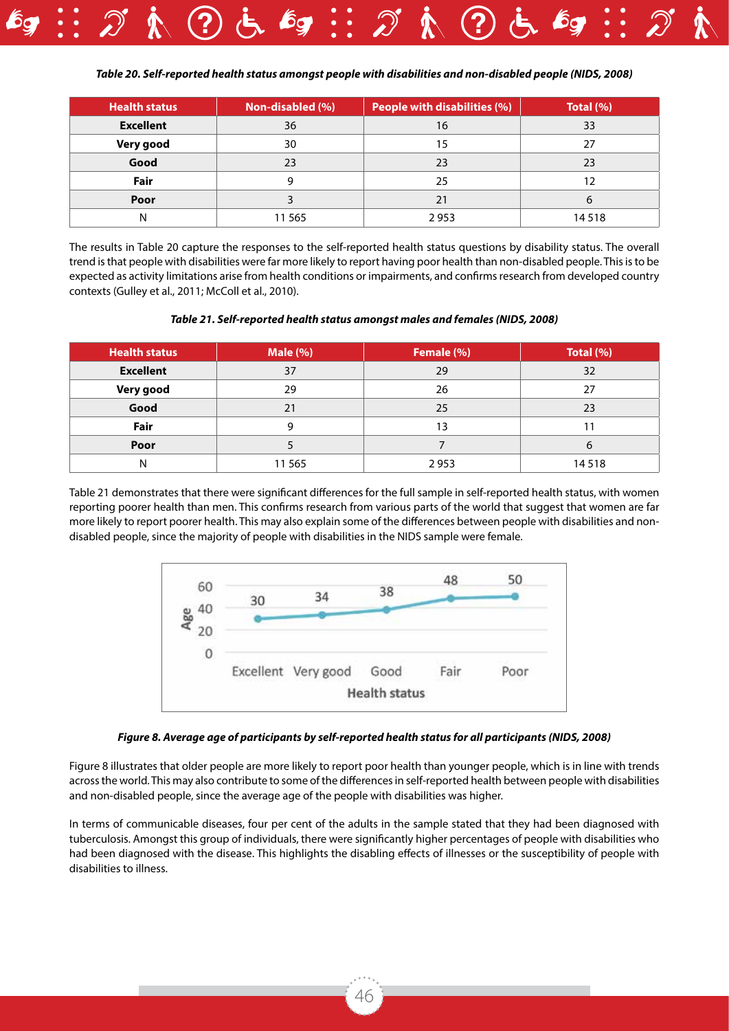*Table 20. Self-reported health status amongst people with disabilities and non-disabled people (NIDS, 2008)*

| Health status | Non-disabled (%) | People with disabilities (%) | Total (%) |
|---|---|---|---|
| **Excellent** | 36 | 16 | 33 |
| **Very good** | 30 | 15 | 27 |
| **Good** | 23 | 23 | 23 |
| **Fair** | 9 | 25 | 12 |
| **Poor** | 3 | 21 | 6 |
| N | 11 565 | 2 953 | 14 518 |

The results in Table 20 capture the responses to the self-reported health status questions by disability status. The overall trend is that people with disabilities were far more likely to report having poor health than non-disabled people. This is to be expected as activity limitations arise from health conditions or impairments, and confirms research from developed country contexts (Gulley et al., 2011; McColl et al., 2010).

*Table 21. Self-reported health status amongst males and females (NIDS, 2008)*

| Health status | Male (%) | Female (%) | Total (%) |
|---|---|---|---|
| **Excellent** | 37 | 29 | 32 |
| **Very good** | 29 | 26 | 27 |
| **Good** | 21 | 25 | 23 |
| **Fair** | 9 | 13 | 11 |
| **Poor** | 5 | 7 | 6 |
| N | 11 565 | 2 953 | 14 518 |

Table 21 demonstrates that there were significant differences for the full sample in self-reported health status, with women reporting poorer health than men. This confirms research from various parts of the world that suggest that women are far more likely to report poorer health. This may also explain some of the differences between people with disabilities and non-disabled people, since the majority of people with disabilities in the NIDS sample were female.

*Figure 8. Average age of participants by self-reported health status for all participants (NIDS, 2008)*

Figure 8 illustrates that older people are more likely to report poor health than younger people, which is in line with trends across the world. This may also contribute to some of the differences in self-reported health between people with disabilities and non-disabled people, since the average age of the people with disabilities was higher.

In terms of communicable diseases, four per cent of the adults in the sample stated that they had been diagnosed with tuberculosis. Amongst this group of individuals, there were significantly higher percentages of people with disabilities who had been diagnosed with the disease. This highlights the disabling effects of illnesses or the susceptibility of people with disabilities to illness.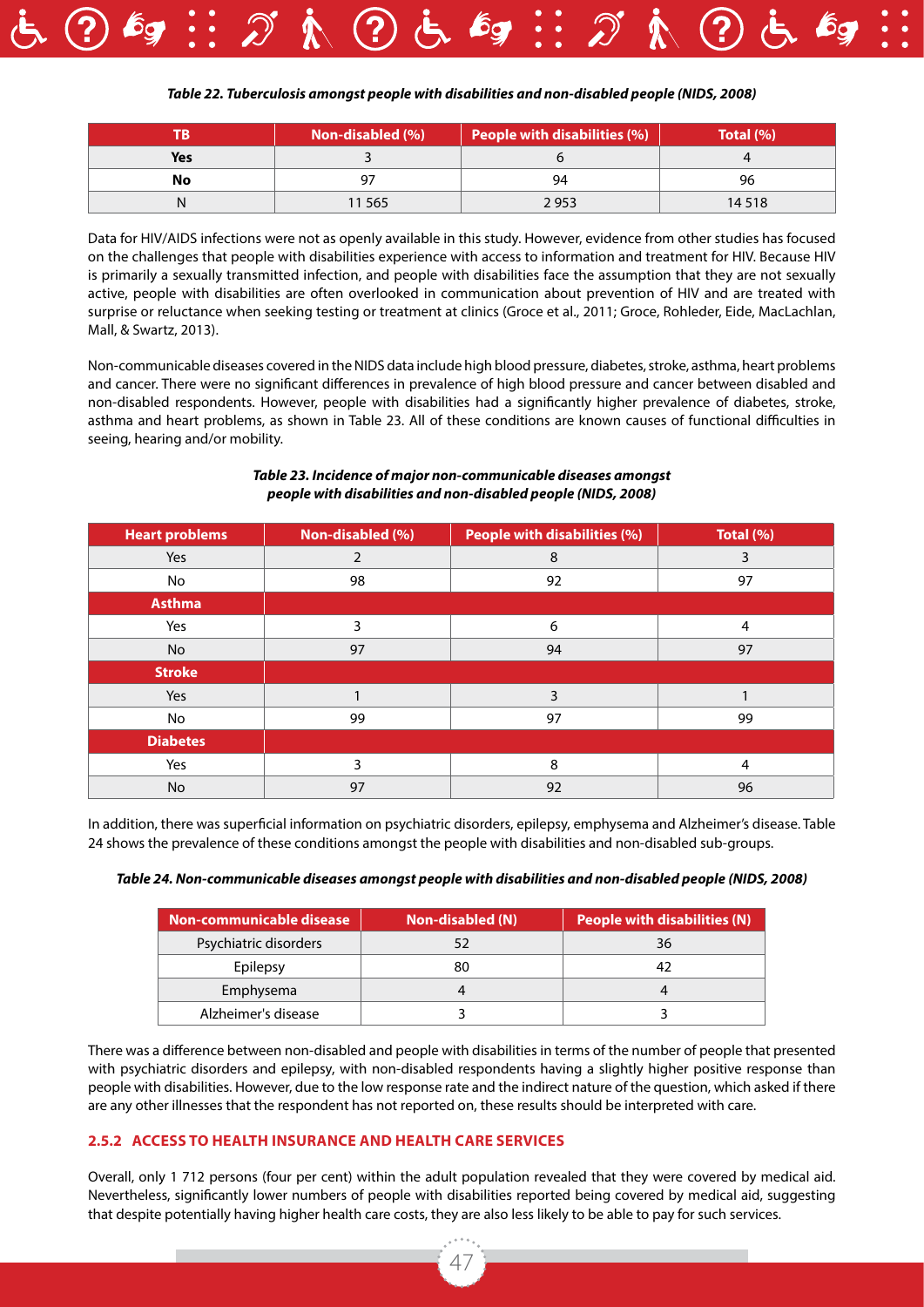*Table 22. Tuberculosis amongst people with disabilities and non-disabled people (NIDS, 2008)*

| TB | Non-disabled (%) | People with disabilities (%) | Total (%) |
|---|---|---|---|
| **Yes** | 3 | 6 | 4 |
| **No** | 97 | 94 | 96 |
| N | 11 565 | 2 953 | 14 518 |

Data for HIV/AIDS infections were not as openly available in this study. However, evidence from other studies has focused on the challenges that people with disabilities experience with access to information and treatment for HIV. Because HIV is primarily a sexually transmitted infection, and people with disabilities face the assumption that they are not sexually active, people with disabilities are often overlooked in communication about prevention of HIV and are treated with surprise or reluctance when seeking testing or treatment at clinics (Groce et al., 2011; Groce, Rohleder, Eide, MacLachlan, Mall, & Swartz, 2013).

Non-communicable diseases covered in the NIDS data include high blood pressure, diabetes, stroke, asthma, heart problems and cancer. There were no significant differences in prevalence of high blood pressure and cancer between disabled and non-disabled respondents. However, people with disabilities had a significantly higher prevalence of diabetes, stroke, asthma and heart problems, as shown in Table 23. All of these conditions are known causes of functional difficulties in seeing, hearing and/or mobility.

*Table 23. Incidence of major non-communicable diseases amongst people with disabilities and non-disabled people (NIDS, 2008)*

| Heart problems | Non-disabled (%) | People with disabilities (%) | Total (%) |
|---|---|---|---|
| Yes | 2 | 8 | 3 |
| No | 98 | 92 | 97 |
| **Asthma** | | | |
| Yes | 3 | 6 | 4 |
| No | 97 | 94 | 97 |
| **Stroke** | | | |
| Yes | 1 | 3 | 1 |
| No | 99 | 97 | 99 |
| **Diabetes** | | | |
| Yes | 3 | 8 | 4 |
| No | 97 | 92 | 96 |

In addition, there was superficial information on psychiatric disorders, epilepsy, emphysema and Alzheimer's disease. Table 24 shows the prevalence of these conditions amongst the people with disabilities and non-disabled sub-groups.

*Table 24. Non-communicable diseases amongst people with disabilities and non-disabled people (NIDS, 2008)*

| Non-communicable disease | Non-disabled (N) | People with disabilities (N) |
|---|---|---|
| Psychiatric disorders | 52 | 36 |
| Epilepsy | 80 | 42 |
| Emphysema | 4 | 4 |
| Alzheimer's disease | 3 | 3 |

There was a difference between non-disabled and people with disabilities in terms of the number of people that presented with psychiatric disorders and epilepsy, with non-disabled respondents having a slightly higher positive response than people with disabilities. However, due to the low response rate and the indirect nature of the question, which asked if there are any other illnesses that the respondent has not reported on, these results should be interpreted with care.

### 2.5.2 ACCESS TO HEALTH INSURANCE AND HEALTH CARE SERVICES

Overall, only 1 712 persons (four per cent) within the adult population revealed that they were covered by medical aid. Nevertheless, significantly lower numbers of people with disabilities reported being covered by medical aid, suggesting that despite potentially having higher health care costs, they are also less likely to be able to pay for such services.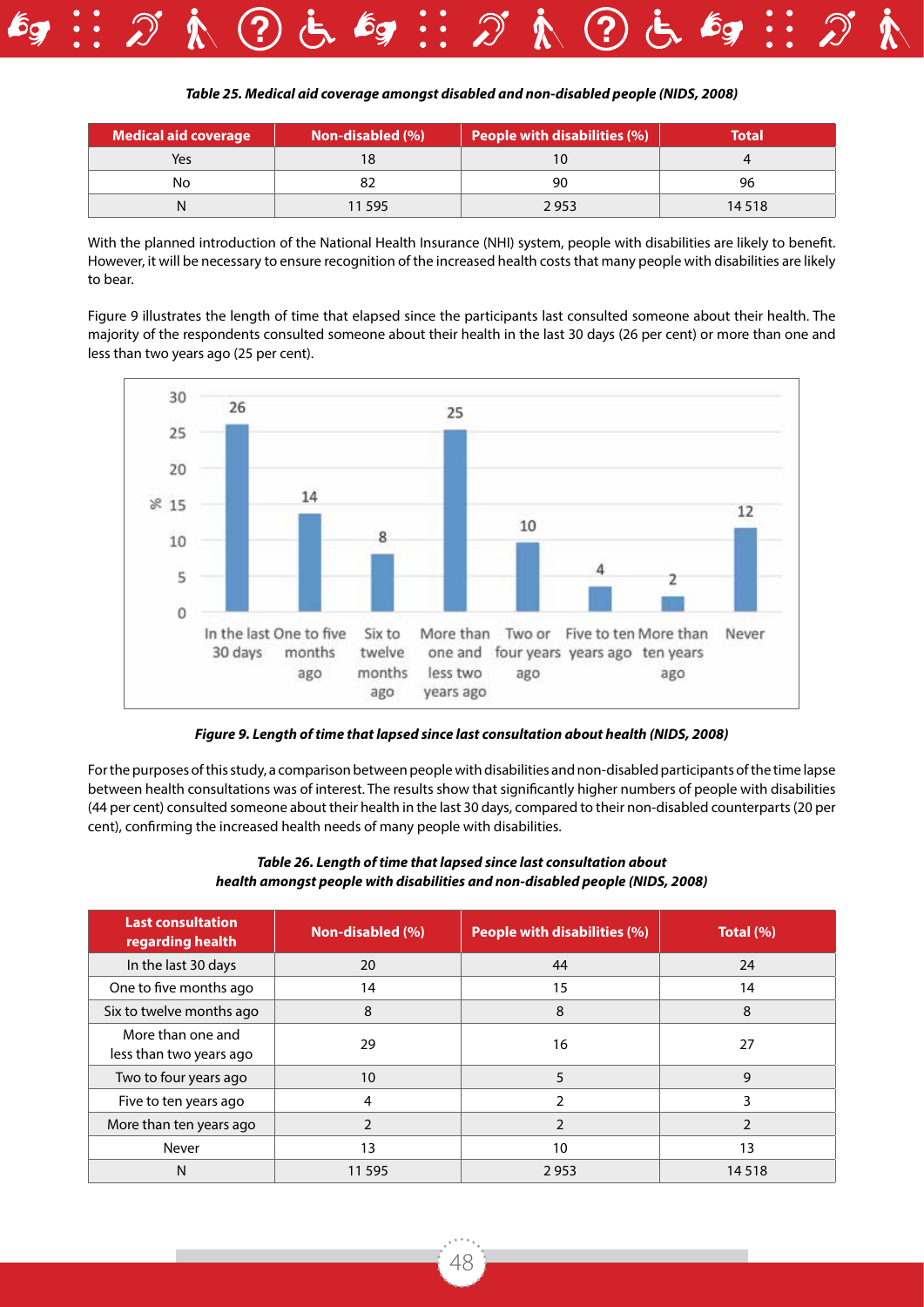*Table 25. Medical aid coverage amongst disabled and non-disabled people (NIDS, 2008)*

| Medical aid coverage | Non-disabled (%) | People with disabilities (%) | Total |
|---|---|---|---|
| Yes | 18 | 10 | 4 |
| No | 82 | 90 | 96 |
| N | 11 595 | 2 953 | 14 518 |

With the planned introduction of the National Health Insurance (NHI) system, people with disabilities are likely to benefit. However, it will be necessary to ensure recognition of the increased health costs that many people with disabilities are likely to bear.

Figure 9 illustrates the length of time that elapsed since the participants last consulted someone about their health. The majority of the respondents consulted someone about their health in the last 30 days (26 per cent) or more than one and less than two years ago (25 per cent).

| Length of time | % |
|---|---|
| In the last 30 days | 26 |
| One to five months ago | 14 |
| Six to twelve months ago | 8 |
| More than one and less two years ago | 25 |
| Two or four years ago | 10 |
| Five to ten years ago | 4 |
| More than ten years ago | 2 |
| Never | 12 |

*Figure 9. Length of time that lapsed since last consultation about health (NIDS, 2008)*

For the purposes of this study, a comparison between people with disabilities and non-disabled participants of the time lapse between health consultations was of interest. The results show that significantly higher numbers of people with disabilities (44 per cent) consulted someone about their health in the last 30 days, compared to their non-disabled counterparts (20 per cent), confirming the increased health needs of many people with disabilities.

*Table 26. Length of time that lapsed since last consultation about health amongst people with disabilities and non-disabled people (NIDS, 2008)*

| Last consultation regarding health | Non-disabled (%) | People with disabilities (%) | Total (%) |
|---|---|---|---|
| In the last 30 days | 20 | 44 | 24 |
| One to five months ago | 14 | 15 | 14 |
| Six to twelve months ago | 8 | 8 | 8 |
| More than one and less than two years ago | 29 | 16 | 27 |
| Two to four years ago | 10 | 5 | 9 |
| Five to ten years ago | 4 | 2 | 3 |
| More than ten years ago | 2 | 2 | 2 |
| Never | 13 | 10 | 13 |
| N | 11 595 | 2 953 | 14 518 |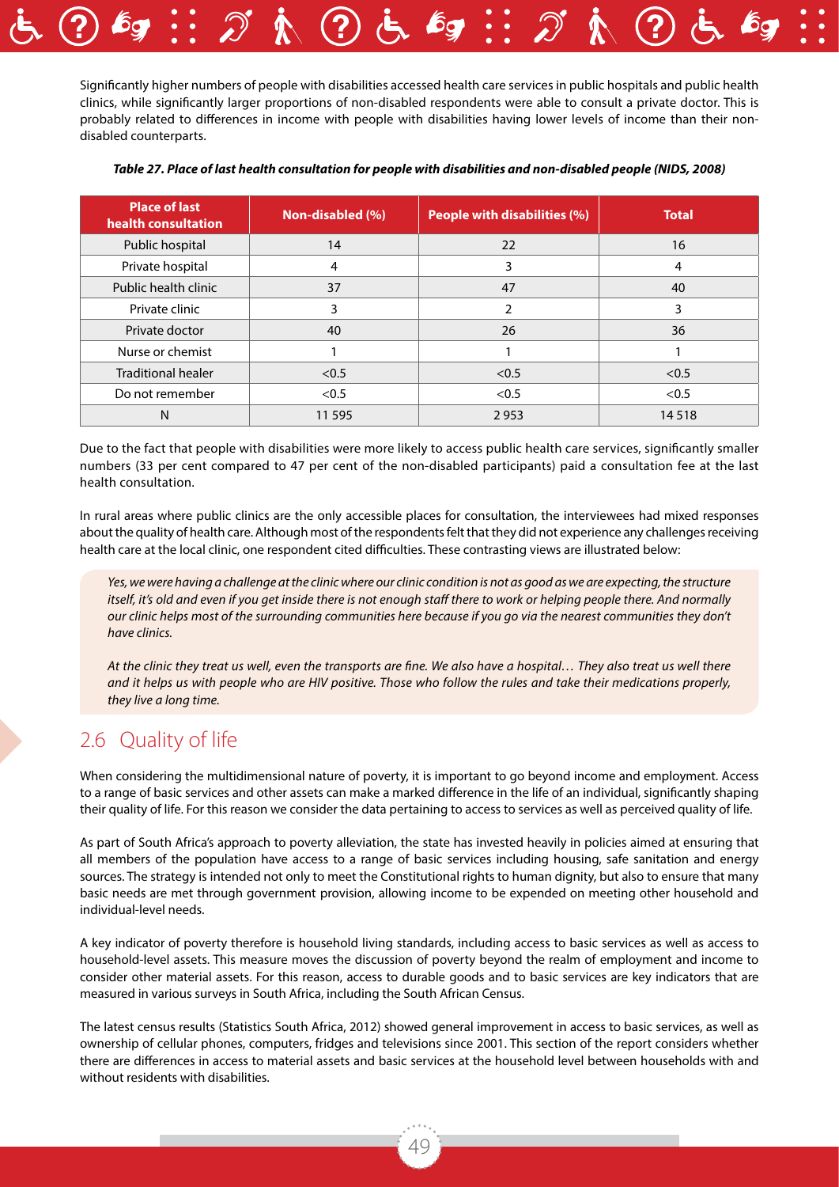Significantly higher numbers of people with disabilities accessed health care services in public hospitals and public health clinics, while significantly larger proportions of non-disabled respondents were able to consult a private doctor. This is probably related to differences in income with people with disabilities having lower levels of income than their non-disabled counterparts.

***Table 27. Place of last health consultation for people with disabilities and non-disabled people (NIDS, 2008)***

| Place of last health consultation | Non-disabled (%) | People with disabilities (%) | Total |
|---|---|---|---|
| Public hospital | 14 | 22 | 16 |
| Private hospital | 4 | 3 | 4 |
| Public health clinic | 37 | 47 | 40 |
| Private clinic | 3 | 2 | 3 |
| Private doctor | 40 | 26 | 36 |
| Nurse or chemist | 1 | 1 | 1 |
| Traditional healer | <0.5 | <0.5 | <0.5 |
| Do not remember | <0.5 | <0.5 | <0.5 |
| N | 11 595 | 2 953 | 14 518 |

Due to the fact that people with disabilities were more likely to access public health care services, significantly smaller numbers (33 per cent compared to 47 per cent of the non-disabled participants) paid a consultation fee at the last health consultation.

In rural areas where public clinics are the only accessible places for consultation, the interviewees had mixed responses about the quality of health care. Although most of the respondents felt that they did not experience any challenges receiving health care at the local clinic, one respondent cited difficulties. These contrasting views are illustrated below:

> *Yes, we were having a challenge at the clinic where our clinic condition is not as good as we are expecting, the structure itself, it's old and even if you get inside there is not enough staff there to work or helping people there. And normally our clinic helps most of the surrounding communities here because if you go via the nearest communities they don't have clinics.*
>
> *At the clinic they treat us well, even the transports are fine. We also have a hospital… They also treat us well there and it helps us with people who are HIV positive. Those who follow the rules and take their medications properly, they live a long time.*

## 2.6 Quality of life

When considering the multidimensional nature of poverty, it is important to go beyond income and employment. Access to a range of basic services and other assets can make a marked difference in the life of an individual, significantly shaping their quality of life. For this reason we consider the data pertaining to access to services as well as perceived quality of life.

As part of South Africa's approach to poverty alleviation, the state has invested heavily in policies aimed at ensuring that all members of the population have access to a range of basic services including housing, safe sanitation and energy sources. The strategy is intended not only to meet the Constitutional rights to human dignity, but also to ensure that many basic needs are met through government provision, allowing income to be expended on meeting other household and individual-level needs.

A key indicator of poverty therefore is household living standards, including access to basic services as well as access to household-level assets. This measure moves the discussion of poverty beyond the realm of employment and income to consider other material assets. For this reason, access to durable goods and to basic services are key indicators that are measured in various surveys in South Africa, including the South African Census.

The latest census results (Statistics South Africa, 2012) showed general improvement in access to basic services, as well as ownership of cellular phones, computers, fridges and televisions since 2001. This section of the report considers whether there are differences in access to material assets and basic services at the household level between households with and without residents with disabilities.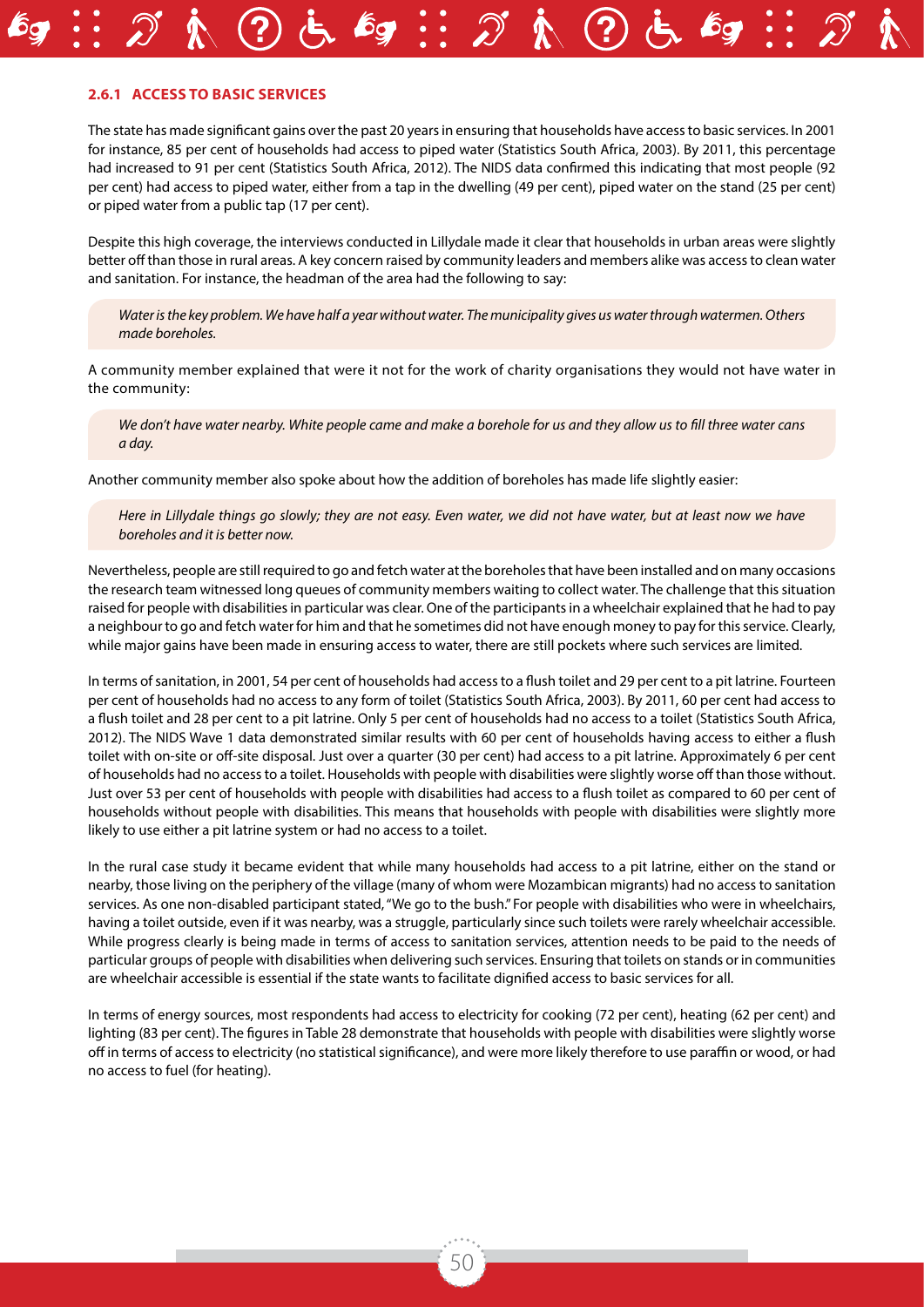### 2.6.1 ACCESS TO BASIC SERVICES

The state has made significant gains over the past 20 years in ensuring that households have access to basic services. In 2001 for instance, 85 per cent of households had access to piped water (Statistics South Africa, 2003). By 2011, this percentage had increased to 91 per cent (Statistics South Africa, 2012). The NIDS data confirmed this indicating that most people (92 per cent) had access to piped water, either from a tap in the dwelling (49 per cent), piped water on the stand (25 per cent) or piped water from a public tap (17 per cent).

Despite this high coverage, the interviews conducted in Lillydale made it clear that households in urban areas were slightly better off than those in rural areas. A key concern raised by community leaders and members alike was access to clean water and sanitation. For instance, the headman of the area had the following to say:

> *Water is the key problem. We have half a year without water. The municipality gives us water through watermen. Others made boreholes.*

A community member explained that were it not for the work of charity organisations they would not have water in the community:

> *We don't have water nearby. White people came and make a borehole for us and they allow us to fill three water cans a day.*

Another community member also spoke about how the addition of boreholes has made life slightly easier:

> *Here in Lillydale things go slowly; they are not easy. Even water, we did not have water, but at least now we have boreholes and it is better now.*

Nevertheless, people are still required to go and fetch water at the boreholes that have been installed and on many occasions the research team witnessed long queues of community members waiting to collect water. The challenge that this situation raised for people with disabilities in particular was clear. One of the participants in a wheelchair explained that he had to pay a neighbour to go and fetch water for him and that he sometimes did not have enough money to pay for this service. Clearly, while major gains have been made in ensuring access to water, there are still pockets where such services are limited.

In terms of sanitation, in 2001, 54 per cent of households had access to a flush toilet and 29 per cent to a pit latrine. Fourteen per cent of households had no access to any form of toilet (Statistics South Africa, 2003). By 2011, 60 per cent had access to a flush toilet and 28 per cent to a pit latrine. Only 5 per cent of households had no access to a toilet (Statistics South Africa, 2012). The NIDS Wave 1 data demonstrated similar results with 60 per cent of households having access to either a flush toilet with on-site or off-site disposal. Just over a quarter (30 per cent) had access to a pit latrine. Approximately 6 per cent of households had no access to a toilet. Households with people with disabilities were slightly worse off than those without. Just over 53 per cent of households with people with disabilities had access to a flush toilet as compared to 60 per cent of households without people with disabilities. This means that households with people with disabilities were slightly more likely to use either a pit latrine system or had no access to a toilet.

In the rural case study it became evident that while many households had access to a pit latrine, either on the stand or nearby, those living on the periphery of the village (many of whom were Mozambican migrants) had no access to sanitation services. As one non-disabled participant stated, "We go to the bush." For people with disabilities who were in wheelchairs, having a toilet outside, even if it was nearby, was a struggle, particularly since such toilets were rarely wheelchair accessible. While progress clearly is being made in terms of access to sanitation services, attention needs to be paid to the needs of particular groups of people with disabilities when delivering such services. Ensuring that toilets on stands or in communities are wheelchair accessible is essential if the state wants to facilitate dignified access to basic services for all.

In terms of energy sources, most respondents had access to electricity for cooking (72 per cent), heating (62 per cent) and lighting (83 per cent). The figures in Table 28 demonstrate that households with people with disabilities were slightly worse off in terms of access to electricity (no statistical significance), and were more likely therefore to use paraffin or wood, or had no access to fuel (for heating).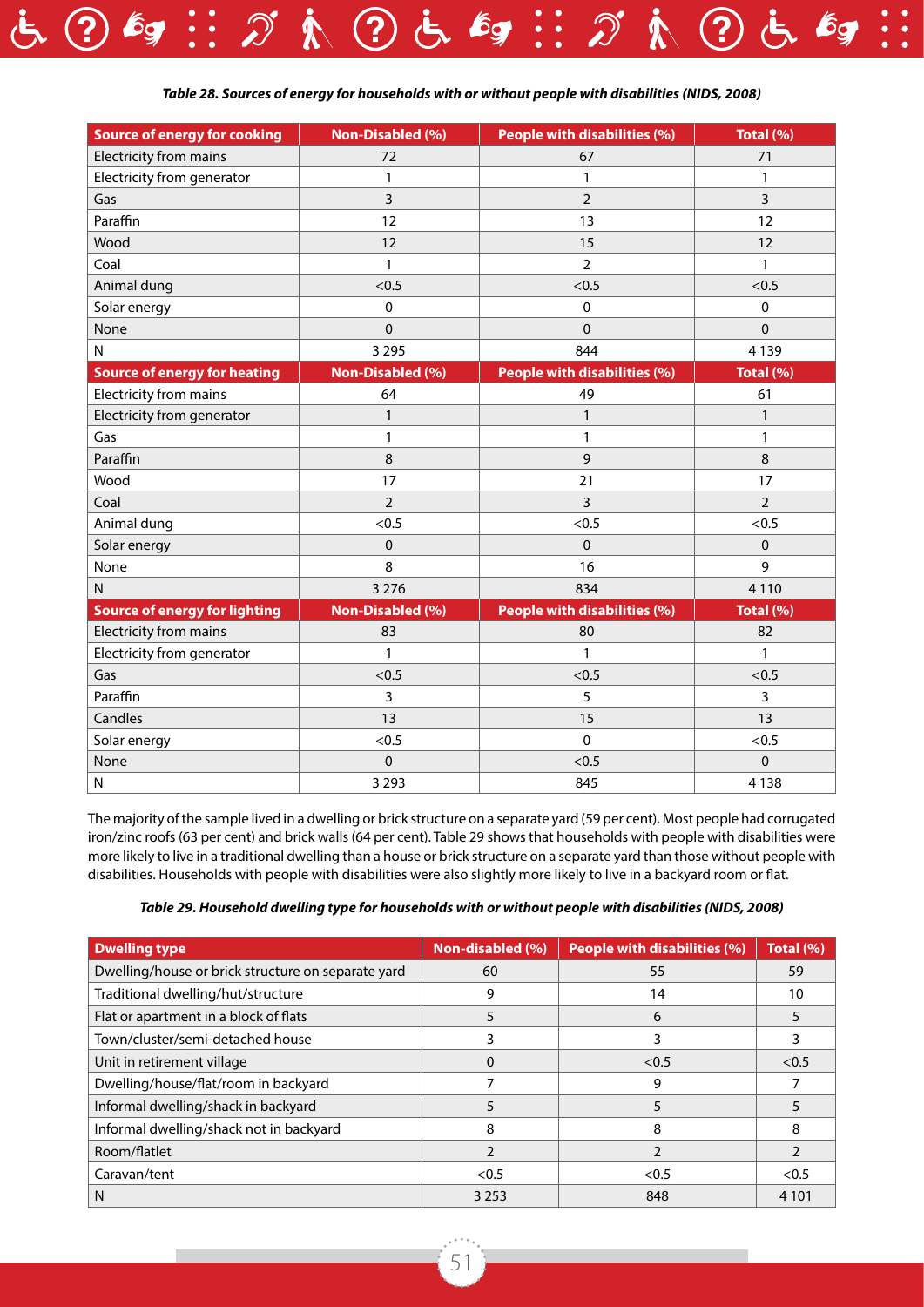*Table 28. Sources of energy for households with or without people with disabilities (NIDS, 2008)*

| Source of energy for cooking | Non-Disabled (%) | People with disabilities (%) | Total (%) |
|---|---|---|---|
| Electricity from mains | 72 | 67 | 71 |
| Electricity from generator | 1 | 1 | 1 |
| Gas | 3 | 2 | 3 |
| Paraffin | 12 | 13 | 12 |
| Wood | 12 | 15 | 12 |
| Coal | 1 | 2 | 1 |
| Animal dung | <0.5 | <0.5 | <0.5 |
| Solar energy | 0 | 0 | 0 |
| None | 0 | 0 | 0 |
| N | 3 295 | 844 | 4 139 |
| **Source of energy for heating** | **Non-Disabled (%)** | **People with disabilities (%)** | **Total (%)** |
| Electricity from mains | 64 | 49 | 61 |
| Electricity from generator | 1 | 1 | 1 |
| Gas | 1 | 1 | 1 |
| Paraffin | 8 | 9 | 8 |
| Wood | 17 | 21 | 17 |
| Coal | 2 | 3 | 2 |
| Animal dung | <0.5 | <0.5 | <0.5 |
| Solar energy | 0 | 0 | 0 |
| None | 8 | 16 | 9 |
| N | 3 276 | 834 | 4 110 |
| **Source of energy for lighting** | **Non-Disabled (%)** | **People with disabilities (%)** | **Total (%)** |
| Electricity from mains | 83 | 80 | 82 |
| Electricity from generator | 1 | 1 | 1 |
| Gas | <0.5 | <0.5 | <0.5 |
| Paraffin | 3 | 5 | 3 |
| Candles | 13 | 15 | 13 |
| Solar energy | <0.5 | 0 | <0.5 |
| None | 0 | <0.5 | 0 |
| N | 3 293 | 845 | 4 138 |

The majority of the sample lived in a dwelling or brick structure on a separate yard (59 per cent). Most people had corrugated iron/zinc roofs (63 per cent) and brick walls (64 per cent). Table 29 shows that households with people with disabilities were more likely to live in a traditional dwelling than a house or brick structure on a separate yard than those without people with disabilities. Households with people with disabilities were also slightly more likely to live in a backyard room or flat.

*Table 29. Household dwelling type for households with or without people with disabilities (NIDS, 2008)*

| Dwelling type | Non-disabled (%) | People with disabilities (%) | Total (%) |
|---|---|---|---|
| Dwelling/house or brick structure on separate yard | 60 | 55 | 59 |
| Traditional dwelling/hut/structure | 9 | 14 | 10 |
| Flat or apartment in a block of flats | 5 | 6 | 5 |
| Town/cluster/semi-detached house | 3 | 3 | 3 |
| Unit in retirement village | 0 | <0.5 | <0.5 |
| Dwelling/house/flat/room in backyard | 7 | 9 | 7 |
| Informal dwelling/shack in backyard | 5 | 5 | 5 |
| Informal dwelling/shack not in backyard | 8 | 8 | 8 |
| Room/flatlet | 2 | 2 | 2 |
| Caravan/tent | <0.5 | <0.5 | <0.5 |
| N | 3 253 | 848 | 4 101 |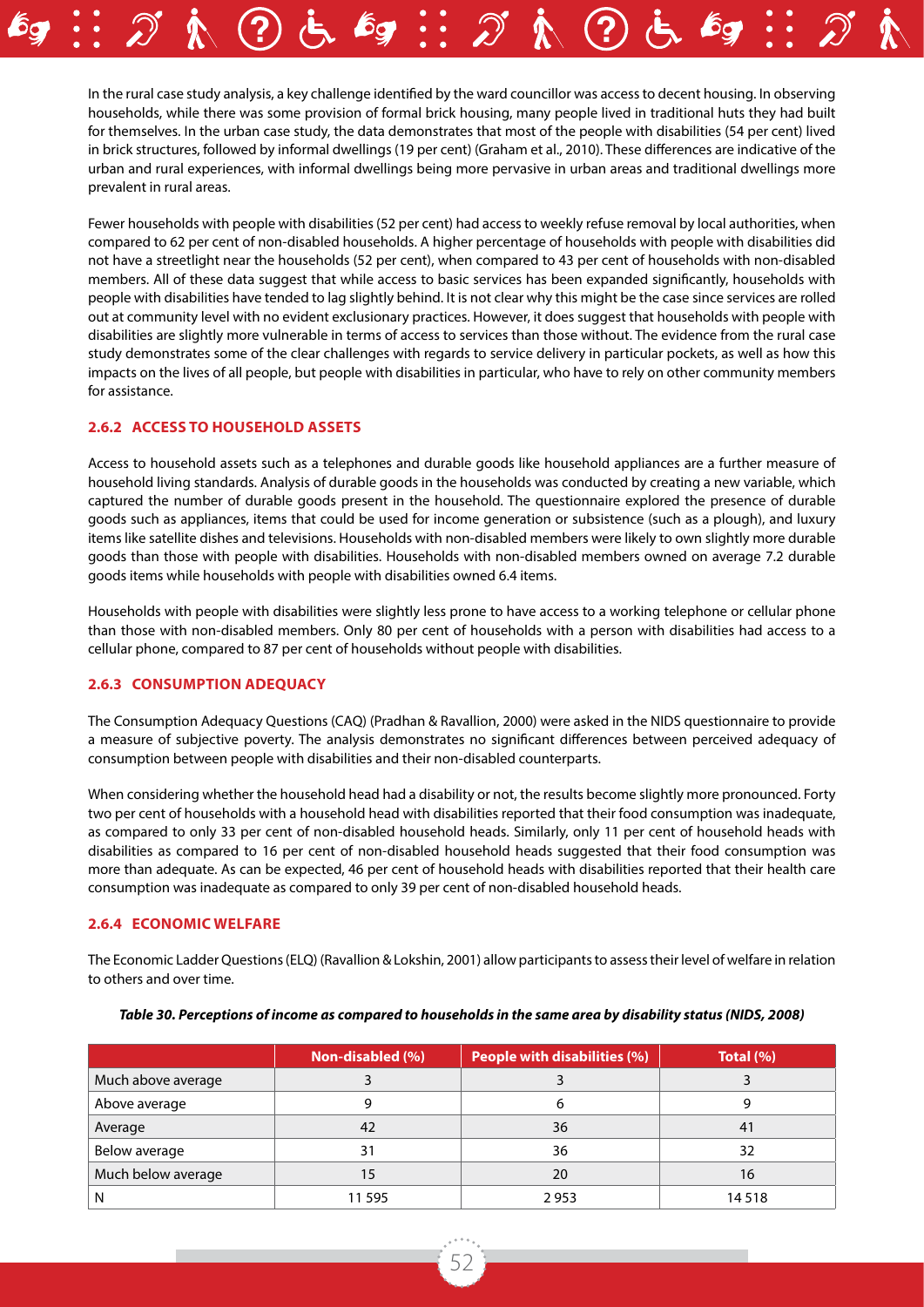In the rural case study analysis, a key challenge identified by the ward councillor was access to decent housing. In observing households, while there was some provision of formal brick housing, many people lived in traditional huts they had built for themselves. In the urban case study, the data demonstrates that most of the people with disabilities (54 per cent) lived in brick structures, followed by informal dwellings (19 per cent) (Graham et al., 2010). These differences are indicative of the urban and rural experiences, with informal dwellings being more pervasive in urban areas and traditional dwellings more prevalent in rural areas.

Fewer households with people with disabilities (52 per cent) had access to weekly refuse removal by local authorities, when compared to 62 per cent of non-disabled households. A higher percentage of households with people with disabilities did not have a streetlight near the households (52 per cent), when compared to 43 per cent of households with non-disabled members. All of these data suggest that while access to basic services has been expanded significantly, households with people with disabilities have tended to lag slightly behind. It is not clear why this might be the case since services are rolled out at community level with no evident exclusionary practices. However, it does suggest that households with people with disabilities are slightly more vulnerable in terms of access to services than those without. The evidence from the rural case study demonstrates some of the clear challenges with regards to service delivery in particular pockets, as well as how this impacts on the lives of all people, but people with disabilities in particular, who have to rely on other community members for assistance.

### 2.6.2 ACCESS TO HOUSEHOLD ASSETS

Access to household assets such as a telephones and durable goods like household appliances are a further measure of household living standards. Analysis of durable goods in the households was conducted by creating a new variable, which captured the number of durable goods present in the household. The questionnaire explored the presence of durable goods such as appliances, items that could be used for income generation or subsistence (such as a plough), and luxury items like satellite dishes and televisions. Households with non-disabled members were likely to own slightly more durable goods than those with people with disabilities. Households with non-disabled members owned on average 7.2 durable goods items while households with people with disabilities owned 6.4 items.

Households with people with disabilities were slightly less prone to have access to a working telephone or cellular phone than those with non-disabled members. Only 80 per cent of households with a person with disabilities had access to a cellular phone, compared to 87 per cent of households without people with disabilities.

### 2.6.3 CONSUMPTION ADEQUACY

The Consumption Adequacy Questions (CAQ) (Pradhan & Ravallion, 2000) were asked in the NIDS questionnaire to provide a measure of subjective poverty. The analysis demonstrates no significant differences between perceived adequacy of consumption between people with disabilities and their non-disabled counterparts.

When considering whether the household head had a disability or not, the results become slightly more pronounced. Forty two per cent of households with a household head with disabilities reported that their food consumption was inadequate, as compared to only 33 per cent of non-disabled household heads. Similarly, only 11 per cent of household heads with disabilities as compared to 16 per cent of non-disabled household heads suggested that their food consumption was more than adequate. As can be expected, 46 per cent of household heads with disabilities reported that their health care consumption was inadequate as compared to only 39 per cent of non-disabled household heads.

### 2.6.4 ECONOMIC WELFARE

The Economic Ladder Questions (ELQ) (Ravallion & Lokshin, 2001) allow participants to assess their level of welfare in relation to others and over time.

***Table 30. Perceptions of income as compared to households in the same area by disability status (NIDS, 2008)***

| | Non-disabled (%) | People with disabilities (%) | Total (%) |
|---|---|---|---|
| Much above average | 3 | 3 | 3 |
| Above average | 9 | 6 | 9 |
| Average | 42 | 36 | 41 |
| Below average | 31 | 36 | 32 |
| Much below average | 15 | 20 | 16 |
| N | 11 595 | 2 953 | 14 518 |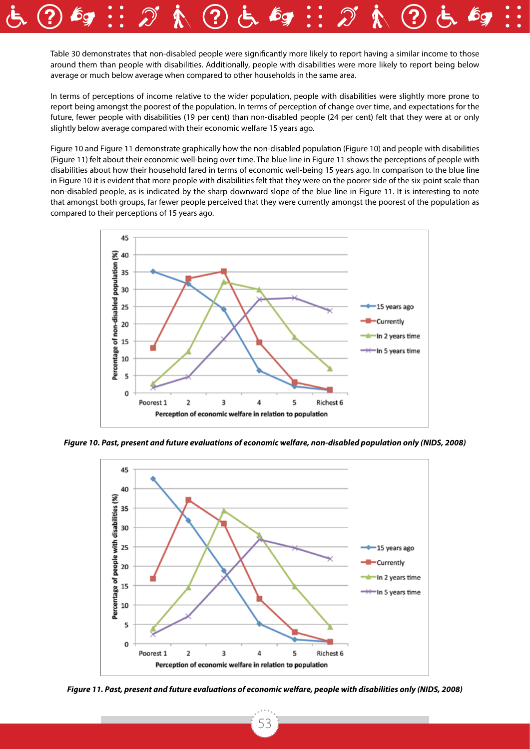Table 30 demonstrates that non-disabled people were significantly more likely to report having a similar income to those around them than people with disabilities. Additionally, people with disabilities were more likely to report being below average or much below average when compared to other households in the same area.

In terms of perceptions of income relative to the wider population, people with disabilities were slightly more prone to report being amongst the poorest of the population. In terms of perception of change over time, and expectations for the future, fewer people with disabilities (19 per cent) than non-disabled people (24 per cent) felt that they were at or only slightly below average compared with their economic welfare 15 years ago.

Figure 10 and Figure 11 demonstrate graphically how the non-disabled population (Figure 10) and people with disabilities (Figure 11) felt about their economic well-being over time. The blue line in Figure 11 shows the perceptions of people with disabilities about how their household fared in terms of economic well-being 15 years ago. In comparison to the blue line in Figure 10 it is evident that more people with disabilities felt that they were on the poorer side of the six-point scale than non-disabled people, as is indicated by the sharp downward slope of the blue line in Figure 11. It is interesting to note that amongst both groups, far fewer people perceived that they were currently amongst the poorest of the population as compared to their perceptions of 15 years ago.

*Figure 10. Past, present and future evaluations of economic welfare, non-disabled population only (NIDS, 2008)*

*Figure 11. Past, present and future evaluations of economic welfare, people with disabilities only (NIDS, 2008)*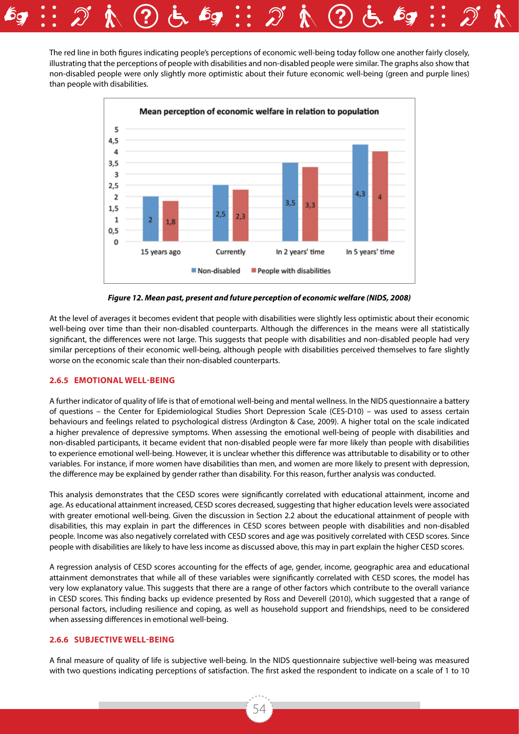The red line in both figures indicating people's perceptions of economic well-being today follow one another fairly closely, illustrating that the perceptions of people with disabilities and non-disabled people were similar. The graphs also show that non-disabled people were only slightly more optimistic about their future economic well-being (green and purple lines) than people with disabilities.

**Mean perception of economic welfare in relation to population**

| | Non-disabled | People with disabilities |
|---|---|---|
| 15 years ago | 2 | 1,8 |
| Currently | 2,5 | 2,3 |
| In 2 years' time | 3,5 | 3,3 |
| In 5 years' time | 4,3 | 4 |

***Figure 12. Mean past, present and future perception of economic welfare (NIDS, 2008)***

At the level of averages it becomes evident that people with disabilities were slightly less optimistic about their economic well-being over time than their non-disabled counterparts. Although the differences in the means were all statistically significant, the differences were not large. This suggests that people with disabilities and non-disabled people had very similar perceptions of their economic well-being, although people with disabilities perceived themselves to fare slightly worse on the economic scale than their non-disabled counterparts.

### 2.6.5 EMOTIONAL WELL-BEING

A further indicator of quality of life is that of emotional well-being and mental wellness. In the NIDS questionnaire a battery of questions – the Center for Epidemiological Studies Short Depression Scale (CES-D10) – was used to assess certain behaviours and feelings related to psychological distress (Ardington & Case, 2009). A higher total on the scale indicated a higher prevalence of depressive symptoms. When assessing the emotional well-being of people with disabilities and non-disabled participants, it became evident that non-disabled people were far more likely than people with disabilities to experience emotional well-being. However, it is unclear whether this difference was attributable to disability or to other variables. For instance, if more women have disabilities than men, and women are more likely to present with depression, the difference may be explained by gender rather than disability. For this reason, further analysis was conducted.

This analysis demonstrates that the CESD scores were significantly correlated with educational attainment, income and age. As educational attainment increased, CESD scores decreased, suggesting that higher education levels were associated with greater emotional well-being. Given the discussion in Section 2.2 about the educational attainment of people with disabilities, this may explain in part the differences in CESD scores between people with disabilities and non-disabled people. Income was also negatively correlated with CESD scores and age was positively correlated with CESD scores. Since people with disabilities are likely to have less income as discussed above, this may in part explain the higher CESD scores.

A regression analysis of CESD scores accounting for the effects of age, gender, income, geographic area and educational attainment demonstrates that while all of these variables were significantly correlated with CESD scores, the model has very low explanatory value. This suggests that there are a range of other factors which contribute to the overall variance in CESD scores. This finding backs up evidence presented by Ross and Deverell (2010), which suggested that a range of personal factors, including resilience and coping, as well as household support and friendships, need to be considered when assessing differences in emotional well-being.

### 2.6.6 SUBJECTIVE WELL-BEING

A final measure of quality of life is subjective well-being. In the NIDS questionnaire subjective well-being was measured with two questions indicating perceptions of satisfaction. The first asked the respondent to indicate on a scale of 1 to 10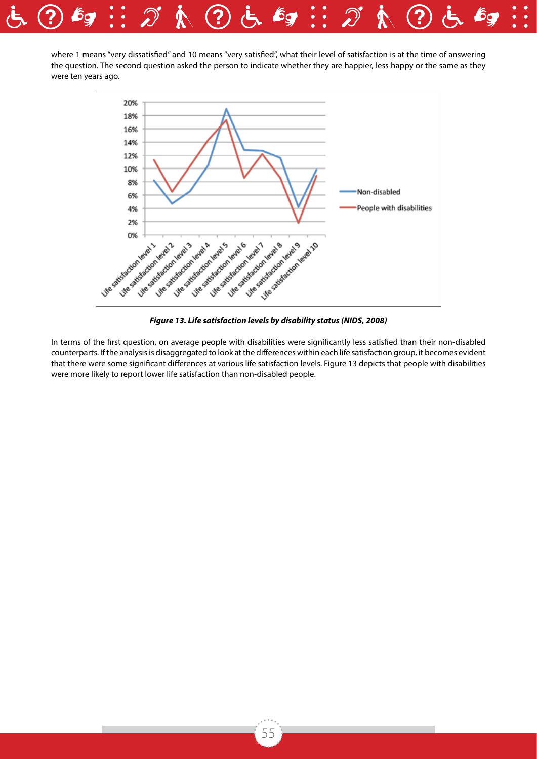where 1 means "very dissatisfied" and 10 means "very satisfied", what their level of satisfaction is at the time of answering the question. The second question asked the person to indicate whether they are happier, less happy or the same as they were ten years ago.

*Figure 13. Life satisfaction levels by disability status (NIDS, 2008)*

In terms of the first question, on average people with disabilities were significantly less satisfied than their non-disabled counterparts. If the analysis is disaggregated to look at the differences within each life satisfaction group, it becomes evident that there were some significant differences at various life satisfaction levels. Figure 13 depicts that people with disabilities were more likely to report lower life satisfaction than non-disabled people.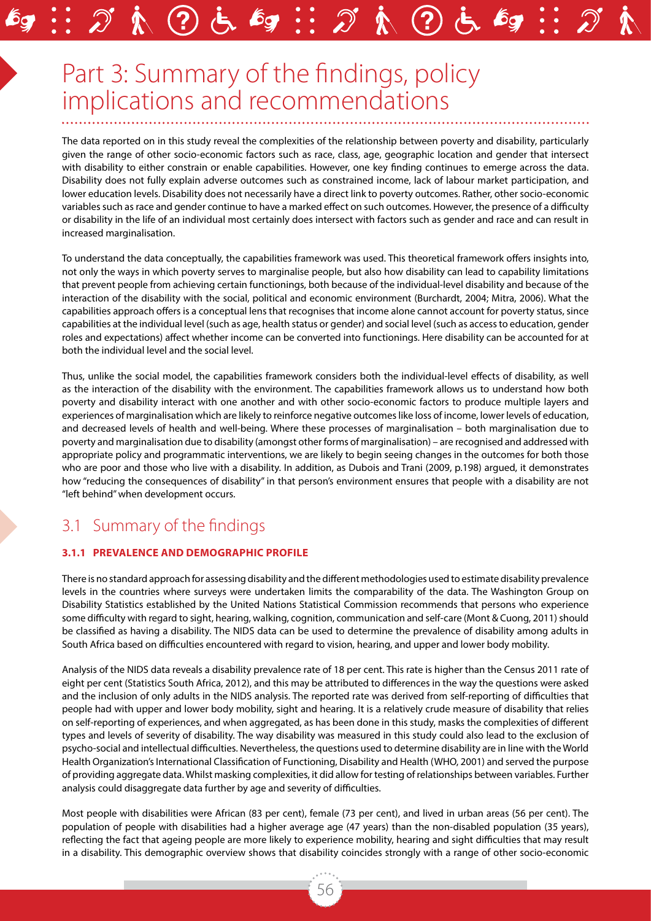# Part 3: Summary of the findings, policy implications and recommendations

The data reported on in this study reveal the complexities of the relationship between poverty and disability, particularly given the range of other socio-economic factors such as race, class, age, geographic location and gender that intersect with disability to either constrain or enable capabilities. However, one key finding continues to emerge across the data. Disability does not fully explain adverse outcomes such as constrained income, lack of labour market participation, and lower education levels. Disability does not necessarily have a direct link to poverty outcomes. Rather, other socio-economic variables such as race and gender continue to have a marked effect on such outcomes. However, the presence of a difficulty or disability in the life of an individual most certainly does intersect with factors such as gender and race and can result in increased marginalisation.

To understand the data conceptually, the capabilities framework was used. This theoretical framework offers insights into, not only the ways in which poverty serves to marginalise people, but also how disability can lead to capability limitations that prevent people from achieving certain functionings, both because of the individual-level disability and because of the interaction of the disability with the social, political and economic environment (Burchardt, 2004; Mitra, 2006). What the capabilities approach offers is a conceptual lens that recognises that income alone cannot account for poverty status, since capabilities at the individual level (such as age, health status or gender) and social level (such as access to education, gender roles and expectations) affect whether income can be converted into functionings. Here disability can be accounted for at both the individual level and the social level.

Thus, unlike the social model, the capabilities framework considers both the individual-level effects of disability, as well as the interaction of the disability with the environment. The capabilities framework allows us to understand how both poverty and disability interact with one another and with other socio-economic factors to produce multiple layers and experiences of marginalisation which are likely to reinforce negative outcomes like loss of income, lower levels of education, and decreased levels of health and well-being. Where these processes of marginalisation – both marginalisation due to poverty and marginalisation due to disability (amongst other forms of marginalisation) – are recognised and addressed with appropriate policy and programmatic interventions, we are likely to begin seeing changes in the outcomes for both those who are poor and those who live with a disability. In addition, as Dubois and Trani (2009, p.198) argued, it demonstrates how "reducing the consequences of disability" in that person's environment ensures that people with a disability are not "left behind" when development occurs.

## 3.1 Summary of the findings

### 3.1.1 PREVALENCE AND DEMOGRAPHIC PROFILE

There is no standard approach for assessing disability and the different methodologies used to estimate disability prevalence levels in the countries where surveys were undertaken limits the comparability of the data. The Washington Group on Disability Statistics established by the United Nations Statistical Commission recommends that persons who experience some difficulty with regard to sight, hearing, walking, cognition, communication and self-care (Mont & Cuong, 2011) should be classified as having a disability. The NIDS data can be used to determine the prevalence of disability among adults in South Africa based on difficulties encountered with regard to vision, hearing, and upper and lower body mobility.

Analysis of the NIDS data reveals a disability prevalence rate of 18 per cent. This rate is higher than the Census 2011 rate of eight per cent (Statistics South Africa, 2012), and this may be attributed to differences in the way the questions were asked and the inclusion of only adults in the NIDS analysis. The reported rate was derived from self-reporting of difficulties that people had with upper and lower body mobility, sight and hearing. It is a relatively crude measure of disability that relies on self-reporting of experiences, and when aggregated, as has been done in this study, masks the complexities of different types and levels of severity of disability. The way disability was measured in this study could also lead to the exclusion of psycho-social and intellectual difficulties. Nevertheless, the questions used to determine disability are in line with the World Health Organization's International Classification of Functioning, Disability and Health (WHO, 2001) and served the purpose of providing aggregate data. Whilst masking complexities, it did allow for testing of relationships between variables. Further analysis could disaggregate data further by age and severity of difficulties.

Most people with disabilities were African (83 per cent), female (73 per cent), and lived in urban areas (56 per cent). The population of people with disabilities had a higher average age (47 years) than the non-disabled population (35 years), reflecting the fact that ageing people are more likely to experience mobility, hearing and sight difficulties that may result in a disability. This demographic overview shows that disability coincides strongly with a range of other socio-economic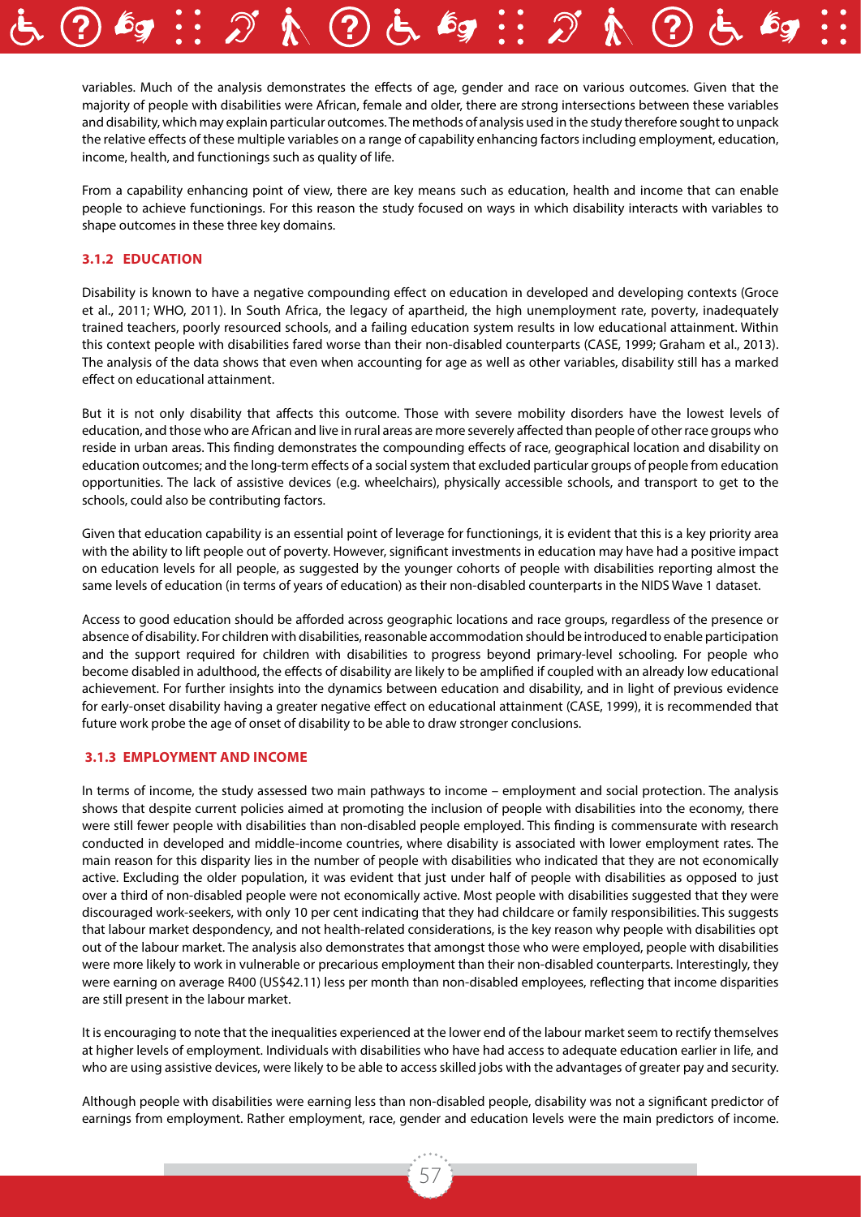variables. Much of the analysis demonstrates the effects of age, gender and race on various outcomes. Given that the majority of people with disabilities were African, female and older, there are strong intersections between these variables and disability, which may explain particular outcomes. The methods of analysis used in the study therefore sought to unpack the relative effects of these multiple variables on a range of capability enhancing factors including employment, education, income, health, and functionings such as quality of life.

From a capability enhancing point of view, there are key means such as education, health and income that can enable people to achieve functionings. For this reason the study focused on ways in which disability interacts with variables to shape outcomes in these three key domains.

### 3.1.2 EDUCATION

Disability is known to have a negative compounding effect on education in developed and developing contexts (Groce et al., 2011; WHO, 2011). In South Africa, the legacy of apartheid, the high unemployment rate, poverty, inadequately trained teachers, poorly resourced schools, and a failing education system results in low educational attainment. Within this context people with disabilities fared worse than their non-disabled counterparts (CASE, 1999; Graham et al., 2013). The analysis of the data shows that even when accounting for age as well as other variables, disability still has a marked effect on educational attainment.

But it is not only disability that affects this outcome. Those with severe mobility disorders have the lowest levels of education, and those who are African and live in rural areas are more severely affected than people of other race groups who reside in urban areas. This finding demonstrates the compounding effects of race, geographical location and disability on education outcomes; and the long-term effects of a social system that excluded particular groups of people from education opportunities. The lack of assistive devices (e.g. wheelchairs), physically accessible schools, and transport to get to the schools, could also be contributing factors.

Given that education capability is an essential point of leverage for functionings, it is evident that this is a key priority area with the ability to lift people out of poverty. However, significant investments in education may have had a positive impact on education levels for all people, as suggested by the younger cohorts of people with disabilities reporting almost the same levels of education (in terms of years of education) as their non-disabled counterparts in the NIDS Wave 1 dataset.

Access to good education should be afforded across geographic locations and race groups, regardless of the presence or absence of disability. For children with disabilities, reasonable accommodation should be introduced to enable participation and the support required for children with disabilities to progress beyond primary-level schooling. For people who become disabled in adulthood, the effects of disability are likely to be amplified if coupled with an already low educational achievement. For further insights into the dynamics between education and disability, and in light of previous evidence for early-onset disability having a greater negative effect on educational attainment (CASE, 1999), it is recommended that future work probe the age of onset of disability to be able to draw stronger conclusions.

### 3.1.3 EMPLOYMENT AND INCOME

In terms of income, the study assessed two main pathways to income – employment and social protection. The analysis shows that despite current policies aimed at promoting the inclusion of people with disabilities into the economy, there were still fewer people with disabilities than non-disabled people employed. This finding is commensurate with research conducted in developed and middle-income countries, where disability is associated with lower employment rates. The main reason for this disparity lies in the number of people with disabilities who indicated that they are not economically active. Excluding the older population, it was evident that just under half of people with disabilities as opposed to just over a third of non-disabled people were not economically active. Most people with disabilities suggested that they were discouraged work-seekers, with only 10 per cent indicating that they had childcare or family responsibilities. This suggests that labour market despondency, and not health-related considerations, is the key reason why people with disabilities opt out of the labour market. The analysis also demonstrates that amongst those who were employed, people with disabilities were more likely to work in vulnerable or precarious employment than their non-disabled counterparts. Interestingly, they were earning on average R400 (US$42.11) less per month than non-disabled employees, reflecting that income disparities are still present in the labour market.

It is encouraging to note that the inequalities experienced at the lower end of the labour market seem to rectify themselves at higher levels of employment. Individuals with disabilities who have had access to adequate education earlier in life, and who are using assistive devices, were likely to be able to access skilled jobs with the advantages of greater pay and security.

Although people with disabilities were earning less than non-disabled people, disability was not a significant predictor of earnings from employment. Rather employment, race, gender and education levels were the main predictors of income.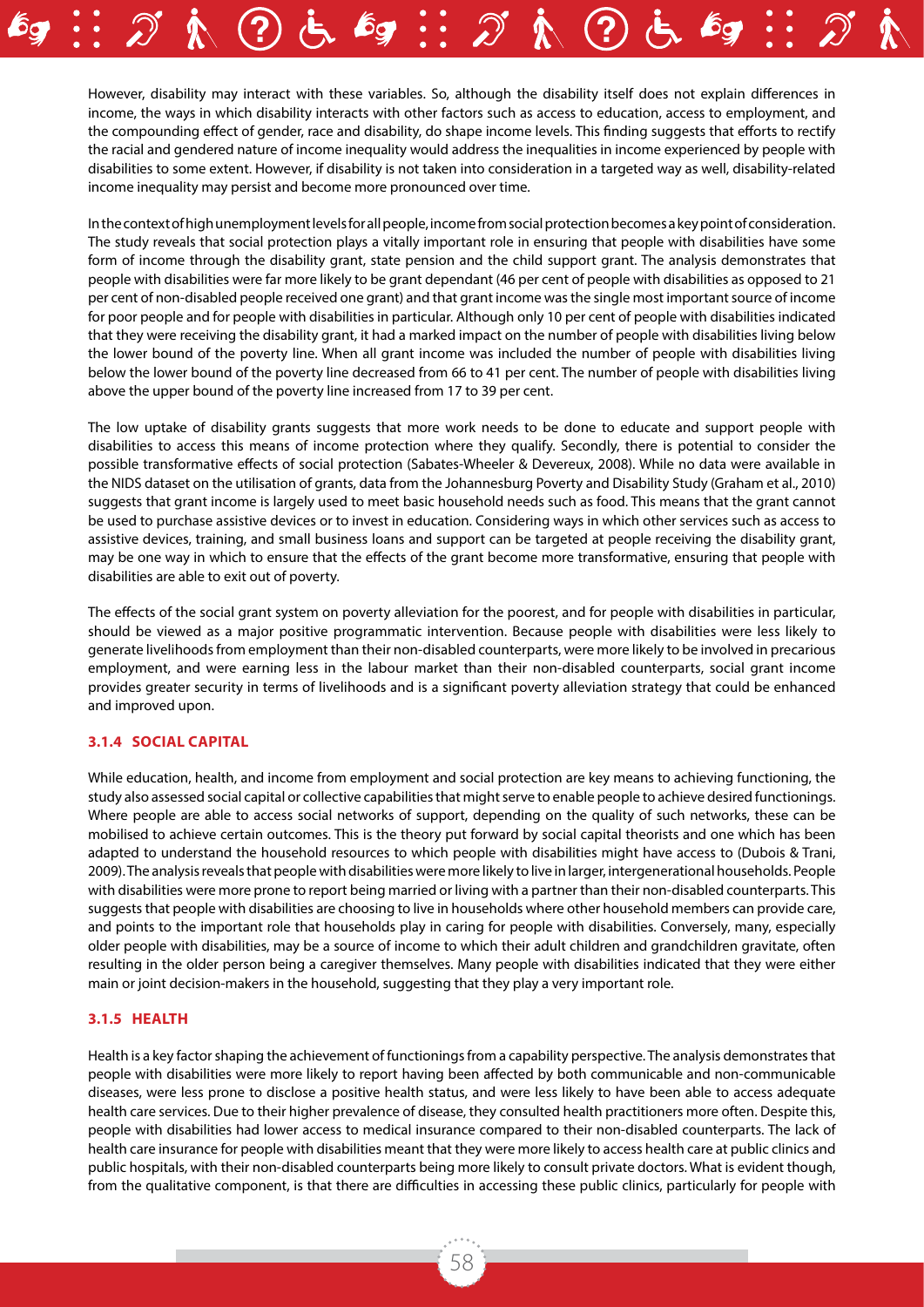However, disability may interact with these variables. So, although the disability itself does not explain differences in income, the ways in which disability interacts with other factors such as access to education, access to employment, and the compounding effect of gender, race and disability, do shape income levels. This finding suggests that efforts to rectify the racial and gendered nature of income inequality would address the inequalities in income experienced by people with disabilities to some extent. However, if disability is not taken into consideration in a targeted way as well, disability-related income inequality may persist and become more pronounced over time.

In the context of high unemployment levels for all people, income from social protection becomes a key point of consideration. The study reveals that social protection plays a vitally important role in ensuring that people with disabilities have some form of income through the disability grant, state pension and the child support grant. The analysis demonstrates that people with disabilities were far more likely to be grant dependant (46 per cent of people with disabilities as opposed to 21 per cent of non-disabled people received one grant) and that grant income was the single most important source of income for poor people and for people with disabilities in particular. Although only 10 per cent of people with disabilities indicated that they were receiving the disability grant, it had a marked impact on the number of people with disabilities living below the lower bound of the poverty line. When all grant income was included the number of people with disabilities living below the lower bound of the poverty line decreased from 66 to 41 per cent. The number of people with disabilities living above the upper bound of the poverty line increased from 17 to 39 per cent.

The low uptake of disability grants suggests that more work needs to be done to educate and support people with disabilities to access this means of income protection where they qualify. Secondly, there is potential to consider the possible transformative effects of social protection (Sabates-Wheeler & Devereux, 2008). While no data were available in the NIDS dataset on the utilisation of grants, data from the Johannesburg Poverty and Disability Study (Graham et al., 2010) suggests that grant income is largely used to meet basic household needs such as food. This means that the grant cannot be used to purchase assistive devices or to invest in education. Considering ways in which other services such as access to assistive devices, training, and small business loans and support can be targeted at people receiving the disability grant, may be one way in which to ensure that the effects of the grant become more transformative, ensuring that people with disabilities are able to exit out of poverty.

The effects of the social grant system on poverty alleviation for the poorest, and for people with disabilities in particular, should be viewed as a major positive programmatic intervention. Because people with disabilities were less likely to generate livelihoods from employment than their non-disabled counterparts, were more likely to be involved in precarious employment, and were earning less in the labour market than their non-disabled counterparts, social grant income provides greater security in terms of livelihoods and is a significant poverty alleviation strategy that could be enhanced and improved upon.

### 3.1.4 SOCIAL CAPITAL

While education, health, and income from employment and social protection are key means to achieving functioning, the study also assessed social capital or collective capabilities that might serve to enable people to achieve desired functionings. Where people are able to access social networks of support, depending on the quality of such networks, these can be mobilised to achieve certain outcomes. This is the theory put forward by social capital theorists and one which has been adapted to understand the household resources to which people with disabilities might have access to (Dubois & Trani, 2009). The analysis reveals that people with disabilities were more likely to live in larger, intergenerational households. People with disabilities were more prone to report being married or living with a partner than their non-disabled counterparts. This suggests that people with disabilities are choosing to live in households where other household members can provide care, and points to the important role that households play in caring for people with disabilities. Conversely, many, especially older people with disabilities, may be a source of income to which their adult children and grandchildren gravitate, often resulting in the older person being a caregiver themselves. Many people with disabilities indicated that they were either main or joint decision-makers in the household, suggesting that they play a very important role.

### 3.1.5 HEALTH

Health is a key factor shaping the achievement of functionings from a capability perspective. The analysis demonstrates that people with disabilities were more likely to report having been affected by both communicable and non-communicable diseases, were less prone to disclose a positive health status, and were less likely to have been able to access adequate health care services. Due to their higher prevalence of disease, they consulted health practitioners more often. Despite this, people with disabilities had lower access to medical insurance compared to their non-disabled counterparts. The lack of health care insurance for people with disabilities meant that they were more likely to access health care at public clinics and public hospitals, with their non-disabled counterparts being more likely to consult private doctors. What is evident though, from the qualitative component, is that there are difficulties in accessing these public clinics, particularly for people with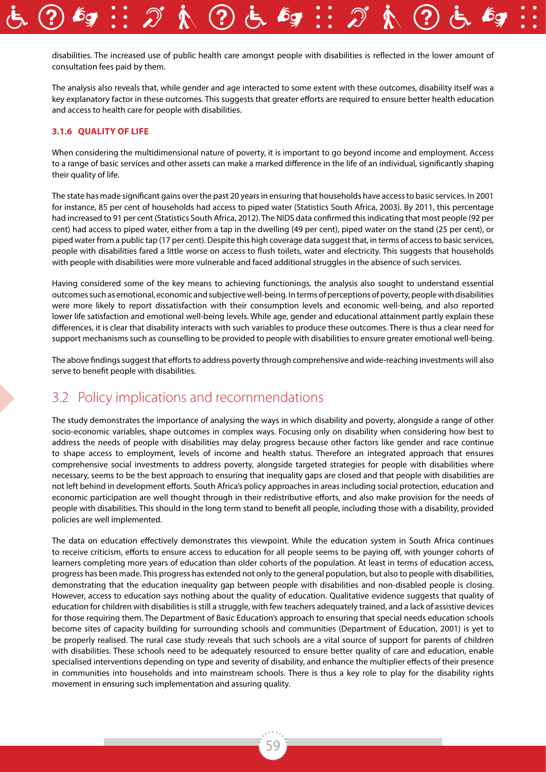disabilities. The increased use of public health care amongst people with disabilities is reflected in the lower amount of consultation fees paid by them.

The analysis also reveals that, while gender and age interacted to some extent with these outcomes, disability itself was a key explanatory factor in these outcomes. This suggests that greater efforts are required to ensure better health education and access to health care for people with disabilities.

### 3.1.6 QUALITY OF LIFE

When considering the multidimensional nature of poverty, it is important to go beyond income and employment. Access to a range of basic services and other assets can make a marked difference in the life of an individual, significantly shaping their quality of life.

The state has made significant gains over the past 20 years in ensuring that households have access to basic services. In 2001 for instance, 85 per cent of households had access to piped water (Statistics South Africa, 2003). By 2011, this percentage had increased to 91 per cent (Statistics South Africa, 2012). The NIDS data confirmed this indicating that most people (92 per cent) had access to piped water, either from a tap in the dwelling (49 per cent), piped water on the stand (25 per cent), or piped water from a public tap (17 per cent). Despite this high coverage data suggest that, in terms of access to basic services, people with disabilities fared a little worse on access to flush toilets, water and electricity. This suggests that households with people with disabilities were more vulnerable and faced additional struggles in the absence of such services.

Having considered some of the key means to achieving functionings, the analysis also sought to understand essential outcomes such as emotional, economic and subjective well-being. In terms of perceptions of poverty, people with disabilities were more likely to report dissatisfaction with their consumption levels and economic well-being, and also reported lower life satisfaction and emotional well-being levels. While age, gender and educational attainment partly explain these differences, it is clear that disability interacts with such variables to produce these outcomes. There is thus a clear need for support mechanisms such as counselling to be provided to people with disabilities to ensure greater emotional well-being.

The above findings suggest that efforts to address poverty through comprehensive and wide-reaching investments will also serve to benefit people with disabilities.

## 3.2 Policy implications and recommendations

The study demonstrates the importance of analysing the ways in which disability and poverty, alongside a range of other socio-economic variables, shape outcomes in complex ways. Focusing only on disability when considering how best to address the needs of people with disabilities may delay progress because other factors like gender and race continue to shape access to employment, levels of income and health status. Therefore an integrated approach that ensures comprehensive social investments to address poverty, alongside targeted strategies for people with disabilities where necessary, seems to be the best approach to ensuring that inequality gaps are closed and that people with disabilities are not left behind in development efforts. South Africa's policy approaches in areas including social protection, education and economic participation are well thought through in their redistributive efforts, and also make provision for the needs of people with disabilities. This should in the long term stand to benefit all people, including those with a disability, provided policies are well implemented.

The data on education effectively demonstrates this viewpoint. While the education system in South Africa continues to receive criticism, efforts to ensure access to education for all people seems to be paying off, with younger cohorts of learners completing more years of education than older cohorts of the population. At least in terms of education access, progress has been made. This progress has extended not only to the general population, but also to people with disabilities, demonstrating that the education inequality gap between people with disabilities and non-disabled people is closing. However, access to education says nothing about the quality of education. Qualitative evidence suggests that quality of education for children with disabilities is still a struggle, with few teachers adequately trained, and a lack of assistive devices for those requiring them. The Department of Basic Education's approach to ensuring that special needs education schools become sites of capacity building for surrounding schools and communities (Department of Education, 2001) is yet to be properly realised. The rural case study reveals that such schools are a vital source of support for parents of children with disabilities. These schools need to be adequately resourced to ensure better quality of care and education, enable specialised interventions depending on type and severity of disability, and enhance the multiplier effects of their presence in communities into households and into mainstream schools. There is thus a key role to play for the disability rights movement in ensuring such implementation and assuring quality.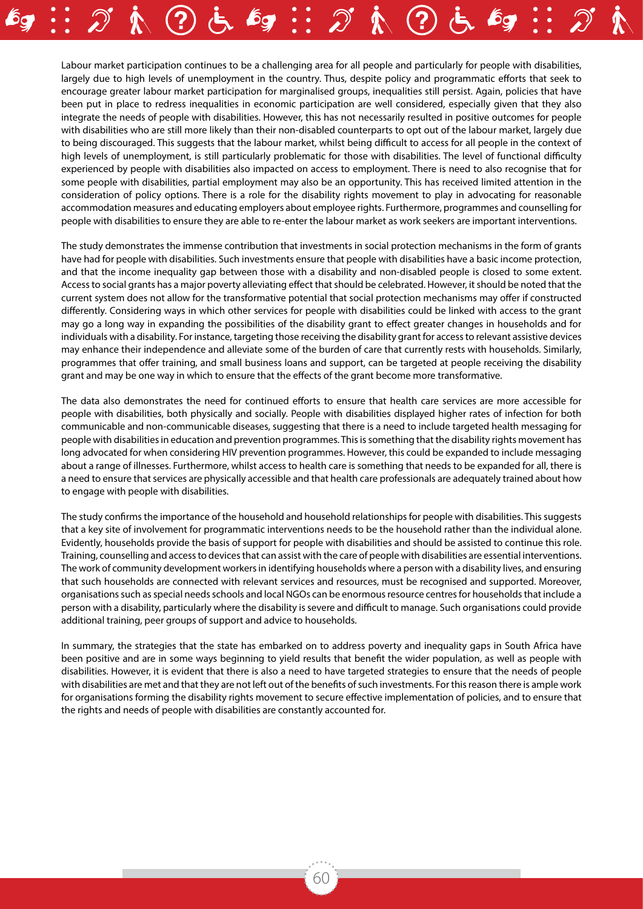Labour market participation continues to be a challenging area for all people and particularly for people with disabilities, largely due to high levels of unemployment in the country. Thus, despite policy and programmatic efforts that seek to encourage greater labour market participation for marginalised groups, inequalities still persist. Again, policies that have been put in place to redress inequalities in economic participation are well considered, especially given that they also integrate the needs of people with disabilities. However, this has not necessarily resulted in positive outcomes for people with disabilities who are still more likely than their non-disabled counterparts to opt out of the labour market, largely due to being discouraged. This suggests that the labour market, whilst being difficult to access for all people in the context of high levels of unemployment, is still particularly problematic for those with disabilities. The level of functional difficulty experienced by people with disabilities also impacted on access to employment. There is need to also recognise that for some people with disabilities, partial employment may also be an opportunity. This has received limited attention in the consideration of policy options. There is a role for the disability rights movement to play in advocating for reasonable accommodation measures and educating employers about employee rights. Furthermore, programmes and counselling for people with disabilities to ensure they are able to re-enter the labour market as work seekers are important interventions.

The study demonstrates the immense contribution that investments in social protection mechanisms in the form of grants have had for people with disabilities. Such investments ensure that people with disabilities have a basic income protection, and that the income inequality gap between those with a disability and non-disabled people is closed to some extent. Access to social grants has a major poverty alleviating effect that should be celebrated. However, it should be noted that the current system does not allow for the transformative potential that social protection mechanisms may offer if constructed differently. Considering ways in which other services for people with disabilities could be linked with access to the grant may go a long way in expanding the possibilities of the disability grant to effect greater changes in households and for individuals with a disability. For instance, targeting those receiving the disability grant for access to relevant assistive devices may enhance their independence and alleviate some of the burden of care that currently rests with households. Similarly, programmes that offer training, and small business loans and support, can be targeted at people receiving the disability grant and may be one way in which to ensure that the effects of the grant become more transformative.

The data also demonstrates the need for continued efforts to ensure that health care services are more accessible for people with disabilities, both physically and socially. People with disabilities displayed higher rates of infection for both communicable and non-communicable diseases, suggesting that there is a need to include targeted health messaging for people with disabilities in education and prevention programmes. This is something that the disability rights movement has long advocated for when considering HIV prevention programmes. However, this could be expanded to include messaging about a range of illnesses. Furthermore, whilst access to health care is something that needs to be expanded for all, there is a need to ensure that services are physically accessible and that health care professionals are adequately trained about how to engage with people with disabilities.

The study confirms the importance of the household and household relationships for people with disabilities. This suggests that a key site of involvement for programmatic interventions needs to be the household rather than the individual alone. Evidently, households provide the basis of support for people with disabilities and should be assisted to continue this role. Training, counselling and access to devices that can assist with the care of people with disabilities are essential interventions. The work of community development workers in identifying households where a person with a disability lives, and ensuring that such households are connected with relevant services and resources, must be recognised and supported. Moreover, organisations such as special needs schools and local NGOs can be enormous resource centres for households that include a person with a disability, particularly where the disability is severe and difficult to manage. Such organisations could provide additional training, peer groups of support and advice to households.

In summary, the strategies that the state has embarked on to address poverty and inequality gaps in South Africa have been positive and are in some ways beginning to yield results that benefit the wider population, as well as people with disabilities. However, it is evident that there is also a need to have targeted strategies to ensure that the needs of people with disabilities are met and that they are not left out of the benefits of such investments. For this reason there is ample work for organisations forming the disability rights movement to secure effective implementation of policies, and to ensure that the rights and needs of people with disabilities are constantly accounted for.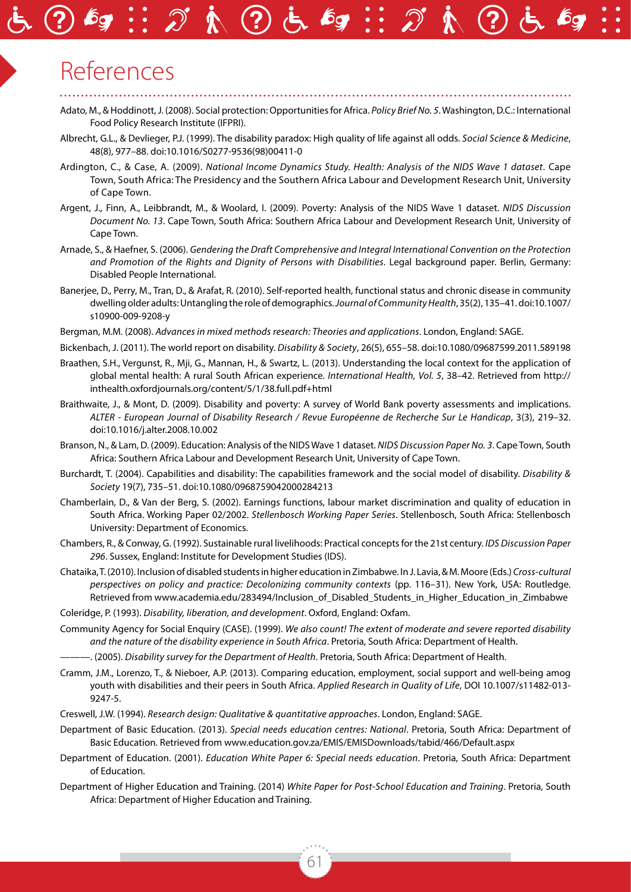# References

Adato, M., & Hoddinott, J. (2008). Social protection: Opportunities for Africa. *Policy Brief No. 5*. Washington, D.C.: International Food Policy Research Institute (IFPRI).

Albrecht, G.L., & Devlieger, P.J. (1999). The disability paradox: High quality of life against all odds. *Social Science & Medicine*, 48(8), 977–88. doi:10.1016/S0277-9536(98)00411-0

Ardington, C., & Case, A. (2009). *National Income Dynamics Study. Health: Analysis of the NIDS Wave 1 dataset*. Cape Town, South Africa: The Presidency and the Southern Africa Labour and Development Research Unit, University of Cape Town.

Argent, J., Finn, A., Leibbrandt, M., & Woolard, I. (2009). Poverty: Analysis of the NIDS Wave 1 dataset. *NIDS Discussion Document No. 13*. Cape Town, South Africa: Southern Africa Labour and Development Research Unit, University of Cape Town.

Arnade, S., & Haefner, S. (2006). *Gendering the Draft Comprehensive and Integral International Convention on the Protection and Promotion of the Rights and Dignity of Persons with Disabilities*. Legal background paper. Berlin, Germany: Disabled People International.

Banerjee, D., Perry, M., Tran, D., & Arafat, R. (2010). Self-reported health, functional status and chronic disease in community dwelling older adults: Untangling the role of demographics. *Journal of Community Health*, 35(2), 135–41. doi:10.1007/s10900-009-9208-y

Bergman, M.M. (2008). *Advances in mixed methods research: Theories and applications*. London, England: SAGE.

Bickenbach, J. (2011). The world report on disability. *Disability & Society*, 26(5), 655–58. doi:10.1080/09687599.2011.589198

Braathen, S.H., Vergunst, R., Mji, G., Mannan, H., & Swartz, L. (2013). Understanding the local context for the application of global mental health: A rural South African experience. *International Health, Vol. 5*, 38–42. Retrieved from http://inthealth.oxfordjournals.org/content/5/1/38.full.pdf+html

Braithwaite, J., & Mont, D. (2009). Disability and poverty: A survey of World Bank poverty assessments and implications. *ALTER - European Journal of Disability Research / Revue Européenne de Recherche Sur Le Handicap*, 3(3), 219–32. doi:10.1016/j.alter.2008.10.002

Branson, N., & Lam, D. (2009). Education: Analysis of the NIDS Wave 1 dataset. *NIDS Discussion Paper No. 3*. Cape Town, South Africa: Southern Africa Labour and Development Research Unit, University of Cape Town.

Burchardt, T. (2004). Capabilities and disability: The capabilities framework and the social model of disability. *Disability & Society* 19(7), 735–51. doi:10.1080/0968759042000284213

Chamberlain, D., & Van der Berg, S. (2002). Earnings functions, labour market discrimination and quality of education in South Africa. Working Paper 02/2002. *Stellenbosch Working Paper Series*. Stellenbosch, South Africa: Stellenbosch University: Department of Economics.

Chambers, R., & Conway, G. (1992). Sustainable rural livelihoods: Practical concepts for the 21st century. *IDS Discussion Paper 296*. Sussex, England: Institute for Development Studies (IDS).

Chataika, T. (2010). Inclusion of disabled students in higher education in Zimbabwe. In J. Lavia, & M. Moore (Eds.) *Cross-cultural perspectives on policy and practice: Decolonizing community contexts* (pp. 116–31). New York, USA: Routledge. Retrieved from www.academia.edu/283494/Inclusion_of_Disabled_Students_in_Higher_Education_in_Zimbabwe

Coleridge, P. (1993). *Disability, liberation, and development*. Oxford, England: Oxfam.

Community Agency for Social Enquiry (CASE). (1999). *We also count! The extent of moderate and severe reported disability and the nature of the disability experience in South Africa*. Pretoria, South Africa: Department of Health.

———. (2005). *Disability survey for the Department of Health*. Pretoria, South Africa: Department of Health.

Cramm, J.M., Lorenzo, T., & Nieboer, A.P. (2013). Comparing education, employment, social support and well-being amog youth with disabilities and their peers in South Africa. *Applied Research in Quality of Life*, DOI 10.1007/s11482-013-9247-5.

Creswell, J.W. (1994). *Research design: Qualitative & quantitative approaches*. London, England: SAGE.

Department of Basic Education. (2013). *Special needs education centres: National*. Pretoria, South Africa: Department of Basic Education. Retrieved from www.education.gov.za/EMIS/EMISDownloads/tabid/466/Default.aspx

Department of Education. (2001). *Education White Paper 6: Special needs education*. Pretoria, South Africa: Department of Education.

Department of Higher Education and Training. (2014) *White Paper for Post-School Education and Training*. Pretoria, South Africa: Department of Higher Education and Training.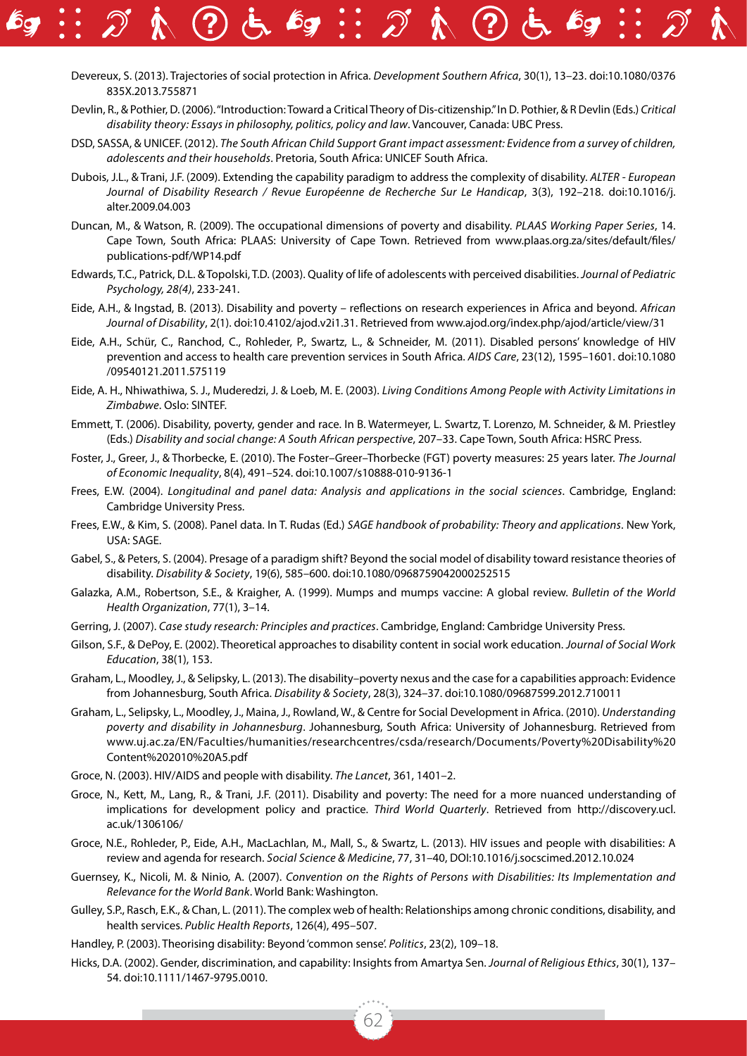Devereux, S. (2013). Trajectories of social protection in Africa. *Development Southern Africa*, 30(1), 13–23. doi:10.1080/0376835X.2013.755871

Devlin, R., & Pothier, D. (2006). "Introduction: Toward a Critical Theory of Dis-citizenship." In D. Pothier, & R Devlin (Eds.) *Critical disability theory: Essays in philosophy, politics, policy and law*. Vancouver, Canada: UBC Press.

DSD, SASSA, & UNICEF. (2012). *The South African Child Support Grant impact assessment: Evidence from a survey of children, adolescents and their households*. Pretoria, South Africa: UNICEF South Africa.

Dubois, J.L., & Trani, J.F. (2009). Extending the capability paradigm to address the complexity of disability. *ALTER - European Journal of Disability Research / Revue Européenne de Recherche Sur Le Handicap*, 3(3), 192–218. doi:10.1016/j.alter.2009.04.003

Duncan, M., & Watson, R. (2009). The occupational dimensions of poverty and disability. *PLAAS Working Paper Series*, 14. Cape Town, South Africa: PLAAS: University of Cape Town. Retrieved from www.plaas.org.za/sites/default/files/publications-pdf/WP14.pdf

Edwards, T.C., Patrick, D.L. & Topolski, T.D. (2003). Quality of life of adolescents with perceived disabilities. *Journal of Pediatric Psychology, 28(4)*, 233-241.

Eide, A.H., & Ingstad, B. (2013). Disability and poverty – reflections on research experiences in Africa and beyond. *African Journal of Disability*, 2(1). doi:10.4102/ajod.v2i1.31. Retrieved from www.ajod.org/index.php/ajod/article/view/31

Eide, A.H., Schür, C., Ranchod, C., Rohleder, P., Swartz, L., & Schneider, M. (2011). Disabled persons' knowledge of HIV prevention and access to health care prevention services in South Africa. *AIDS Care*, 23(12), 1595–1601. doi:10.1080/09540121.2011.575119

Eide, A. H., Nhiwathiwa, S. J., Muderedzi, J. & Loeb, M. E. (2003). *Living Conditions Among People with Activity Limitations in Zimbabwe*. Oslo: SINTEF.

Emmett, T. (2006). Disability, poverty, gender and race. In B. Watermeyer, L. Swartz, T. Lorenzo, M. Schneider, & M. Priestley (Eds.) *Disability and social change: A South African perspective*, 207–33. Cape Town, South Africa: HSRC Press.

Foster, J., Greer, J., & Thorbecke, E. (2010). The Foster–Greer–Thorbecke (FGT) poverty measures: 25 years later. *The Journal of Economic Inequality*, 8(4), 491–524. doi:10.1007/s10888-010-9136-1

Frees, E.W. (2004). *Longitudinal and panel data: Analysis and applications in the social sciences*. Cambridge, England: Cambridge University Press.

Frees, E.W., & Kim, S. (2008). Panel data. In T. Rudas (Ed.) *SAGE handbook of probability: Theory and applications*. New York, USA: SAGE.

Gabel, S., & Peters, S. (2004). Presage of a paradigm shift? Beyond the social model of disability toward resistance theories of disability. *Disability & Society*, 19(6), 585–600. doi:10.1080/0968759042000252515

Galazka, A.M., Robertson, S.E., & Kraigher, A. (1999). Mumps and mumps vaccine: A global review. *Bulletin of the World Health Organization*, 77(1), 3–14.

Gerring, J. (2007). *Case study research: Principles and practices*. Cambridge, England: Cambridge University Press.

Gilson, S.F., & DePoy, E. (2002). Theoretical approaches to disability content in social work education. *Journal of Social Work Education*, 38(1), 153.

Graham, L., Moodley, J., & Selipsky, L. (2013). The disability–poverty nexus and the case for a capabilities approach: Evidence from Johannesburg, South Africa. *Disability & Society*, 28(3), 324–37. doi:10.1080/09687599.2012.710011

Graham, L., Selipsky, L., Moodley, J., Maina, J., Rowland, W., & Centre for Social Development in Africa. (2010). *Understanding poverty and disability in Johannesburg*. Johannesburg, South Africa: University of Johannesburg. Retrieved from www.uj.ac.za/EN/Faculties/humanities/researchcentres/csda/research/Documents/Poverty%20Disability%20Content%202010%20A5.pdf

Groce, N. (2003). HIV/AIDS and people with disability. *The Lancet*, 361, 1401–2.

Groce, N., Kett, M., Lang, R., & Trani, J.F. (2011). Disability and poverty: The need for a more nuanced understanding of implications for development policy and practice. *Third World Quarterly*. Retrieved from http://discovery.ucl.ac.uk/1306106/

Groce, N.E., Rohleder, P., Eide, A.H., MacLachlan, M., Mall, S., & Swartz, L. (2013). HIV issues and people with disabilities: A review and agenda for research. *Social Science & Medicine*, 77, 31–40, DOI:10.1016/j.socscimed.2012.10.024

Guernsey, K., Nicoli, M. & Ninio, A. (2007). *Convention on the Rights of Persons with Disabilities: Its Implementation and Relevance for the World Bank*. World Bank: Washington.

Gulley, S.P., Rasch, E.K., & Chan, L. (2011). The complex web of health: Relationships among chronic conditions, disability, and health services. *Public Health Reports*, 126(4), 495–507.

Handley, P. (2003). Theorising disability: Beyond 'common sense'. *Politics*, 23(2), 109–18.

Hicks, D.A. (2002). Gender, discrimination, and capability: Insights from Amartya Sen. *Journal of Religious Ethics*, 30(1), 137–54. doi:10.1111/1467-9795.0010.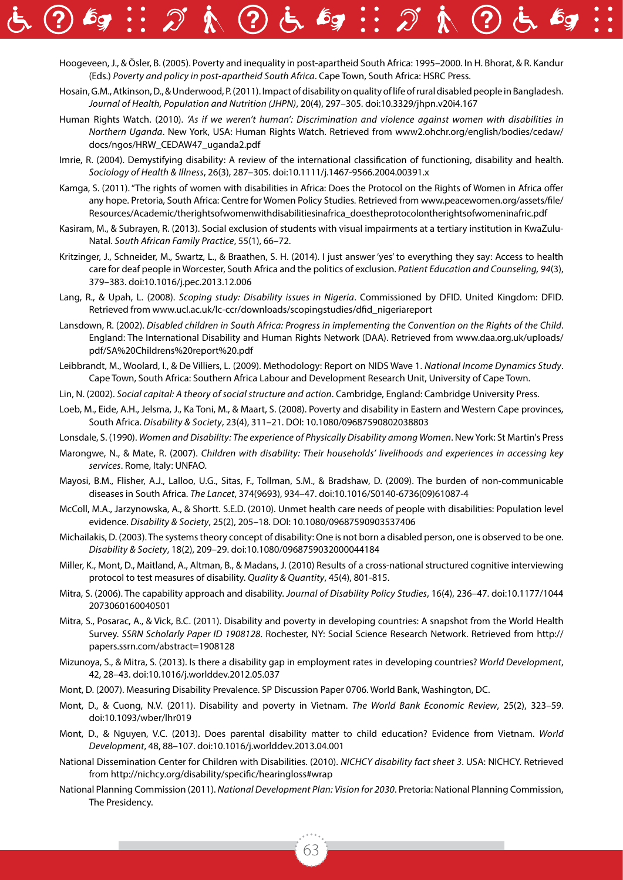Hoogeveen, J., & Ösler, B. (2005). Poverty and inequality in post-apartheid South Africa: 1995–2000. In H. Bhorat, & R. Kandur (Eds.) *Poverty and policy in post-apartheid South Africa*. Cape Town, South Africa: HSRC Press.

Hosain, G.M., Atkinson, D., & Underwood, P. (2011). Impact of disability on quality of life of rural disabled people in Bangladesh. *Journal of Health, Population and Nutrition (JHPN)*, 20(4), 297–305. doi:10.3329/jhpn.v20i4.167

Human Rights Watch. (2010). *'As if we weren't human': Discrimination and violence against women with disabilities in Northern Uganda*. New York, USA: Human Rights Watch. Retrieved from www2.ohchr.org/english/bodies/cedaw/docs/ngos/HRW_CEDAW47_uganda2.pdf

Imrie, R. (2004). Demystifying disability: A review of the international classification of functioning, disability and health. *Sociology of Health & Illness*, 26(3), 287–305. doi:10.1111/j.1467-9566.2004.00391.x

Kamga, S. (2011). "The rights of women with disabilities in Africa: Does the Protocol on the Rights of Women in Africa offer any hope. Pretoria, South Africa: Centre for Women Policy Studies. Retrieved from www.peacewomen.org/assets/file/Resources/Academic/therightsofwomenwithdisabilitiesinafrica_doestheprotocolontherightsofwomeninafric.pdf

Kasiram, M., & Subrayen, R. (2013). Social exclusion of students with visual impairments at a tertiary institution in KwaZulu-Natal. *South African Family Practice*, 55(1), 66–72.

Kritzinger, J., Schneider, M., Swartz, L., & Braathen, S. H. (2014). I just answer 'yes' to everything they say: Access to health care for deaf people in Worcester, South Africa and the politics of exclusion. *Patient Education and Counseling, 94*(3), 379–383. doi:10.1016/j.pec.2013.12.006

Lang, R., & Upah, L. (2008). *Scoping study: Disability issues in Nigeria*. Commissioned by DFID. United Kingdom: DFID. Retrieved from www.ucl.ac.uk/lc-ccr/downloads/scopingstudies/dfid_nigeriareport

Lansdown, R. (2002). *Disabled children in South Africa: Progress in implementing the Convention on the Rights of the Child*. England: The International Disability and Human Rights Network (DAA). Retrieved from www.daa.org.uk/uploads/pdf/SA%20Childrens%20report%20.pdf

Leibbrandt, M., Woolard, I., & De Villiers, L. (2009). Methodology: Report on NIDS Wave 1. *National Income Dynamics Study*. Cape Town, South Africa: Southern Africa Labour and Development Research Unit, University of Cape Town.

Lin, N. (2002). *Social capital: A theory of social structure and action*. Cambridge, England: Cambridge University Press.

Loeb, M., Eide, A.H., Jelsma, J., Ka Toni, M., & Maart, S. (2008). Poverty and disability in Eastern and Western Cape provinces, South Africa. *Disability & Society*, 23(4), 311–21. DOI: 10.1080/09687590802038803

Lonsdale, S. (1990). *Women and Disability: The experience of Physically Disability among Women*. New York: St Martin's Press

Marongwe, N., & Mate, R. (2007). *Children with disability: Their households' livelihoods and experiences in accessing key services*. Rome, Italy: UNFAO.

Mayosi, B.M., Flisher, A.J., Lalloo, U.G., Sitas, F., Tollman, S.M., & Bradshaw, D. (2009). The burden of non-communicable diseases in South Africa. *The Lancet*, 374(9693), 934–47. doi:10.1016/S0140-6736(09)61087-4

McColl, M.A., Jarzynowska, A., & Shortt. S.E.D. (2010). Unmet health care needs of people with disabilities: Population level evidence. *Disability & Society*, 25(2), 205–18. DOI: 10.1080/09687590903537406

Michailakis, D. (2003). The systems theory concept of disability: One is not born a disabled person, one is observed to be one. *Disability & Society*, 18(2), 209–29. doi:10.1080/0968759032000044184

Miller, K., Mont, D., Maitland, A., Altman, B., & Madans, J. (2010) Results of a cross-national structured cognitive interviewing protocol to test measures of disability. *Quality & Quantity*, 45(4), 801-815.

Mitra, S. (2006). The capability approach and disability. *Journal of Disability Policy Studies*, 16(4), 236–47. doi:10.1177/10442073060160040501

Mitra, S., Posarac, A., & Vick, B.C. (2011). Disability and poverty in developing countries: A snapshot from the World Health Survey. *SSRN Scholarly Paper ID 1908128*. Rochester, NY: Social Science Research Network. Retrieved from http://papers.ssrn.com/abstract=1908128

Mizunoya, S., & Mitra, S. (2013). Is there a disability gap in employment rates in developing countries? *World Development*, 42, 28–43. doi:10.1016/j.worlddev.2012.05.037

Mont, D. (2007). Measuring Disability Prevalence. SP Discussion Paper 0706. World Bank, Washington, DC.

Mont, D., & Cuong, N.V. (2011). Disability and poverty in Vietnam. *The World Bank Economic Review*, 25(2), 323–59. doi:10.1093/wber/lhr019

Mont, D., & Nguyen, V.C. (2013). Does parental disability matter to child education? Evidence from Vietnam. *World Development*, 48, 88–107. doi:10.1016/j.worlddev.2013.04.001

National Dissemination Center for Children with Disabilities. (2010). *NICHCY disability fact sheet 3*. USA: NICHCY. Retrieved from http://nichcy.org/disability/specific/hearingloss#wrap

National Planning Commission (2011). *National Development Plan: Vision for 2030*. Pretoria: National Planning Commission, The Presidency.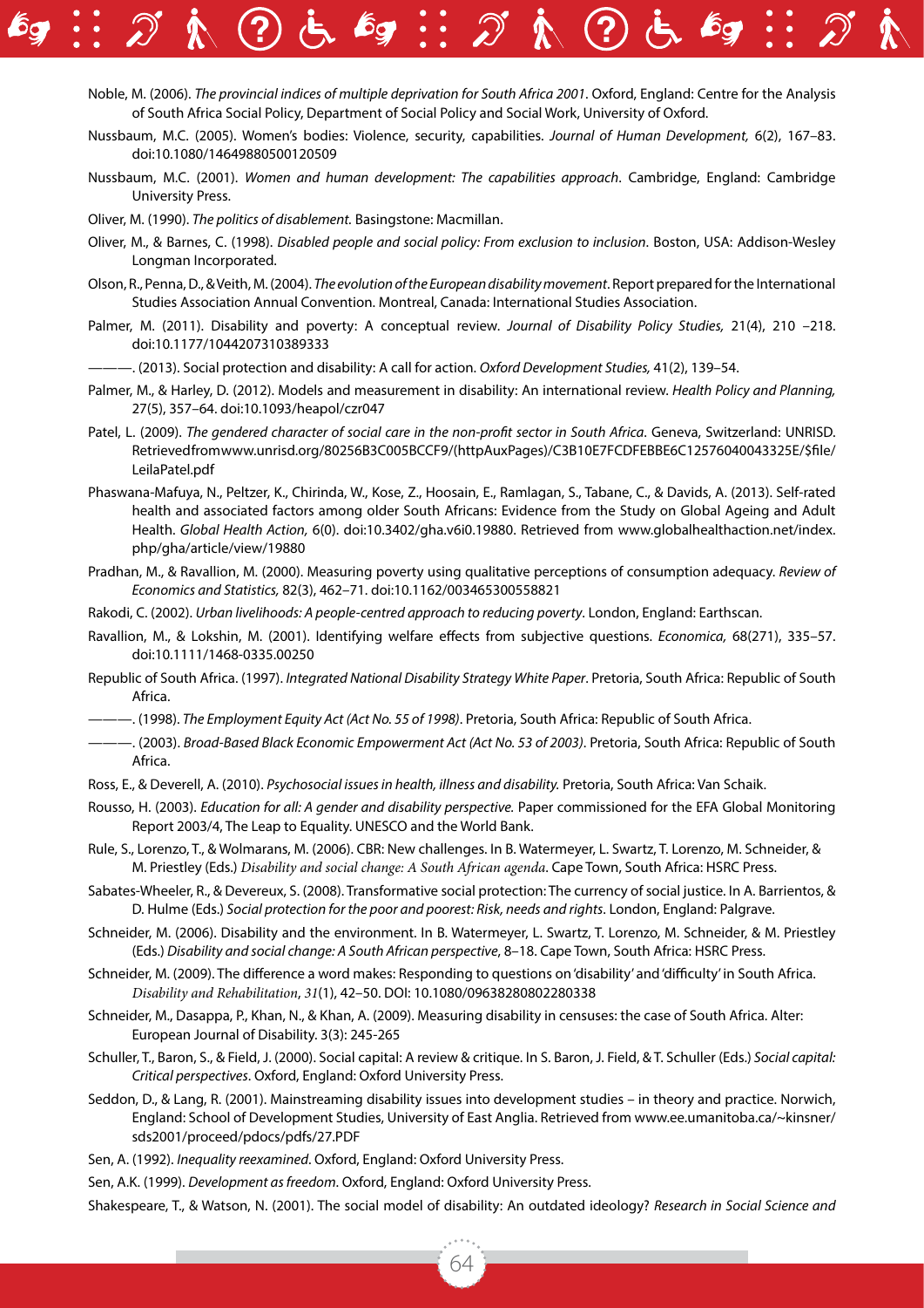Noble, M. (2006). *The provincial indices of multiple deprivation for South Africa 2001*. Oxford, England: Centre for the Analysis of South Africa Social Policy, Department of Social Policy and Social Work, University of Oxford.

Nussbaum, M.C. (2005). Women's bodies: Violence, security, capabilities. *Journal of Human Development,* 6(2), 167–83. doi:10.1080/14649880500120509

Nussbaum, M.C. (2001). *Women and human development: The capabilities approach*. Cambridge, England: Cambridge University Press.

Oliver, M. (1990). *The politics of disablement.* Basingstone: Macmillan.

Oliver, M., & Barnes, C. (1998). *Disabled people and social policy: From exclusion to inclusion*. Boston, USA: Addison-Wesley Longman Incorporated.

Olson, R., Penna, D., & Veith, M. (2004). *The evolution of the European disability movement*. Report prepared for the International Studies Association Annual Convention. Montreal, Canada: International Studies Association.

Palmer, M. (2011). Disability and poverty: A conceptual review. *Journal of Disability Policy Studies,* 21(4), 210 –218. doi:10.1177/1044207310389333

———. (2013). Social protection and disability: A call for action. *Oxford Development Studies,* 41(2), 139–54.

Palmer, M., & Harley, D. (2012). Models and measurement in disability: An international review. *Health Policy and Planning,* 27(5), 357–64. doi:10.1093/heapol/czr047

Patel, L. (2009). *The gendered character of social care in the non-profit sector in South Africa*. Geneva, Switzerland: UNRISD. Retrievedfromwww.unrisd.org/80256B3C005BCCF9/(httpAuxPages)/C3B10E7FCDFEBBE6C12576040043325E/$file/LeilaPatel.pdf

Phaswana-Mafuya, N., Peltzer, K., Chirinda, W., Kose, Z., Hoosain, E., Ramlagan, S., Tabane, C., & Davids, A. (2013). Self-rated health and associated factors among older South Africans: Evidence from the Study on Global Ageing and Adult Health. *Global Health Action,* 6(0). doi:10.3402/gha.v6i0.19880. Retrieved from www.globalhealthaction.net/index.php/gha/article/view/19880

Pradhan, M., & Ravallion, M. (2000). Measuring poverty using qualitative perceptions of consumption adequacy. *Review of Economics and Statistics,* 82(3), 462–71. doi:10.1162/003465300558821

Rakodi, C. (2002). *Urban livelihoods: A people-centred approach to reducing poverty*. London, England: Earthscan.

Ravallion, M., & Lokshin, M. (2001). Identifying welfare effects from subjective questions. *Economica,* 68(271), 335–57. doi:10.1111/1468-0335.00250

Republic of South Africa. (1997). *Integrated National Disability Strategy White Paper*. Pretoria, South Africa: Republic of South Africa.

———. (1998). *The Employment Equity Act (Act No. 55 of 1998)*. Pretoria, South Africa: Republic of South Africa.

———. (2003). *Broad-Based Black Economic Empowerment Act (Act No. 53 of 2003)*. Pretoria, South Africa: Republic of South Africa.

Ross, E., & Deverell, A. (2010). *Psychosocial issues in health, illness and disability.* Pretoria, South Africa: Van Schaik.

Rousso, H. (2003). *Education for all: A gender and disability perspective.* Paper commissioned for the EFA Global Monitoring Report 2003/4, The Leap to Equality. UNESCO and the World Bank.

Rule, S., Lorenzo, T., & Wolmarans, M. (2006). CBR: New challenges. In B. Watermeyer, L. Swartz, T. Lorenzo, M. Schneider, & M. Priestley (Eds.) *Disability and social change: A South African agenda*. Cape Town, South Africa: HSRC Press.

Sabates-Wheeler, R., & Devereux, S. (2008). Transformative social protection: The currency of social justice. In A. Barrientos, & D. Hulme (Eds.) *Social protection for the poor and poorest: Risk, needs and rights*. London, England: Palgrave.

Schneider, M. (2006). Disability and the environment. In B. Watermeyer, L. Swartz, T. Lorenzo, M. Schneider, & M. Priestley (Eds.) *Disability and social change: A South African perspective*, 8–18. Cape Town, South Africa: HSRC Press.

Schneider, M. (2009). The difference a word makes: Responding to questions on 'disability' and 'difficulty' in South Africa. *Disability and Rehabilitation*, *31*(1), 42–50. DOI: 10.1080/09638280802280338

Schneider, M., Dasappa, P., Khan, N., & Khan, A. (2009). Measuring disability in censuses: the case of South Africa. Alter: European Journal of Disability. 3(3): 245-265

Schuller, T., Baron, S., & Field, J. (2000). Social capital: A review & critique. In S. Baron, J. Field, & T. Schuller (Eds.) *Social capital: Critical perspectives*. Oxford, England: Oxford University Press.

Seddon, D., & Lang, R. (2001). Mainstreaming disability issues into development studies – in theory and practice. Norwich, England: School of Development Studies, University of East Anglia. Retrieved from www.ee.umanitoba.ca/~kinsner/sds2001/proceed/pdocs/pdfs/27.PDF

Sen, A. (1992). *Inequality reexamined*. Oxford, England: Oxford University Press.

Sen, A.K. (1999). *Development as freedom*. Oxford, England: Oxford University Press.

Shakespeare, T., & Watson, N. (2001). The social model of disability: An outdated ideology? *Research in Social Science and*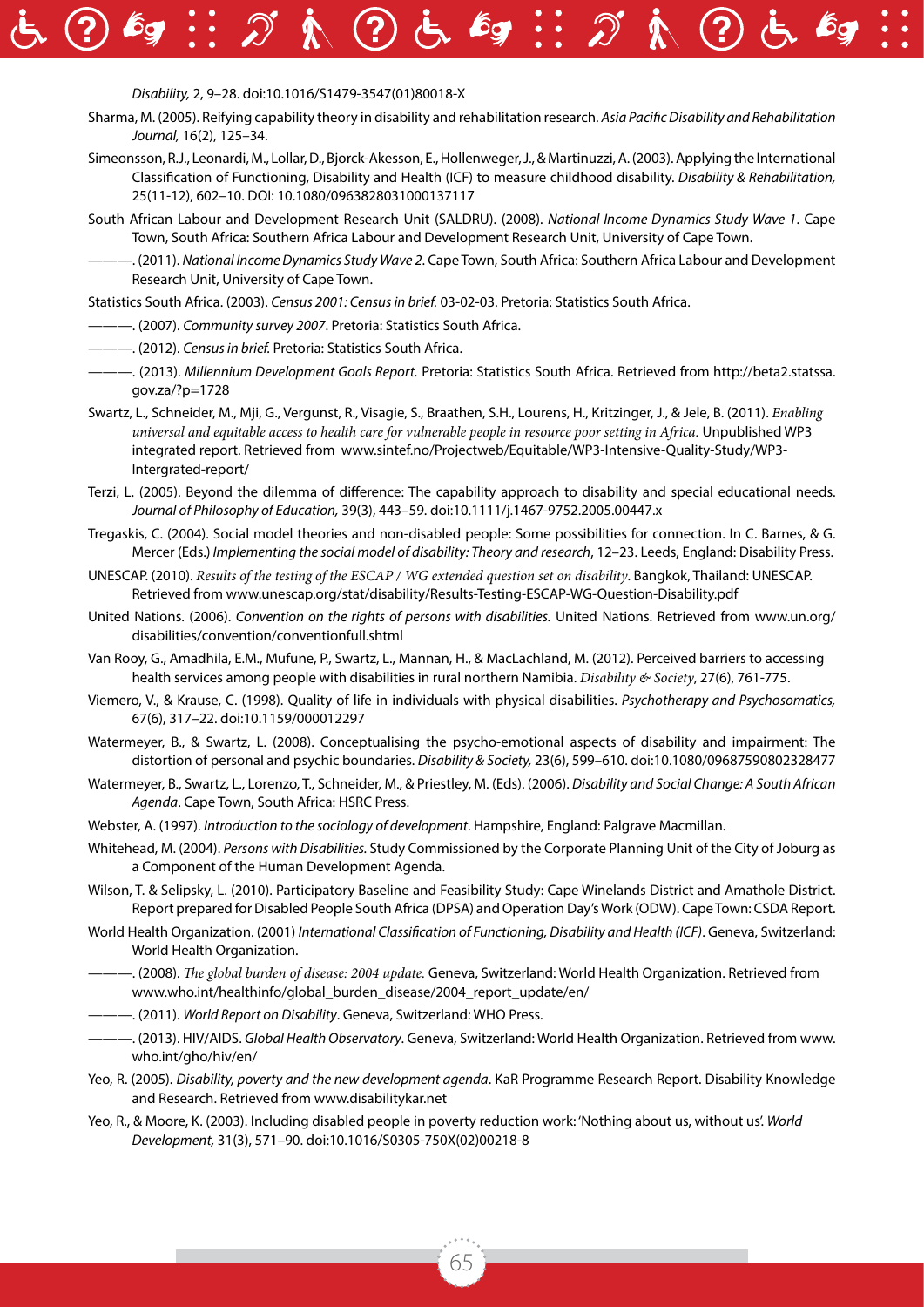*Disability,* 2, 9–28. doi:10.1016/S1479-3547(01)80018-X

Sharma, M. (2005). Reifying capability theory in disability and rehabilitation research. *Asia Pacific Disability and Rehabilitation Journal,* 16(2), 125–34.

Simeonsson, R.J., Leonardi, M., Lollar, D., Bjorck-Akesson, E., Hollenweger, J., & Martinuzzi, A. (2003). Applying the International Classification of Functioning, Disability and Health (ICF) to measure childhood disability. *Disability & Rehabilitation,* 25(11-12), 602–10. DOI: 10.1080/0963828031000137117

South African Labour and Development Research Unit (SALDRU). (2008). *National Income Dynamics Study Wave 1*. Cape Town, South Africa: Southern Africa Labour and Development Research Unit, University of Cape Town.

———. (2011). *National Income Dynamics Study Wave 2*. Cape Town, South Africa: Southern Africa Labour and Development Research Unit, University of Cape Town.

Statistics South Africa. (2003). *Census 2001: Census in brief.* 03-02-03. Pretoria: Statistics South Africa.

———. (2007). *Community survey 2007*. Pretoria: Statistics South Africa.

———. (2012). *Census in brief.* Pretoria: Statistics South Africa.

———. (2013). *Millennium Development Goals Report.* Pretoria: Statistics South Africa. Retrieved from http://beta2.statssa.gov.za/?p=1728

Swartz, L., Schneider, M., Mji, G., Vergunst, R., Visagie, S., Braathen, S.H., Lourens, H., Kritzinger, J., & Jele, B. (2011). *Enabling universal and equitable access to health care for vulnerable people in resource poor setting in Africa.* Unpublished WP3 integrated report. Retrieved from www.sintef.no/Projectweb/Equitable/WP3-Intensive-Quality-Study/WP3-Intergrated-report/

Terzi, L. (2005). Beyond the dilemma of difference: The capability approach to disability and special educational needs. *Journal of Philosophy of Education,* 39(3), 443–59. doi:10.1111/j.1467-9752.2005.00447.x

Tregaskis, C. (2004). Social model theories and non-disabled people: Some possibilities for connection. In C. Barnes, & G. Mercer (Eds.) *Implementing the social model of disability: Theory and research*, 12–23. Leeds, England: Disability Press.

UNESCAP. (2010). *Results of the testing of the ESCAP / WG extended question set on disability*. Bangkok, Thailand: UNESCAP. Retrieved from www.unescap.org/stat/disability/Results-Testing-ESCAP-WG-Question-Disability.pdf

United Nations. (2006). *Convention on the rights of persons with disabilities.* United Nations. Retrieved from www.un.org/disabilities/convention/conventionfull.shtml

Van Rooy, G., Amadhila, E.M., Mufune, P., Swartz, L., Mannan, H., & MacLachland, M. (2012). Perceived barriers to accessing health services among people with disabilities in rural northern Namibia. *Disability & Society*, 27(6), 761-775.

Viemero, V., & Krause, C. (1998). Quality of life in individuals with physical disabilities. *Psychotherapy and Psychosomatics,* 67(6), 317–22. doi:10.1159/000012297

Watermeyer, B., & Swartz, L. (2008). Conceptualising the psycho-emotional aspects of disability and impairment: The distortion of personal and psychic boundaries. *Disability & Society,* 23(6), 599–610. doi:10.1080/09687590802328477

Watermeyer, B., Swartz, L., Lorenzo, T., Schneider, M., & Priestley, M. (Eds). (2006). *Disability and Social Change: A South African Agenda*. Cape Town, South Africa: HSRC Press.

Webster, A. (1997). *Introduction to the sociology of development*. Hampshire, England: Palgrave Macmillan.

Whitehead, M. (2004). *Persons with Disabilities.* Study Commissioned by the Corporate Planning Unit of the City of Joburg as a Component of the Human Development Agenda.

Wilson, T. & Selipsky, L. (2010). Participatory Baseline and Feasibility Study: Cape Winelands District and Amathole District. Report prepared for Disabled People South Africa (DPSA) and Operation Day's Work (ODW). Cape Town: CSDA Report.

World Health Organization. (2001) *International Classification of Functioning, Disability and Health (ICF)*. Geneva, Switzerland: World Health Organization.

———. (2008). *The global burden of disease: 2004 update.* Geneva, Switzerland: World Health Organization. Retrieved from www.who.int/healthinfo/global_burden_disease/2004_report_update/en/

———. (2011). *World Report on Disability*. Geneva, Switzerland: WHO Press.

———. (2013). HIV/AIDS. *Global Health Observatory*. Geneva, Switzerland: World Health Organization. Retrieved from www.who.int/gho/hiv/en/

Yeo, R. (2005). *Disability, poverty and the new development agenda*. KaR Programme Research Report. Disability Knowledge and Research. Retrieved from www.disabilitykar.net

Yeo, R., & Moore, K. (2003). Including disabled people in poverty reduction work: 'Nothing about us, without us'. *World Development,* 31(3), 571–90. doi:10.1016/S0305-750X(02)00218-8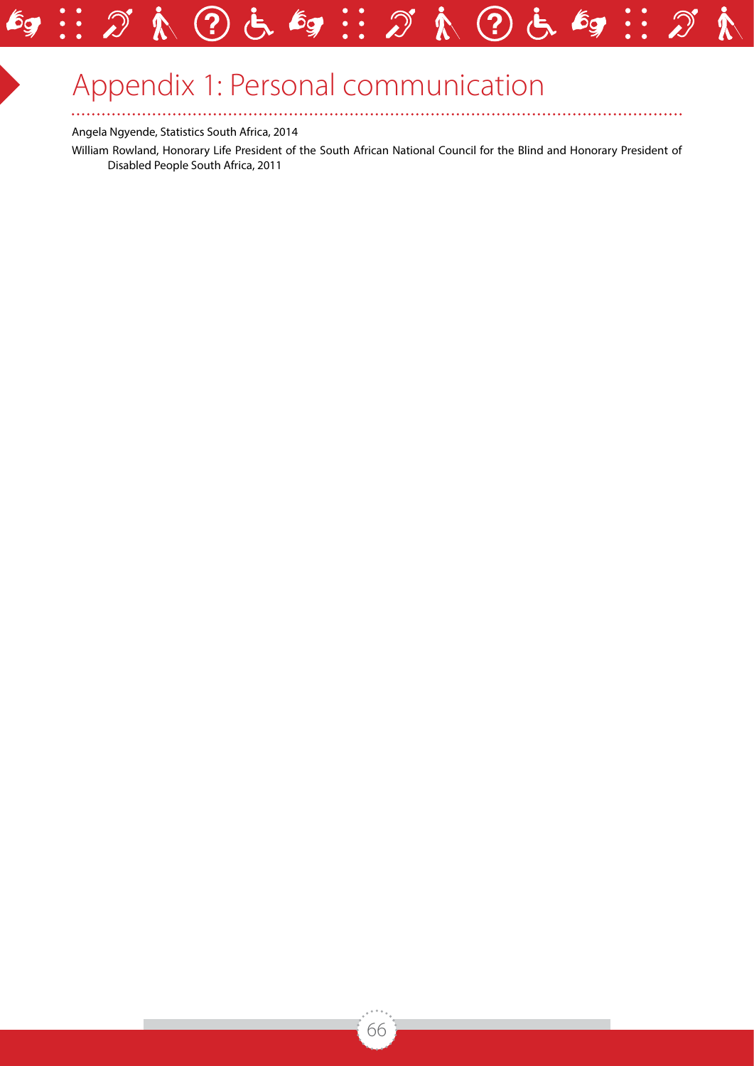# Appendix 1: Personal communication

Angela Ngyende, Statistics South Africa, 2014

William Rowland, Honorary Life President of the South African National Council for the Blind and Honorary President of Disabled People South Africa, 2011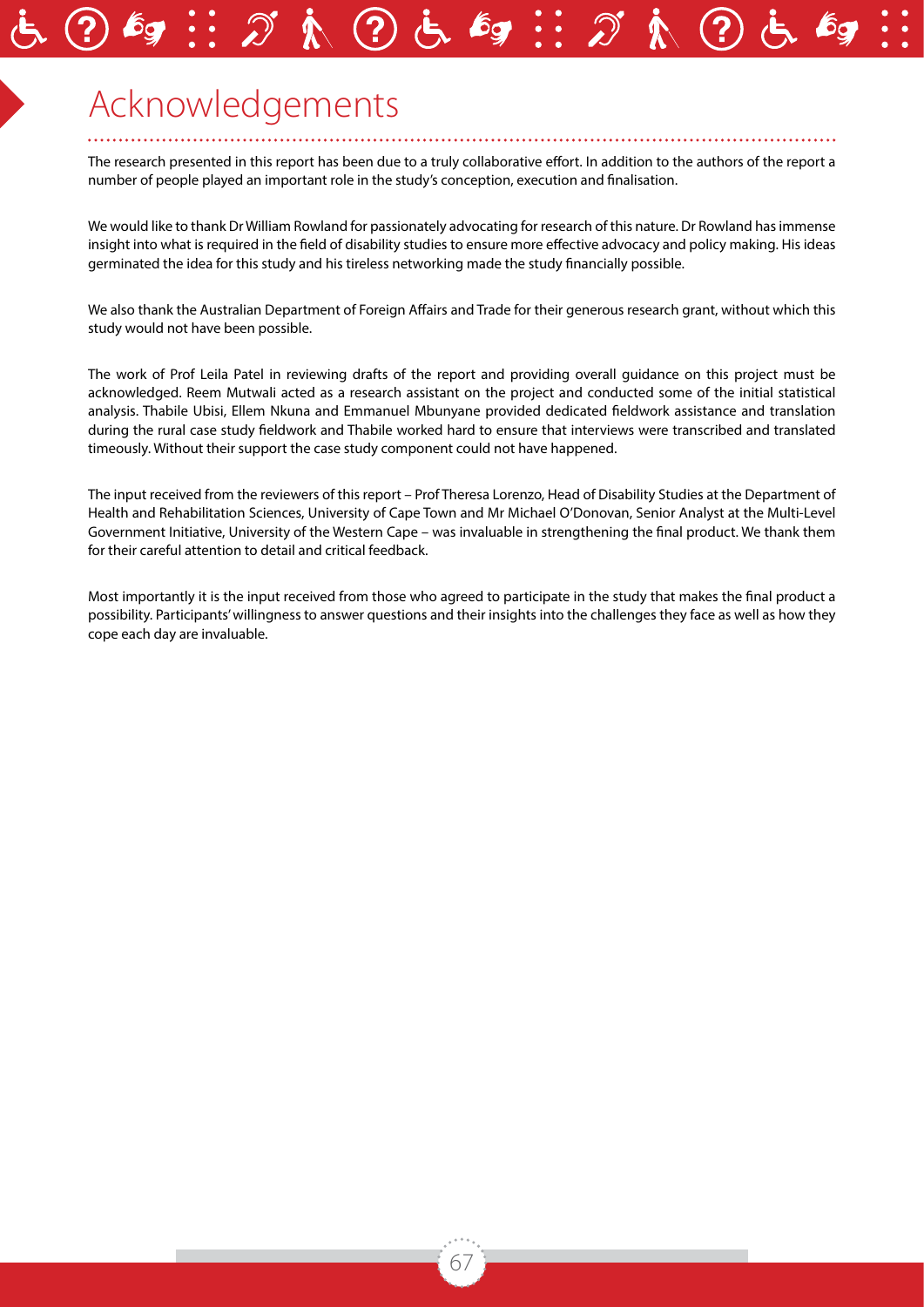# Acknowledgements

The research presented in this report has been due to a truly collaborative effort. In addition to the authors of the report a number of people played an important role in the study's conception, execution and finalisation.

We would like to thank Dr William Rowland for passionately advocating for research of this nature. Dr Rowland has immense insight into what is required in the field of disability studies to ensure more effective advocacy and policy making. His ideas germinated the idea for this study and his tireless networking made the study financially possible.

We also thank the Australian Department of Foreign Affairs and Trade for their generous research grant, without which this study would not have been possible.

The work of Prof Leila Patel in reviewing drafts of the report and providing overall guidance on this project must be acknowledged. Reem Mutwali acted as a research assistant on the project and conducted some of the initial statistical analysis. Thabile Ubisi, Ellem Nkuna and Emmanuel Mbunyane provided dedicated fieldwork assistance and translation during the rural case study fieldwork and Thabile worked hard to ensure that interviews were transcribed and translated timeously. Without their support the case study component could not have happened.

The input received from the reviewers of this report – Prof Theresa Lorenzo, Head of Disability Studies at the Department of Health and Rehabilitation Sciences, University of Cape Town and Mr Michael O'Donovan, Senior Analyst at the Multi-Level Government Initiative, University of the Western Cape – was invaluable in strengthening the final product. We thank them for their careful attention to detail and critical feedback.

Most importantly it is the input received from those who agreed to participate in the study that makes the final product a possibility. Participants' willingness to answer questions and their insights into the challenges they face as well as how they cope each day are invaluable.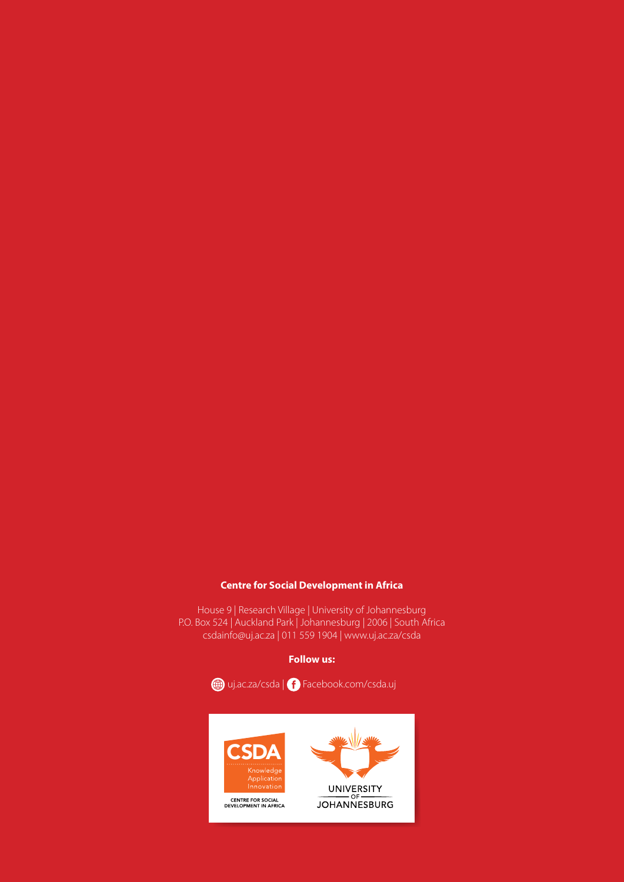**Centre for Social Development in Africa**

House 9 | Research Village | University of Johannesburg
P.O. Box 524 | Auckland Park | Johannesburg | 2006 | South Africa
csdainfo@uj.ac.za | 011 559 1904 | www.uj.ac.za/csda

**Follow us:**

uj.ac.za/csda | Facebook.com/csda.uj

CSDA
Knowledge
Application
Innovation
CENTRE FOR SOCIAL DEVELOPMENT IN AFRICA

UNIVERSITY OF JOHANNESBURG